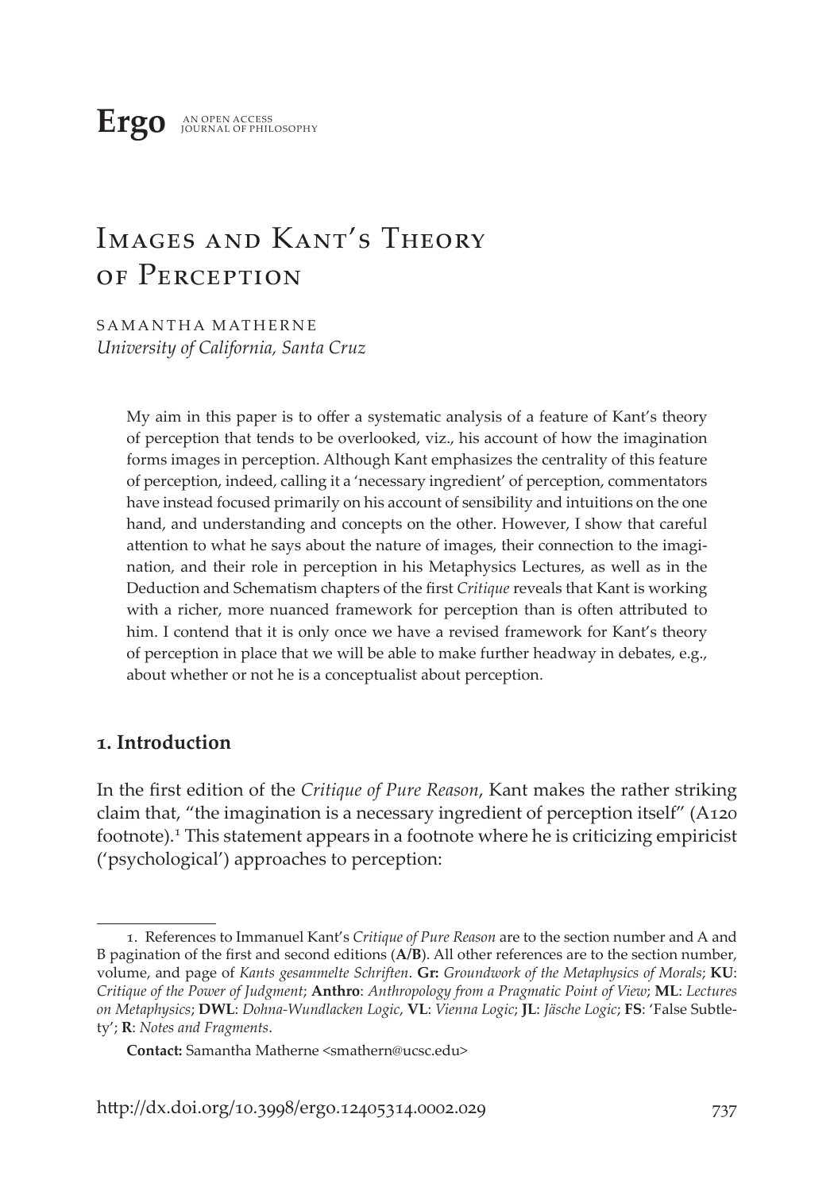**Ergo** AN OPEN ACCESS JOURNAL OF PHILOSOPHY

# Images and Kant's Theory of Perception

SAMANTHA MATHERNE
*University of California, Santa Cruz*

My aim in this paper is to offer a systematic analysis of a feature of Kant's theory of perception that tends to be overlooked, viz., his account of how the imagination forms images in perception. Although Kant emphasizes the centrality of this feature of perception, indeed, calling it a 'necessary ingredient' of perception, commentators have instead focused primarily on his account of sensibility and intuitions on the one hand, and understanding and concepts on the other. However, I show that careful attention to what he says about the nature of images, their connection to the imagination, and their role in perception in his Metaphysics Lectures, as well as in the Deduction and Schematism chapters of the first *Critique* reveals that Kant is working with a richer, more nuanced framework for perception than is often attributed to him. I contend that it is only once we have a revised framework for Kant's theory of perception in place that we will be able to make further headway in debates, e.g., about whether or not he is a conceptualist about perception.

## 1. Introduction

In the first edition of the *Critique of Pure Reason*, Kant makes the rather striking claim that, "the imagination is a necessary ingredient of perception itself" (A120 footnote).[1] This statement appears in a footnote where he is criticizing empiricist ('psychological') approaches to perception:

1. References to Immanuel Kant's *Critique of Pure Reason* are to the section number and A and B pagination of the first and second editions (**A/B**). All other references are to the section number, volume, and page of *Kants gesammelte Schriften*. **Gr:** *Groundwork of the Metaphysics of Morals*; **KU**: *Critique of the Power of Judgment*; **Anthro**: *Anthropology from a Pragmatic Point of View*; **ML**: *Lectures on Metaphysics*; **DWL**: *Dohna-Wundlacken Logic*, **VL**: *Vienna Logic*; **JL**: *Jäsche Logic*; **FS**: 'False Subtlety'; **R**: *Notes and Fragments*.

**Contact:** Samantha Matherne <smathern@ucsc.edu>

http://dx.doi.org/10.3998/ergo.12405314.0002.029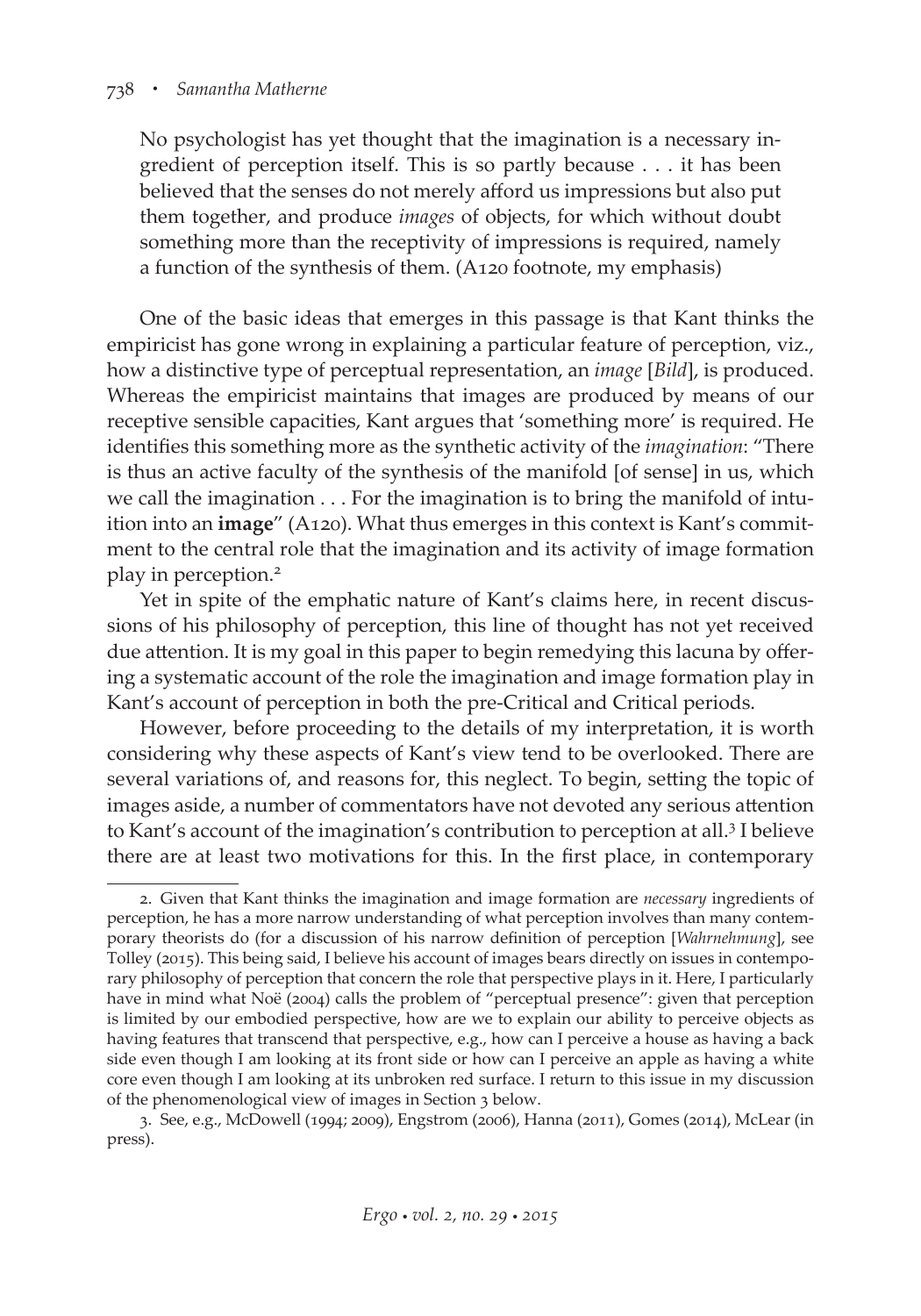> No psychologist has yet thought that the imagination is a necessary ingredient of perception itself. This is so partly because . . . it has been believed that the senses do not merely afford us impressions but also put them together, and produce *images* of objects, for which without doubt something more than the receptivity of impressions is required, namely a function of the synthesis of them. (A120 footnote, my emphasis)

One of the basic ideas that emerges in this passage is that Kant thinks the empiricist has gone wrong in explaining a particular feature of perception, viz., how a distinctive type of perceptual representation, an *image* [*Bild*], is produced. Whereas the empiricist maintains that images are produced by means of our receptive sensible capacities, Kant argues that 'something more' is required. He identifies this something more as the synthetic activity of the *imagination*: "There is thus an active faculty of the synthesis of the manifold [of sense] in us, which we call the imagination . . . For the imagination is to bring the manifold of intuition into an **image**" (A120). What thus emerges in this context is Kant's commitment to the central role that the imagination and its activity of image formation play in perception.[2]

Yet in spite of the emphatic nature of Kant's claims here, in recent discussions of his philosophy of perception, this line of thought has not yet received due attention. It is my goal in this paper to begin remedying this lacuna by offering a systematic account of the role the imagination and image formation play in Kant's account of perception in both the pre-Critical and Critical periods.

However, before proceeding to the details of my interpretation, it is worth considering why these aspects of Kant's view tend to be overlooked. There are several variations of, and reasons for, this neglect. To begin, setting the topic of images aside, a number of commentators have not devoted any serious attention to Kant's account of the imagination's contribution to perception at all.[3] I believe there are at least two motivations for this. In the first place, in contemporary

---

2. Given that Kant thinks the imagination and image formation are *necessary* ingredients of perception, he has a more narrow understanding of what perception involves than many contemporary theorists do (for a discussion of his narrow definition of perception [*Wahrnehmung*], see Tolley (2015). This being said, I believe his account of images bears directly on issues in contemporary philosophy of perception that concern the role that perspective plays in it. Here, I particularly have in mind what Noë (2004) calls the problem of "perceptual presence": given that perception is limited by our embodied perspective, how are we to explain our ability to perceive objects as having features that transcend that perspective, e.g., how can I perceive a house as having a back side even though I am looking at its front side or how can I perceive an apple as having a white core even though I am looking at its unbroken red surface. I return to this issue in my discussion of the phenomenological view of images in Section 3 below.

3. See, e.g., McDowell (1994; 2009), Engstrom (2006), Hanna (2011), Gomes (2014), McLear (in press).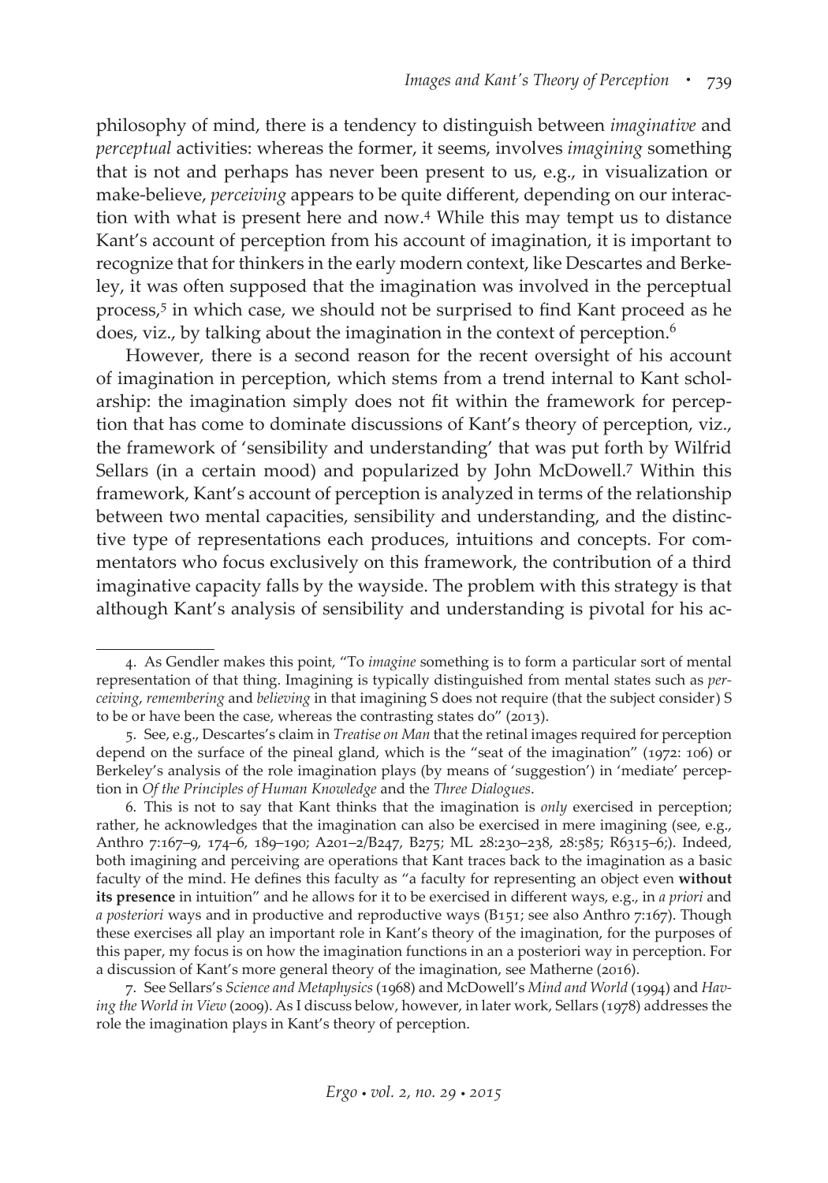philosophy of mind, there is a tendency to distinguish between *imaginative* and *perceptual* activities: whereas the former, it seems, involves *imagining* something that is not and perhaps has never been present to us, e.g., in visualization or make-believe, *perceiving* appears to be quite different, depending on our interaction with what is present here and now.[4] While this may tempt us to distance Kant's account of perception from his account of imagination, it is important to recognize that for thinkers in the early modern context, like Descartes and Berkeley, it was often supposed that the imagination was involved in the perceptual process,[5] in which case, we should not be surprised to find Kant proceed as he does, viz., by talking about the imagination in the context of perception.[6]

However, there is a second reason for the recent oversight of his account of imagination in perception, which stems from a trend internal to Kant scholarship: the imagination simply does not fit within the framework for perception that has come to dominate discussions of Kant's theory of perception, viz., the framework of 'sensibility and understanding' that was put forth by Wilfrid Sellars (in a certain mood) and popularized by John McDowell.[7] Within this framework, Kant's account of perception is analyzed in terms of the relationship between two mental capacities, sensibility and understanding, and the distinctive type of representations each produces, intuitions and concepts. For commentators who focus exclusively on this framework, the contribution of a third imaginative capacity falls by the wayside. The problem with this strategy is that although Kant's analysis of sensibility and understanding is pivotal for his ac-

---

4. As Gendler makes this point, "To *imagine* something is to form a particular sort of mental representation of that thing. Imagining is typically distinguished from mental states such as *perceiving*, *remembering* and *believing* in that imagining S does not require (that the subject consider) S to be or have been the case, whereas the contrasting states do" (2013).

5. See, e.g., Descartes's claim in *Treatise on Man* that the retinal images required for perception depend on the surface of the pineal gland, which is the "seat of the imagination" (1972: 106) or Berkeley's analysis of the role imagination plays (by means of 'suggestion') in 'mediate' perception in *Of the Principles of Human Knowledge* and the *Three Dialogues*.

6. This is not to say that Kant thinks that the imagination is *only* exercised in perception; rather, he acknowledges that the imagination can also be exercised in mere imagining (see, e.g., Anthro 7:167–9, 174–6, 189–190; A201–2/B247, B275; ML 28:230–238, 28:585; R6315–6;). Indeed, both imagining and perceiving are operations that Kant traces back to the imagination as a basic faculty of the mind. He defines this faculty as "a faculty for representing an object even **without its presence** in intuition" and he allows for it to be exercised in different ways, e.g., in *a priori* and *a posteriori* ways and in productive and reproductive ways (B151; see also Anthro 7:167). Though these exercises all play an important role in Kant's theory of the imagination, for the purposes of this paper, my focus is on how the imagination functions in an a posteriori way in perception. For a discussion of Kant's more general theory of the imagination, see Matherne (2016).

7. See Sellars's *Science and Metaphysics* (1968) and McDowell's *Mind and World* (1994) and *Having the World in View* (2009). As I discuss below, however, in later work, Sellars (1978) addresses the role the imagination plays in Kant's theory of perception.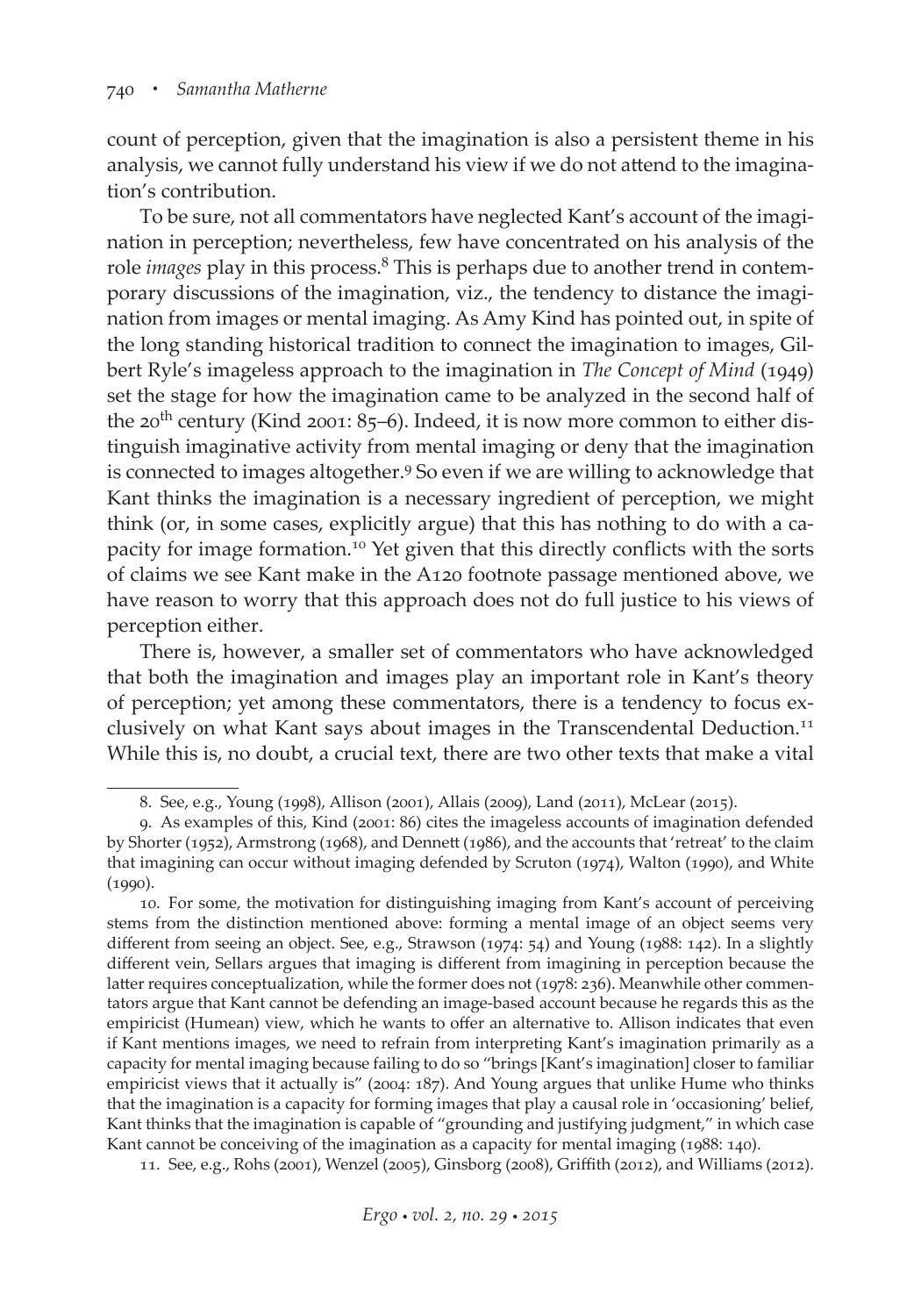count of perception, given that the imagination is also a persistent theme in his analysis, we cannot fully understand his view if we do not attend to the imagination's contribution.

To be sure, not all commentators have neglected Kant's account of the imagination in perception; nevertheless, few have concentrated on his analysis of the role *images* play in this process.[8] This is perhaps due to another trend in contemporary discussions of the imagination, viz., the tendency to distance the imagination from images or mental imaging. As Amy Kind has pointed out, in spite of the long standing historical tradition to connect the imagination to images, Gilbert Ryle's imageless approach to the imagination in *The Concept of Mind* (1949) set the stage for how the imagination came to be analyzed in the second half of the 20th century (Kind 2001: 85–6). Indeed, it is now more common to either distinguish imaginative activity from mental imaging or deny that the imagination is connected to images altogether.[9] So even if we are willing to acknowledge that Kant thinks the imagination is a necessary ingredient of perception, we might think (or, in some cases, explicitly argue) that this has nothing to do with a capacity for image formation.[10] Yet given that this directly conflicts with the sorts of claims we see Kant make in the A120 footnote passage mentioned above, we have reason to worry that this approach does not do full justice to his views of perception either.

There is, however, a smaller set of commentators who have acknowledged that both the imagination and images play an important role in Kant's theory of perception; yet among these commentators, there is a tendency to focus exclusively on what Kant says about images in the Transcendental Deduction.[11] While this is, no doubt, a crucial text, there are two other texts that make a vital

---

8. See, e.g., Young (1998), Allison (2001), Allais (2009), Land (2011), McLear (2015).

9. As examples of this, Kind (2001: 86) cites the imageless accounts of imagination defended by Shorter (1952), Armstrong (1968), and Dennett (1986), and the accounts that 'retreat' to the claim that imagining can occur without imaging defended by Scruton (1974), Walton (1990), and White (1990).

10. For some, the motivation for distinguishing imaging from Kant's account of perceiving stems from the distinction mentioned above: forming a mental image of an object seems very different from seeing an object. See, e.g., Strawson (1974: 54) and Young (1988: 142). In a slightly different vein, Sellars argues that imaging is different from imagining in perception because the latter requires conceptualization, while the former does not (1978: 236). Meanwhile other commentators argue that Kant cannot be defending an image-based account because he regards this as the empiricist (Humean) view, which he wants to offer an alternative to. Allison indicates that even if Kant mentions images, we need to refrain from interpreting Kant's imagination primarily as a capacity for mental imaging because failing to do so "brings [Kant's imagination] closer to familiar empiricist views that it actually is" (2004: 187). And Young argues that unlike Hume who thinks that the imagination is a capacity for forming images that play a causal role in 'occasioning' belief, Kant thinks that the imagination is capable of "grounding and justifying judgment," in which case Kant cannot be conceiving of the imagination as a capacity for mental imaging (1988: 140).

11. See, e.g., Rohs (2001), Wenzel (2005), Ginsborg (2008), Griffith (2012), and Williams (2012).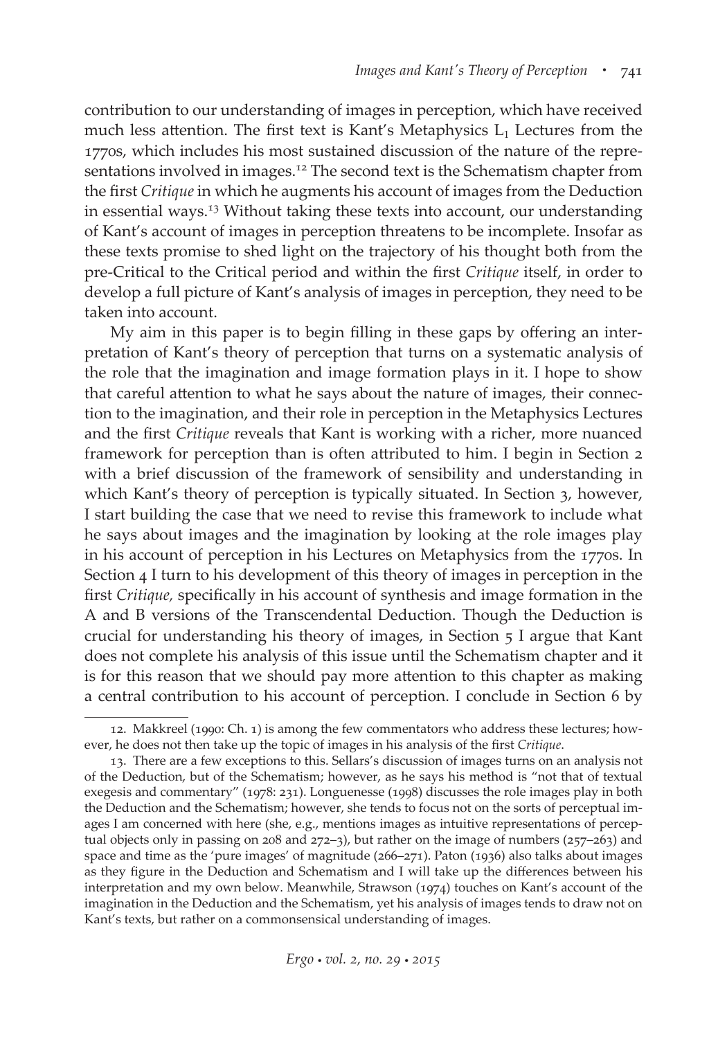contribution to our understanding of images in perception, which have received much less attention. The first text is Kant's Metaphysics $L_1$ Lectures from the 1770s, which includes his most sustained discussion of the nature of the representations involved in images.[12] The second text is the Schematism chapter from the first *Critique* in which he augments his account of images from the Deduction in essential ways.[13] Without taking these texts into account, our understanding of Kant's account of images in perception threatens to be incomplete. Insofar as these texts promise to shed light on the trajectory of his thought both from the pre-Critical to the Critical period and within the first *Critique* itself, in order to develop a full picture of Kant's analysis of images in perception, they need to be taken into account.

My aim in this paper is to begin filling in these gaps by offering an interpretation of Kant's theory of perception that turns on a systematic analysis of the role that the imagination and image formation plays in it. I hope to show that careful attention to what he says about the nature of images, their connection to the imagination, and their role in perception in the Metaphysics Lectures and the first *Critique* reveals that Kant is working with a richer, more nuanced framework for perception than is often attributed to him. I begin in Section 2 with a brief discussion of the framework of sensibility and understanding in which Kant's theory of perception is typically situated. In Section 3, however, I start building the case that we need to revise this framework to include what he says about images and the imagination by looking at the role images play in his account of perception in his Lectures on Metaphysics from the 1770s. In Section 4 I turn to his development of this theory of images in perception in the first *Critique,* specifically in his account of synthesis and image formation in the A and B versions of the Transcendental Deduction. Though the Deduction is crucial for understanding his theory of images, in Section 5 I argue that Kant does not complete his analysis of this issue until the Schematism chapter and it is for this reason that we should pay more attention to this chapter as making a central contribution to his account of perception. I conclude in Section 6 by

---

12. Makkreel (1990: Ch. 1) is among the few commentators who address these lectures; however, he does not then take up the topic of images in his analysis of the first *Critique*.

13. There are a few exceptions to this. Sellars's discussion of images turns on an analysis not of the Deduction, but of the Schematism; however, as he says his method is "not that of textual exegesis and commentary" (1978: 231). Longuenesse (1998) discusses the role images play in both the Deduction and the Schematism; however, she tends to focus not on the sorts of perceptual images I am concerned with here (she, e.g., mentions images as intuitive representations of perceptual objects only in passing on 208 and 272–3), but rather on the image of numbers (257–263) and space and time as the 'pure images' of magnitude (266–271). Paton (1936) also talks about images as they figure in the Deduction and Schematism and I will take up the differences between his interpretation and my own below. Meanwhile, Strawson (1974) touches on Kant's account of the imagination in the Deduction and the Schematism, yet his analysis of images tends to draw not on Kant's texts, but rather on a commonsensical understanding of images.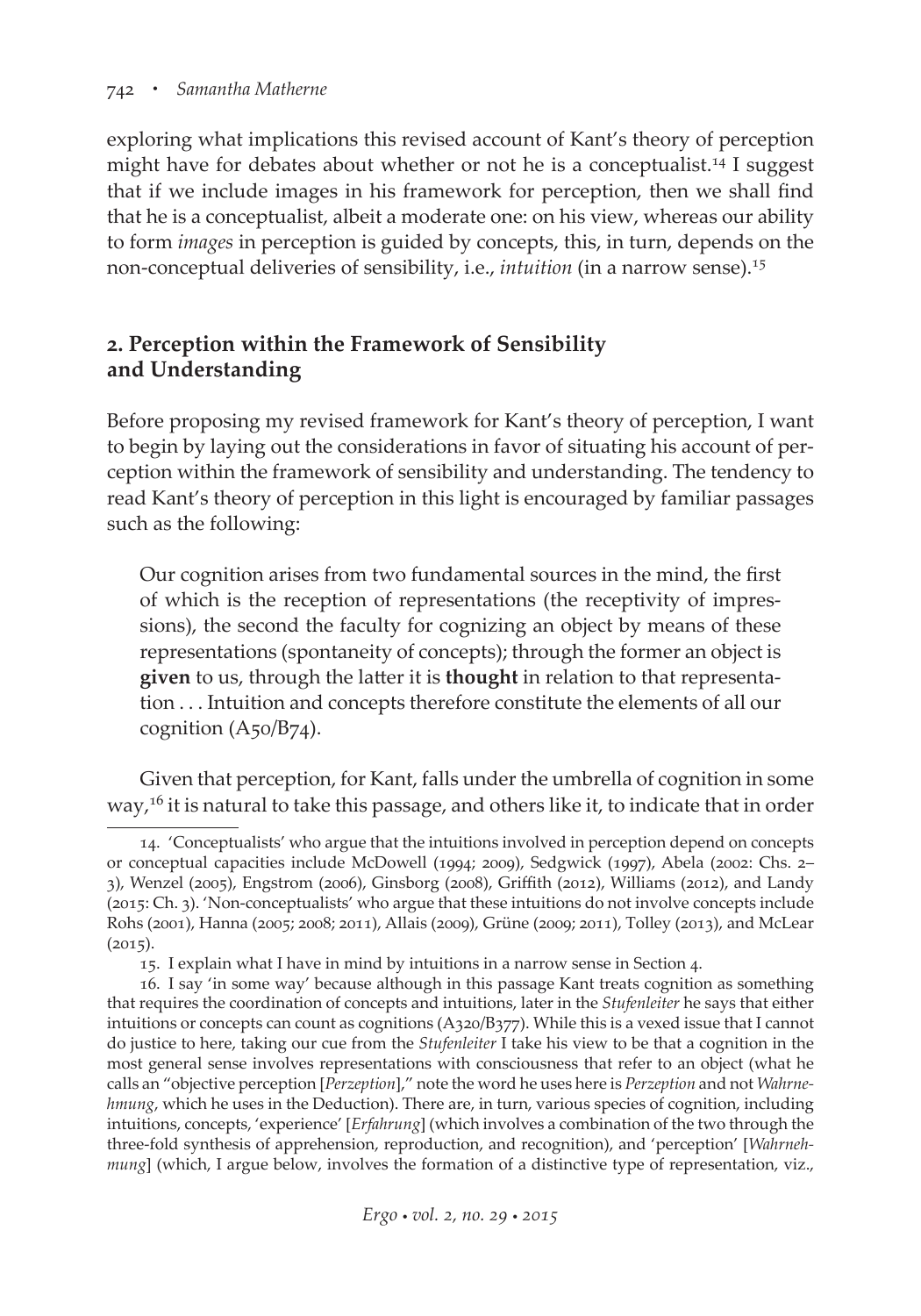exploring what implications this revised account of Kant's theory of perception might have for debates about whether or not he is a conceptualist.[14] I suggest that if we include images in his framework for perception, then we shall find that he is a conceptualist, albeit a moderate one: on his view, whereas our ability to form *images* in perception is guided by concepts, this, in turn, depends on the non-conceptual deliveries of sensibility, i.e., *intuition* (in a narrow sense).[15]

## 2. Perception within the Framework of Sensibility and Understanding

Before proposing my revised framework for Kant's theory of perception, I want to begin by laying out the considerations in favor of situating his account of perception within the framework of sensibility and understanding. The tendency to read Kant's theory of perception in this light is encouraged by familiar passages such as the following:

> Our cognition arises from two fundamental sources in the mind, the first of which is the reception of representations (the receptivity of impressions), the second the faculty for cognizing an object by means of these representations (spontaneity of concepts); through the former an object is **given** to us, through the latter it is **thought** in relation to that representation . . . Intuition and concepts therefore constitute the elements of all our cognition (A50/B74).

Given that perception, for Kant, falls under the umbrella of cognition in some way,[16] it is natural to take this passage, and others like it, to indicate that in order

---

14. 'Conceptualists' who argue that the intuitions involved in perception depend on concepts or conceptual capacities include McDowell (1994; 2009), Sedgwick (1997), Abela (2002: Chs. 2–3), Wenzel (2005), Engstrom (2006), Ginsborg (2008), Griffith (2012), Williams (2012), and Landy (2015: Ch. 3). 'Non-conceptualists' who argue that these intuitions do not involve concepts include Rohs (2001), Hanna (2005; 2008; 2011), Allais (2009), Grüne (2009; 2011), Tolley (2013), and McLear (2015).

15. I explain what I have in mind by intuitions in a narrow sense in Section 4.

16. I say 'in some way' because although in this passage Kant treats cognition as something that requires the coordination of concepts and intuitions, later in the *Stufenleiter* he says that either intuitions or concepts can count as cognitions (A320/B377). While this is a vexed issue that I cannot do justice to here, taking our cue from the *Stufenleiter* I take his view to be that a cognition in the most general sense involves representations with consciousness that refer to an object (what he calls an "objective perception [*Perzeption*]," note the word he uses here is *Perzeption* and not *Wahrnehmung*, which he uses in the Deduction). There are, in turn, various species of cognition, including intuitions, concepts, 'experience' [*Erfahrung*] (which involves a combination of the two through the three-fold synthesis of apprehension, reproduction, and recognition), and 'perception' [*Wahrnehmung*] (which, I argue below, involves the formation of a distinctive type of representation, viz.,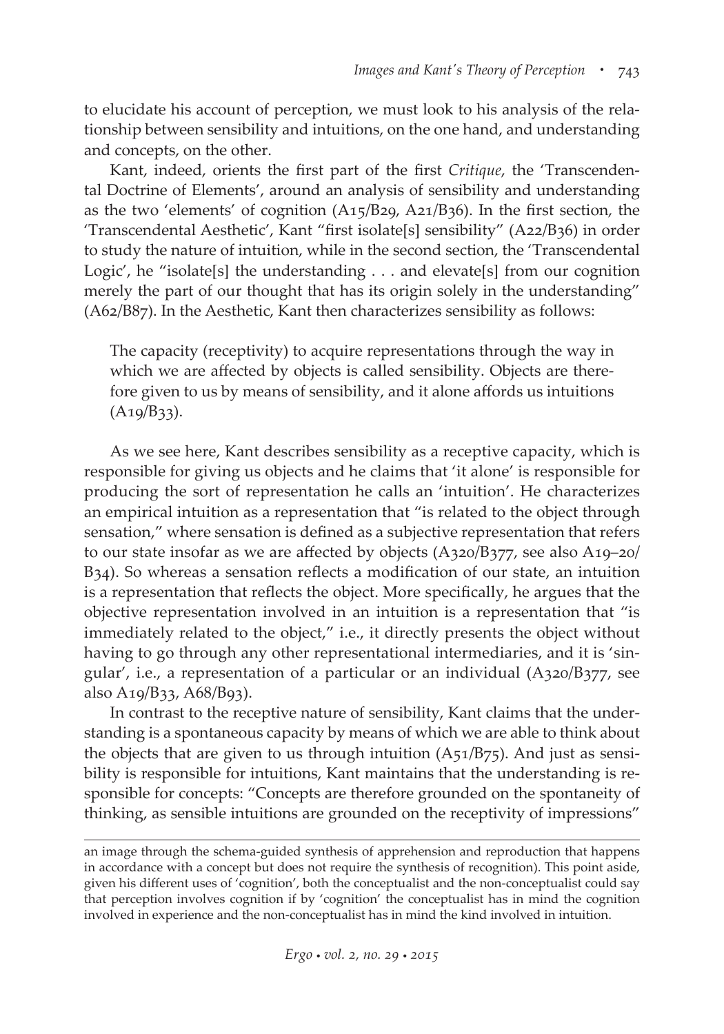to elucidate his account of perception, we must look to his analysis of the relationship between sensibility and intuitions, on the one hand, and understanding and concepts, on the other.

Kant, indeed, orients the first part of the first *Critique*, the 'Transcendental Doctrine of Elements', around an analysis of sensibility and understanding as the two 'elements' of cognition (A15/B29, A21/B36). In the first section, the 'Transcendental Aesthetic', Kant "first isolate[s] sensibility" (A22/B36) in order to study the nature of intuition, while in the second section, the 'Transcendental Logic', he "isolate[s] the understanding . . . and elevate[s] from our cognition merely the part of our thought that has its origin solely in the understanding" (A62/B87). In the Aesthetic, Kant then characterizes sensibility as follows:

> The capacity (receptivity) to acquire representations through the way in which we are affected by objects is called sensibility. Objects are therefore given to us by means of sensibility, and it alone affords us intuitions (A19/B33).

As we see here, Kant describes sensibility as a receptive capacity, which is responsible for giving us objects and he claims that 'it alone' is responsible for producing the sort of representation he calls an 'intuition'. He characterizes an empirical intuition as a representation that "is related to the object through sensation," where sensation is defined as a subjective representation that refers to our state insofar as we are affected by objects (A320/B377, see also A19–20/B34). So whereas a sensation reflects a modification of our state, an intuition is a representation that reflects the object. More specifically, he argues that the objective representation involved in an intuition is a representation that "is immediately related to the object," i.e., it directly presents the object without having to go through any other representational intermediaries, and it is 'singular', i.e., a representation of a particular or an individual (A320/B377, see also A19/B33, A68/B93).

In contrast to the receptive nature of sensibility, Kant claims that the understanding is a spontaneous capacity by means of which we are able to think about the objects that are given to us through intuition (A51/B75). And just as sensibility is responsible for intuitions, Kant maintains that the understanding is responsible for concepts: "Concepts are therefore grounded on the spontaneity of thinking, as sensible intuitions are grounded on the receptivity of impressions"

---

an image through the schema-guided synthesis of apprehension and reproduction that happens in accordance with a concept but does not require the synthesis of recognition). This point aside, given his different uses of 'cognition', both the conceptualist and the non-conceptualist could say that perception involves cognition if by 'cognition' the conceptualist has in mind the cognition involved in experience and the non-conceptualist has in mind the kind involved in intuition.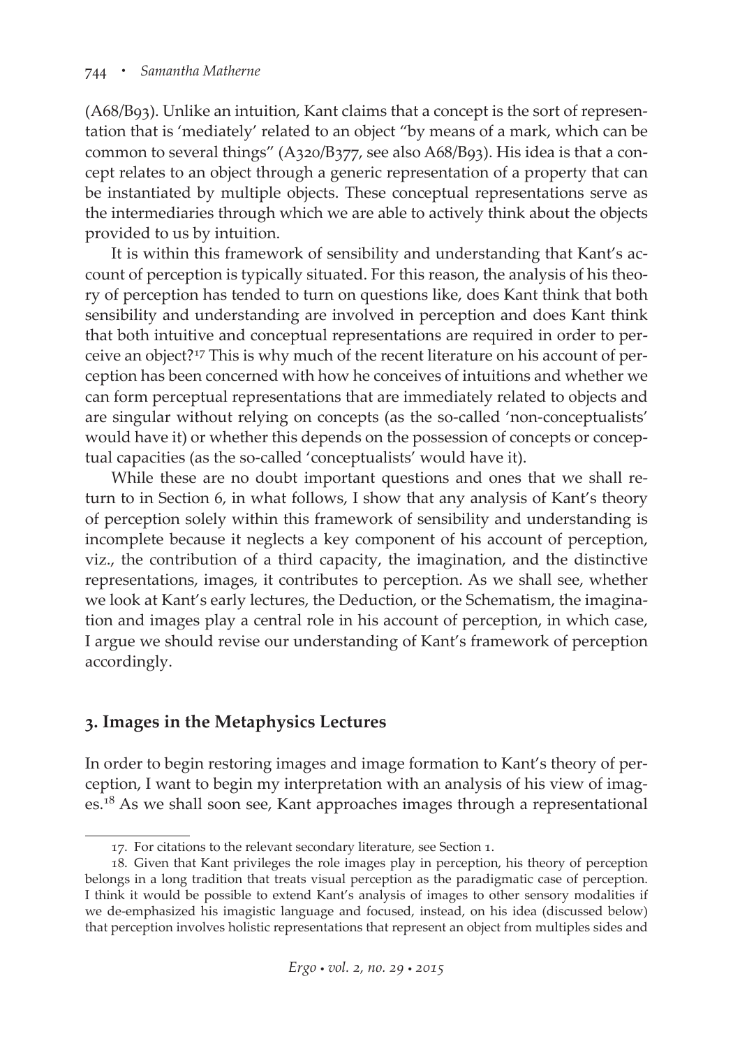(A68/B93). Unlike an intuition, Kant claims that a concept is the sort of representation that is 'mediately' related to an object "by means of a mark, which can be common to several things" (A320/B377, see also A68/B93). His idea is that a concept relates to an object through a generic representation of a property that can be instantiated by multiple objects. These conceptual representations serve as the intermediaries through which we are able to actively think about the objects provided to us by intuition.

It is within this framework of sensibility and understanding that Kant's account of perception is typically situated. For this reason, the analysis of his theory of perception has tended to turn on questions like, does Kant think that both sensibility and understanding are involved in perception and does Kant think that both intuitive and conceptual representations are required in order to perceive an object?[17] This is why much of the recent literature on his account of perception has been concerned with how he conceives of intuitions and whether we can form perceptual representations that are immediately related to objects and are singular without relying on concepts (as the so-called 'non-conceptualists' would have it) or whether this depends on the possession of concepts or conceptual capacities (as the so-called 'conceptualists' would have it).

While these are no doubt important questions and ones that we shall return to in Section 6, in what follows, I show that any analysis of Kant's theory of perception solely within this framework of sensibility and understanding is incomplete because it neglects a key component of his account of perception, viz., the contribution of a third capacity, the imagination, and the distinctive representations, images, it contributes to perception. As we shall see, whether we look at Kant's early lectures, the Deduction, or the Schematism, the imagination and images play a central role in his account of perception, in which case, I argue we should revise our understanding of Kant's framework of perception accordingly.

## 3. Images in the Metaphysics Lectures

In order to begin restoring images and image formation to Kant's theory of perception, I want to begin my interpretation with an analysis of his view of images.[18] As we shall soon see, Kant approaches images through a representational

17. For citations to the relevant secondary literature, see Section 1.

18. Given that Kant privileges the role images play in perception, his theory of perception belongs in a long tradition that treats visual perception as the paradigmatic case of perception. I think it would be possible to extend Kant's analysis of images to other sensory modalities if we de-emphasized his imagistic language and focused, instead, on his idea (discussed below) that perception involves holistic representations that represent an object from multiples sides and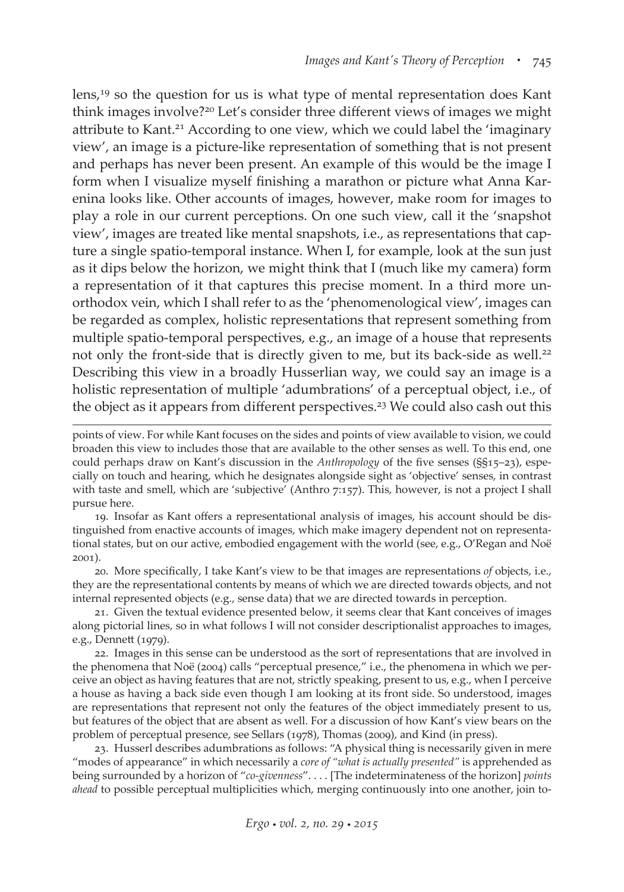lens,[19] so the question for us is what type of mental representation does Kant think images involve?[20] Let's consider three different views of images we might attribute to Kant.[21] According to one view, which we could label the 'imaginary view', an image is a picture-like representation of something that is not present and perhaps has never been present. An example of this would be the image I form when I visualize myself finishing a marathon or picture what Anna Karenina looks like. Other accounts of images, however, make room for images to play a role in our current perceptions. On one such view, call it the 'snapshot view', images are treated like mental snapshots, i.e., as representations that capture a single spatio-temporal instance. When I, for example, look at the sun just as it dips below the horizon, we might think that I (much like my camera) form a representation of it that captures this precise moment. In a third more unorthodox vein, which I shall refer to as the 'phenomenological view', images can be regarded as complex, holistic representations that represent something from multiple spatio-temporal perspectives, e.g., an image of a house that represents not only the front-side that is directly given to me, but its back-side as well.[22] Describing this view in a broadly Husserlian way, we could say an image is a holistic representation of multiple 'adumbrations' of a perceptual object, i.e., of the object as it appears from different perspectives.[23] We could also cash out this

---

points of view. For while Kant focuses on the sides and points of view available to vision, we could broaden this view to includes those that are available to the other senses as well. To this end, one could perhaps draw on Kant's discussion in the *Anthropology* of the five senses (§§15–23), especially on touch and hearing, which he designates alongside sight as 'objective' senses, in contrast with taste and smell, which are 'subjective' (Anthro 7:157). This, however, is not a project I shall pursue here.

19. Insofar as Kant offers a representational analysis of images, his account should be distinguished from enactive accounts of images, which make imagery dependent not on representational states, but on our active, embodied engagement with the world (see, e.g., O'Regan and Noë 2001).

20. More specifically, I take Kant's view to be that images are representations *of* objects, i.e., they are the representational contents by means of which we are directed towards objects, and not internal represented objects (e.g., sense data) that we are directed towards in perception.

21. Given the textual evidence presented below, it seems clear that Kant conceives of images along pictorial lines, so in what follows I will not consider descriptionalist approaches to images, e.g., Dennett (1979).

22. Images in this sense can be understood as the sort of representations that are involved in the phenomena that Noë (2004) calls "perceptual presence," i.e., the phenomena in which we perceive an object as having features that are not, strictly speaking, present to us, e.g., when I perceive a house as having a back side even though I am looking at its front side. So understood, images are representations that represent not only the features of the object immediately present to us, but features of the object that are absent as well. For a discussion of how Kant's view bears on the problem of perceptual presence, see Sellars (1978), Thomas (2009), and Kind (in press).

23. Husserl describes adumbrations as follows: "A physical thing is necessarily given in mere "modes of appearance" in which necessarily a *core of "what is actually presented"* is apprehended as being surrounded by a horizon of "*co-givenness*". . . . [The indeterminateness of the horizon] *points ahead* to possible perceptual multiplicities which, merging continuously into one another, join to-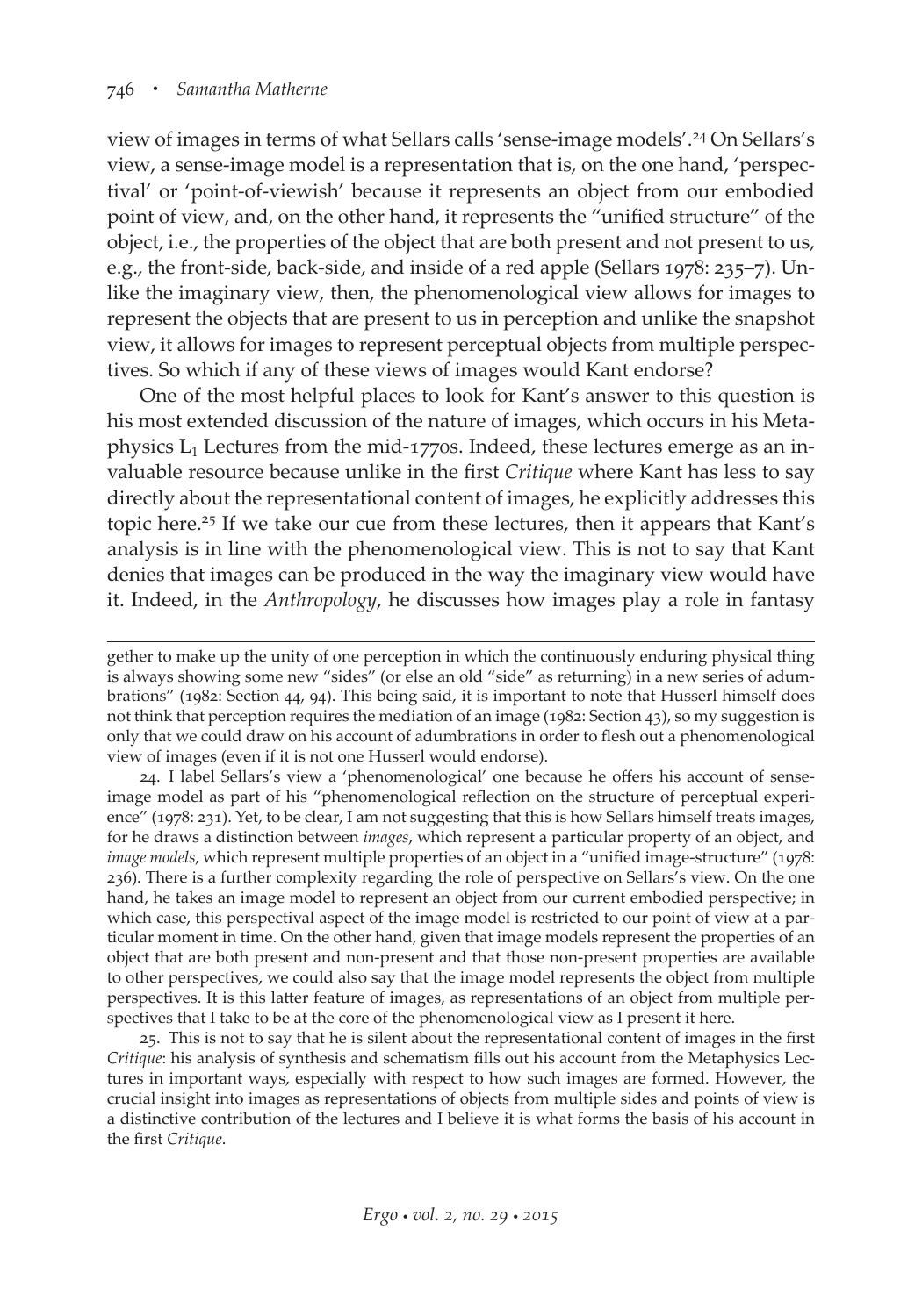view of images in terms of what Sellars calls 'sense-image models'.[24] On Sellars's view, a sense-image model is a representation that is, on the one hand, 'perspectival' or 'point-of-viewish' because it represents an object from our embodied point of view, and, on the other hand, it represents the "unified structure" of the object, i.e., the properties of the object that are both present and not present to us, e.g., the front-side, back-side, and inside of a red apple (Sellars 1978: 235–7). Unlike the imaginary view, then, the phenomenological view allows for images to represent the objects that are present to us in perception and unlike the snapshot view, it allows for images to represent perceptual objects from multiple perspectives. So which if any of these views of images would Kant endorse?

One of the most helpful places to look for Kant's answer to this question is his most extended discussion of the nature of images, which occurs in his Metaphysics $L_1$ Lectures from the mid-1770s. Indeed, these lectures emerge as an invaluable resource because unlike in the first *Critique* where Kant has less to say directly about the representational content of images, he explicitly addresses this topic here.[25] If we take our cue from these lectures, then it appears that Kant's analysis is in line with the phenomenological view. This is not to say that Kant denies that images can be produced in the way the imaginary view would have it. Indeed, in the *Anthropology*, he discusses how images play a role in fantasy

---

gether to make up the unity of one perception in which the continuously enduring physical thing is always showing some new "sides" (or else an old "side" as returning) in a new series of adumbrations" (1982: Section 44, 94). This being said, it is important to note that Husserl himself does not think that perception requires the mediation of an image (1982: Section 43), so my suggestion is only that we could draw on his account of adumbrations in order to flesh out a phenomenological view of images (even if it is not one Husserl would endorse).

24. I label Sellars's view a 'phenomenological' one because he offers his account of sense-image model as part of his "phenomenological reflection on the structure of perceptual experience" (1978: 231). Yet, to be clear, I am not suggesting that this is how Sellars himself treats images, for he draws a distinction between *images*, which represent a particular property of an object, and *image models*, which represent multiple properties of an object in a "unified image-structure" (1978: 236). There is a further complexity regarding the role of perspective on Sellars's view. On the one hand, he takes an image model to represent an object from our current embodied perspective; in which case, this perspectival aspect of the image model is restricted to our point of view at a particular moment in time. On the other hand, given that image models represent the properties of an object that are both present and non-present and that those non-present properties are available to other perspectives, we could also say that the image model represents the object from multiple perspectives. It is this latter feature of images, as representations of an object from multiple perspectives that I take to be at the core of the phenomenological view as I present it here.

25. This is not to say that he is silent about the representational content of images in the first *Critique*: his analysis of synthesis and schematism fills out his account from the Metaphysics Lectures in important ways, especially with respect to how such images are formed. However, the crucial insight into images as representations of objects from multiple sides and points of view is a distinctive contribution of the lectures and I believe it is what forms the basis of his account in the first *Critique*.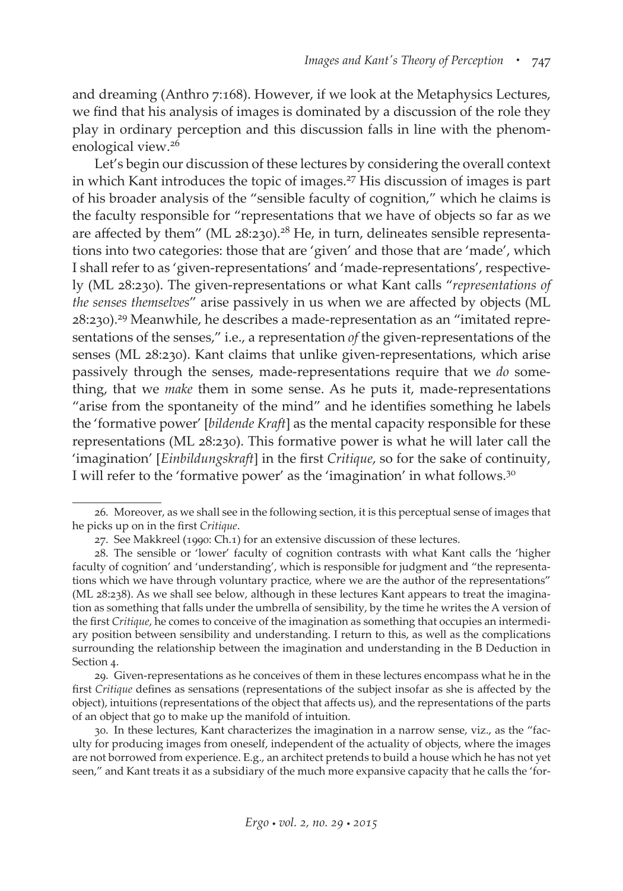and dreaming (Anthro 7:168). However, if we look at the Metaphysics Lectures, we find that his analysis of images is dominated by a discussion of the role they play in ordinary perception and this discussion falls in line with the phenomenological view.[26]

Let's begin our discussion of these lectures by considering the overall context in which Kant introduces the topic of images.[27] His discussion of images is part of his broader analysis of the "sensible faculty of cognition," which he claims is the faculty responsible for "representations that we have of objects so far as we are affected by them" (ML 28:230).[28] He, in turn, delineates sensible representations into two categories: those that are 'given' and those that are 'made', which I shall refer to as 'given-representations' and 'made-representations', respectively (ML 28:230). The given-representations or what Kant calls "*representations of the senses themselves*" arise passively in us when we are affected by objects (ML 28:230).[29] Meanwhile, he describes a made-representation as an "imitated representations of the senses," i.e., a representation *of* the given-representations of the senses (ML 28:230). Kant claims that unlike given-representations, which arise passively through the senses, made-representations require that we *do* something, that we *make* them in some sense. As he puts it, made-representations "arise from the spontaneity of the mind" and he identifies something he labels the 'formative power' [*bildende Kraft*] as the mental capacity responsible for these representations (ML 28:230). This formative power is what he will later call the 'imagination' [*Einbildungskraft*] in the first *Critique*, so for the sake of continuity, I will refer to the 'formative power' as the 'imagination' in what follows.[30]

---

26. Moreover, as we shall see in the following section, it is this perceptual sense of images that he picks up on in the first *Critique*.

27. See Makkreel (1990: Ch.1) for an extensive discussion of these lectures.

28. The sensible or 'lower' faculty of cognition contrasts with what Kant calls the 'higher faculty of cognition' and 'understanding', which is responsible for judgment and "the representations which we have through voluntary practice, where we are the author of the representations" (ML 28:238). As we shall see below, although in these lectures Kant appears to treat the imagination as something that falls under the umbrella of sensibility, by the time he writes the A version of the first *Critique*, he comes to conceive of the imagination as something that occupies an intermediary position between sensibility and understanding. I return to this, as well as the complications surrounding the relationship between the imagination and understanding in the B Deduction in Section 4.

29. Given-representations as he conceives of them in these lectures encompass what he in the first *Critique* defines as sensations (representations of the subject insofar as she is affected by the object), intuitions (representations of the object that affects us), and the representations of the parts of an object that go to make up the manifold of intuition.

30. In these lectures, Kant characterizes the imagination in a narrow sense, viz., as the "faculty for producing images from oneself, independent of the actuality of objects, where the images are not borrowed from experience. E.g., an architect pretends to build a house which he has not yet seen," and Kant treats it as a subsidiary of the much more expansive capacity that he calls the 'for-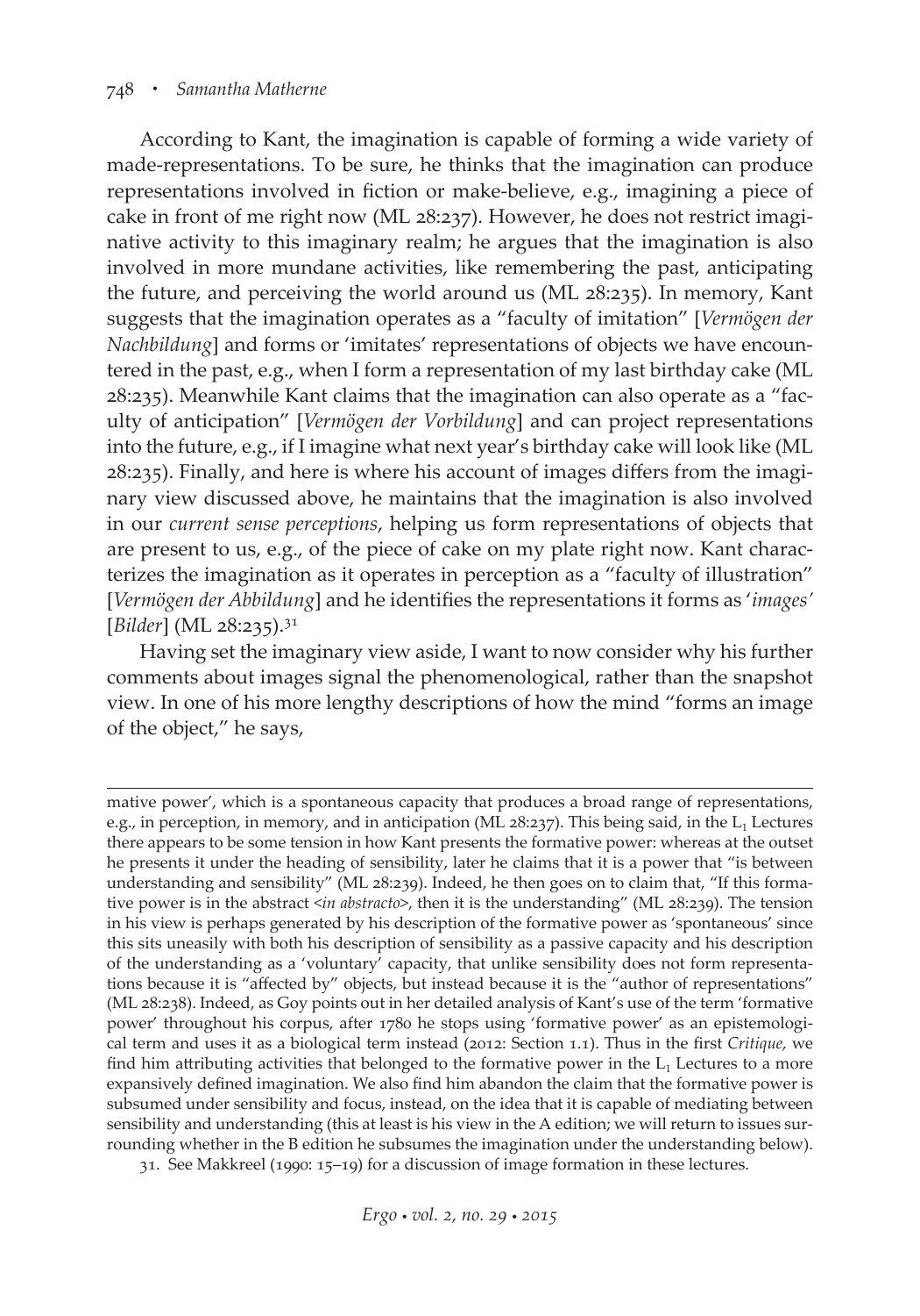According to Kant, the imagination is capable of forming a wide variety of made-representations. To be sure, he thinks that the imagination can produce representations involved in fiction or make-believe, e.g., imagining a piece of cake in front of me right now (ML 28:237). However, he does not restrict imaginative activity to this imaginary realm; he argues that the imagination is also involved in more mundane activities, like remembering the past, anticipating the future, and perceiving the world around us (ML 28:235). In memory, Kant suggests that the imagination operates as a "faculty of imitation" [*Vermögen der Nachbildung*] and forms or 'imitates' representations of objects we have encountered in the past, e.g., when I form a representation of my last birthday cake (ML 28:235). Meanwhile Kant claims that the imagination can also operate as a "faculty of anticipation" [*Vermögen der Vorbildung*] and can project representations into the future, e.g., if I imagine what next year's birthday cake will look like (ML 28:235). Finally, and here is where his account of images differs from the imaginary view discussed above, he maintains that the imagination is also involved in our *current sense perceptions*, helping us form representations of objects that are present to us, e.g., of the piece of cake on my plate right now. Kant characterizes the imagination as it operates in perception as a "faculty of illustration" [*Vermögen der Abbildung*] and he identifies the representations it forms as '*images*' [*Bilder*] (ML 28:235).[31]

Having set the imaginary view aside, I want to now consider why his further comments about images signal the phenomenological, rather than the snapshot view. In one of his more lengthy descriptions of how the mind "forms an image of the object," he says,

---

mative power', which is a spontaneous capacity that produces a broad range of representations, e.g., in perception, in memory, and in anticipation (ML 28:237). This being said, in the $L_1$ Lectures there appears to be some tension in how Kant presents the formative power: whereas at the outset he presents it under the heading of sensibility, later he claims that it is a power that "is between understanding and sensibility" (ML 28:239). Indeed, he then goes on to claim that, "If this formative power is in the abstract <*in abstracto*>, then it is the understanding" (ML 28:239). The tension in his view is perhaps generated by his description of the formative power as 'spontaneous' since this sits uneasily with both his description of sensibility as a passive capacity and his description of the understanding as a 'voluntary' capacity, that unlike sensibility does not form representations because it is "affected by" objects, but instead because it is the "author of representations" (ML 28:238). Indeed, as Goy points out in her detailed analysis of Kant's use of the term 'formative power' throughout his corpus, after 1780 he stops using 'formative power' as an epistemological term and uses it as a biological term instead (2012: Section 1.1). Thus in the first *Critique*, we find him attributing activities that belonged to the formative power in the $L_1$ Lectures to a more expansively defined imagination. We also find him abandon the claim that the formative power is subsumed under sensibility and focus, instead, on the idea that it is capable of mediating between sensibility and understanding (this at least is his view in the A edition; we will return to issues surrounding whether in the B edition he subsumes the imagination under the understanding below).

31. See Makkreel (1990: 15–19) for a discussion of image formation in these lectures.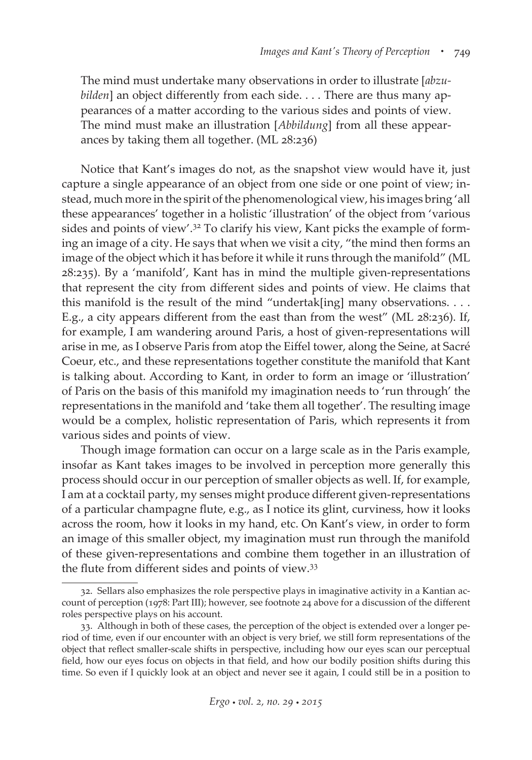> The mind must undertake many observations in order to illustrate [*abzubilden*] an object differently from each side. . . . There are thus many appearances of a matter according to the various sides and points of view. The mind must make an illustration [*Abbildung*] from all these appearances by taking them all together. (ML 28:236)

Notice that Kant's images do not, as the snapshot view would have it, just capture a single appearance of an object from one side or one point of view; instead, much more in the spirit of the phenomenological view, his images bring 'all these appearances' together in a holistic 'illustration' of the object from 'various sides and points of view'.[32] To clarify his view, Kant picks the example of forming an image of a city. He says that when we visit a city, "the mind then forms an image of the object which it has before it while it runs through the manifold" (ML 28:235). By a 'manifold', Kant has in mind the multiple given-representations that represent the city from different sides and points of view. He claims that this manifold is the result of the mind "undertak[ing] many observations. . . . E.g., a city appears different from the east than from the west" (ML 28:236). If, for example, I am wandering around Paris, a host of given-representations will arise in me, as I observe Paris from atop the Eiffel tower, along the Seine, at Sacré Coeur, etc., and these representations together constitute the manifold that Kant is talking about. According to Kant, in order to form an image or 'illustration' of Paris on the basis of this manifold my imagination needs to 'run through' the representations in the manifold and 'take them all together'. The resulting image would be a complex, holistic representation of Paris, which represents it from various sides and points of view.

Though image formation can occur on a large scale as in the Paris example, insofar as Kant takes images to be involved in perception more generally this process should occur in our perception of smaller objects as well. If, for example, I am at a cocktail party, my senses might produce different given-representations of a particular champagne flute, e.g., as I notice its glint, curviness, how it looks across the room, how it looks in my hand, etc. On Kant's view, in order to form an image of this smaller object, my imagination must run through the manifold of these given-representations and combine them together in an illustration of the flute from different sides and points of view.[33]

---

32. Sellars also emphasizes the role perspective plays in imaginative activity in a Kantian account of perception (1978: Part III); however, see footnote 24 above for a discussion of the different roles perspective plays on his account.

33. Although in both of these cases, the perception of the object is extended over a longer period of time, even if our encounter with an object is very brief, we still form representations of the object that reflect smaller-scale shifts in perspective, including how our eyes scan our perceptual field, how our eyes focus on objects in that field, and how our bodily position shifts during this time. So even if I quickly look at an object and never see it again, I could still be in a position to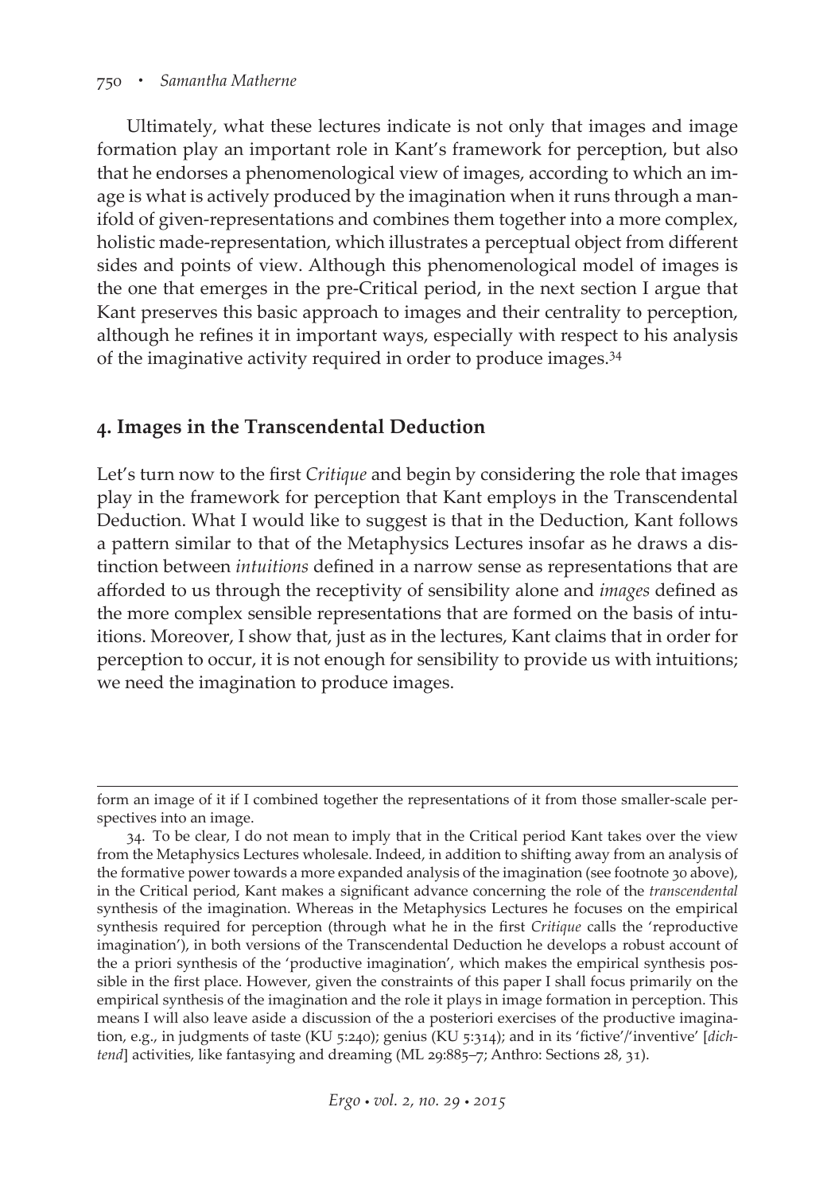Ultimately, what these lectures indicate is not only that images and image formation play an important role in Kant's framework for perception, but also that he endorses a phenomenological view of images, according to which an image is what is actively produced by the imagination when it runs through a manifold of given-representations and combines them together into a more complex, holistic made-representation, which illustrates a perceptual object from different sides and points of view. Although this phenomenological model of images is the one that emerges in the pre-Critical period, in the next section I argue that Kant preserves this basic approach to images and their centrality to perception, although he refines it in important ways, especially with respect to his analysis of the imaginative activity required in order to produce images.[34]

## 4. Images in the Transcendental Deduction

Let's turn now to the first *Critique* and begin by considering the role that images play in the framework for perception that Kant employs in the Transcendental Deduction. What I would like to suggest is that in the Deduction, Kant follows a pattern similar to that of the Metaphysics Lectures insofar as he draws a distinction between *intuitions* defined in a narrow sense as representations that are afforded to us through the receptivity of sensibility alone and *images* defined as the more complex sensible representations that are formed on the basis of intuitions. Moreover, I show that, just as in the lectures, Kant claims that in order for perception to occur, it is not enough for sensibility to provide us with intuitions; we need the imagination to produce images.

---

form an image of it if I combined together the representations of it from those smaller-scale perspectives into an image.

34. To be clear, I do not mean to imply that in the Critical period Kant takes over the view from the Metaphysics Lectures wholesale. Indeed, in addition to shifting away from an analysis of the formative power towards a more expanded analysis of the imagination (see footnote 30 above), in the Critical period, Kant makes a significant advance concerning the role of the *transcendental* synthesis of the imagination. Whereas in the Metaphysics Lectures he focuses on the empirical synthesis required for perception (through what he in the first *Critique* calls the 'reproductive imagination'), in both versions of the Transcendental Deduction he develops a robust account of the a priori synthesis of the 'productive imagination', which makes the empirical synthesis possible in the first place. However, given the constraints of this paper I shall focus primarily on the empirical synthesis of the imagination and the role it plays in image formation in perception. This means I will also leave aside a discussion of the a posteriori exercises of the productive imagination, e.g., in judgments of taste (KU 5:240); genius (KU 5:314); and in its 'fictive'/'inventive' [*dichtend*] activities, like fantasying and dreaming (ML 29:885–7; Anthro: Sections 28, 31).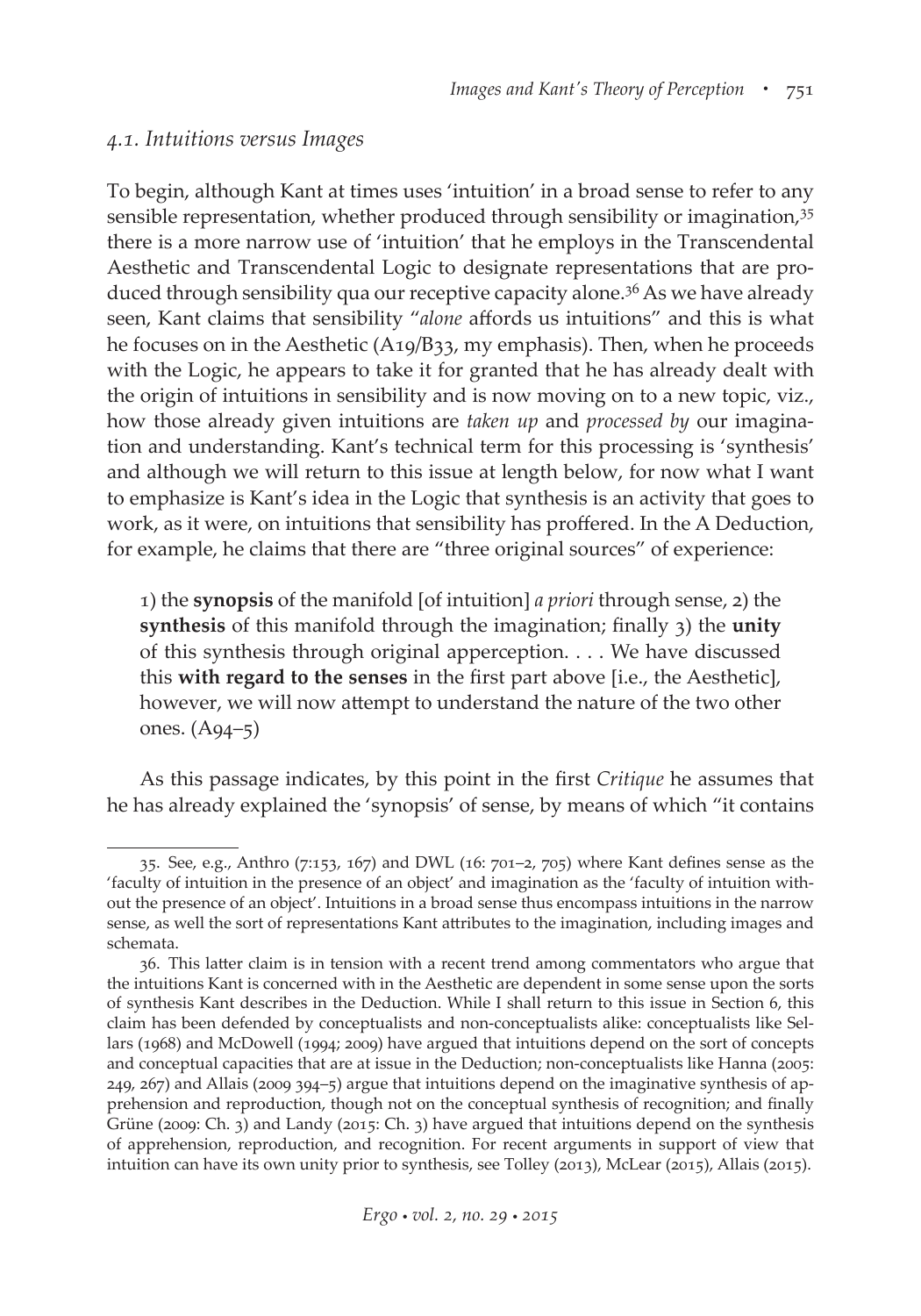### 4.1. Intuitions versus Images

To begin, although Kant at times uses 'intuition' in a broad sense to refer to any sensible representation, whether produced through sensibility or imagination,[35] there is a more narrow use of 'intuition' that he employs in the Transcendental Aesthetic and Transcendental Logic to designate representations that are produced through sensibility qua our receptive capacity alone.[36] As we have already seen, Kant claims that sensibility "*alone* affords us intuitions" and this is what he focuses on in the Aesthetic (A19/B33, my emphasis). Then, when he proceeds with the Logic, he appears to take it for granted that he has already dealt with the origin of intuitions in sensibility and is now moving on to a new topic, viz., how those already given intuitions are *taken up* and *processed by* our imagination and understanding. Kant's technical term for this processing is 'synthesis' and although we will return to this issue at length below, for now what I want to emphasize is Kant's idea in the Logic that synthesis is an activity that goes to work, as it were, on intuitions that sensibility has proffered. In the A Deduction, for example, he claims that there are "three original sources" of experience:

> 1) the **synopsis** of the manifold [of intuition] *a priori* through sense, 2) the **synthesis** of this manifold through the imagination; finally 3) the **unity** of this synthesis through original apperception. . . . We have discussed this **with regard to the senses** in the first part above [i.e., the Aesthetic], however, we will now attempt to understand the nature of the two other ones. (A94–5)

As this passage indicates, by this point in the first *Critique* he assumes that he has already explained the 'synopsis' of sense, by means of which "it contains

---

35. See, e.g., Anthro (7:153, 167) and DWL (16: 701–2, 705) where Kant defines sense as the 'faculty of intuition in the presence of an object' and imagination as the 'faculty of intuition without the presence of an object'. Intuitions in a broad sense thus encompass intuitions in the narrow sense, as well the sort of representations Kant attributes to the imagination, including images and schemata.

36. This latter claim is in tension with a recent trend among commentators who argue that the intuitions Kant is concerned with in the Aesthetic are dependent in some sense upon the sorts of synthesis Kant describes in the Deduction. While I shall return to this issue in Section 6, this claim has been defended by conceptualists and non-conceptualists alike: conceptualists like Sellars (1968) and McDowell (1994; 2009) have argued that intuitions depend on the sort of concepts and conceptual capacities that are at issue in the Deduction; non-conceptualists like Hanna (2005: 249, 267) and Allais (2009 394–5) argue that intuitions depend on the imaginative synthesis of apprehension and reproduction, though not on the conceptual synthesis of recognition; and finally Grüne (2009: Ch. 3) and Landy (2015: Ch. 3) have argued that intuitions depend on the synthesis of apprehension, reproduction, and recognition. For recent arguments in support of view that intuition can have its own unity prior to synthesis, see Tolley (2013), McLear (2015), Allais (2015).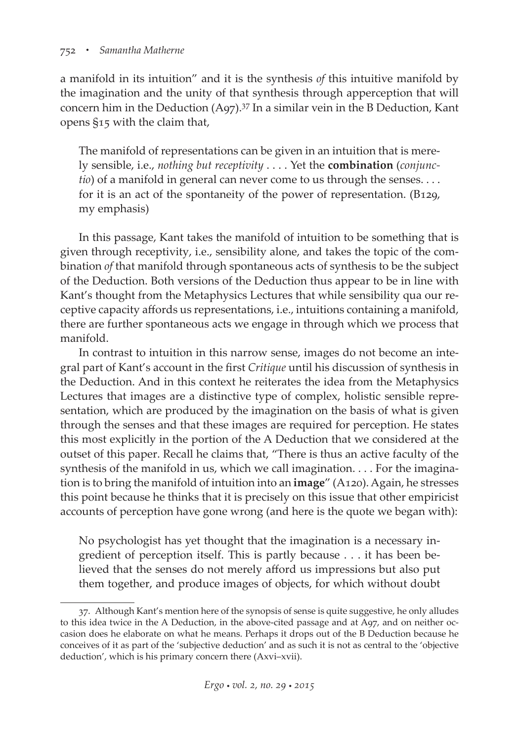a manifold in its intuition" and it is the synthesis *of* this intuitive manifold by the imagination and the unity of that synthesis through apperception that will concern him in the Deduction (A97).[37] In a similar vein in the B Deduction, Kant opens §15 with the claim that,

> The manifold of representations can be given in an intuition that is merely sensible, i.e., *nothing but receptivity* . . . . Yet the **combination** (*conjunctio*) of a manifold in general can never come to us through the senses. . . . for it is an act of the spontaneity of the power of representation. (B129, my emphasis)

In this passage, Kant takes the manifold of intuition to be something that is given through receptivity, i.e., sensibility alone, and takes the topic of the combination *of* that manifold through spontaneous acts of synthesis to be the subject of the Deduction. Both versions of the Deduction thus appear to be in line with Kant's thought from the Metaphysics Lectures that while sensibility qua our receptive capacity affords us representations, i.e., intuitions containing a manifold, there are further spontaneous acts we engage in through which we process that manifold.

In contrast to intuition in this narrow sense, images do not become an integral part of Kant's account in the first *Critique* until his discussion of synthesis in the Deduction. And in this context he reiterates the idea from the Metaphysics Lectures that images are a distinctive type of complex, holistic sensible representation, which are produced by the imagination on the basis of what is given through the senses and that these images are required for perception. He states this most explicitly in the portion of the A Deduction that we considered at the outset of this paper. Recall he claims that, "There is thus an active faculty of the synthesis of the manifold in us, which we call imagination. . . . For the imagination is to bring the manifold of intuition into an **image**" (A120). Again, he stresses this point because he thinks that it is precisely on this issue that other empiricist accounts of perception have gone wrong (and here is the quote we began with):

> No psychologist has yet thought that the imagination is a necessary ingredient of perception itself. This is partly because . . . it has been believed that the senses do not merely afford us impressions but also put them together, and produce images of objects, for which without doubt

---

37. Although Kant's mention here of the synopsis of sense is quite suggestive, he only alludes to this idea twice in the A Deduction, in the above-cited passage and at A97, and on neither occasion does he elaborate on what he means. Perhaps it drops out of the B Deduction because he conceives of it as part of the 'subjective deduction' and as such it is not as central to the 'objective deduction', which is his primary concern there (Axvi–xvii).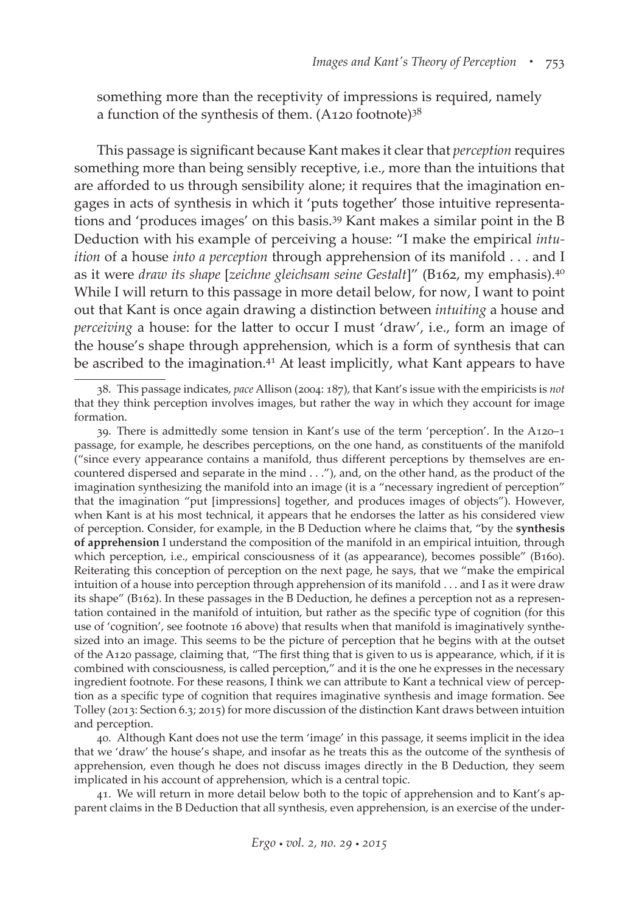something more than the receptivity of impressions is required, namely a function of the synthesis of them. (A120 footnote)[38]

This passage is significant because Kant makes it clear that *perception* requires something more than being sensibly receptive, i.e., more than the intuitions that are afforded to us through sensibility alone; it requires that the imagination engages in acts of synthesis in which it 'puts together' those intuitive representations and 'produces images' on this basis.[39] Kant makes a similar point in the B Deduction with his example of perceiving a house: "I make the empirical *intuition* of a house *into a perception* through apprehension of its manifold . . . and I as it were *draw its shape* [*zeichne gleichsam seine Gestalt*]" (B162, my emphasis).[40] While I will return to this passage in more detail below, for now, I want to point out that Kant is once again drawing a distinction between *intuiting* a house and *perceiving* a house: for the latter to occur I must 'draw', i.e., form an image of the house's shape through apprehension, which is a form of synthesis that can be ascribed to the imagination.[41] At least implicitly, what Kant appears to have

38. This passage indicates, *pace* Allison (2004: 187), that Kant's issue with the empiricists is *not* that they think perception involves images, but rather the way in which they account for image formation.

39. There is admittedly some tension in Kant's use of the term 'perception'. In the A120–1 passage, for example, he describes perceptions, on the one hand, as constituents of the manifold ("since every appearance contains a manifold, thus different perceptions by themselves are encountered dispersed and separate in the mind . . ."), and, on the other hand, as the product of the imagination synthesizing the manifold into an image (it is a "necessary ingredient of perception" that the imagination "put [impressions] together, and produces images of objects"). However, when Kant is at his most technical, it appears that he endorses the latter as his considered view of perception. Consider, for example, in the B Deduction where he claims that, "by the **synthesis of apprehension** I understand the composition of the manifold in an empirical intuition, through which perception, i.e., empirical consciousness of it (as appearance), becomes possible" (B160). Reiterating this conception of perception on the next page, he says, that we "make the empirical intuition of a house into perception through apprehension of its manifold . . . and I as it were draw its shape" (B162). In these passages in the B Deduction, he defines a perception not as a representation contained in the manifold of intuition, but rather as the specific type of cognition (for this use of 'cognition', see footnote 16 above) that results when that manifold is imaginatively synthesized into an image. This seems to be the picture of perception that he begins with at the outset of the A120 passage, claiming that, "The first thing that is given to us is appearance, which, if it is combined with consciousness, is called perception," and it is the one he expresses in the necessary ingredient footnote. For these reasons, I think we can attribute to Kant a technical view of perception as a specific type of cognition that requires imaginative synthesis and image formation. See Tolley (2013: Section 6.3; 2015) for more discussion of the distinction Kant draws between intuition and perception.

40. Although Kant does not use the term 'image' in this passage, it seems implicit in the idea that we 'draw' the house's shape, and insofar as he treats this as the outcome of the synthesis of apprehension, even though he does not discuss images directly in the B Deduction, they seem implicated in his account of apprehension, which is a central topic.

41. We will return in more detail below both to the topic of apprehension and to Kant's apparent claims in the B Deduction that all synthesis, even apprehension, is an exercise of the under-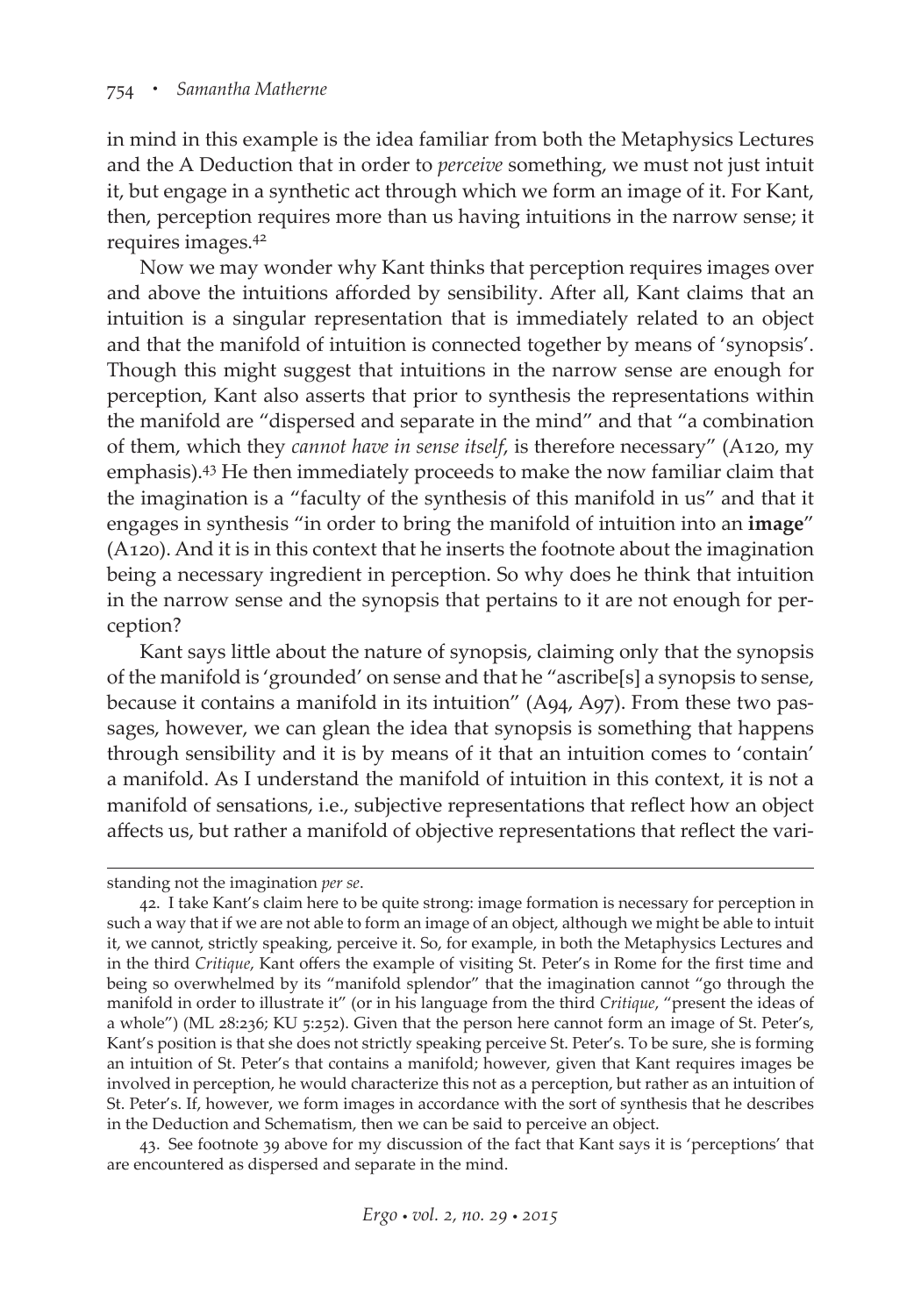in mind in this example is the idea familiar from both the Metaphysics Lectures and the A Deduction that in order to *perceive* something, we must not just intuit it, but engage in a synthetic act through which we form an image of it. For Kant, then, perception requires more than us having intuitions in the narrow sense; it requires images.[42]

Now we may wonder why Kant thinks that perception requires images over and above the intuitions afforded by sensibility. After all, Kant claims that an intuition is a singular representation that is immediately related to an object and that the manifold of intuition is connected together by means of 'synopsis'. Though this might suggest that intuitions in the narrow sense are enough for perception, Kant also asserts that prior to synthesis the representations within the manifold are "dispersed and separate in the mind" and that "a combination of them, which they *cannot have in sense itself*, is therefore necessary" (A120, my emphasis).[43] He then immediately proceeds to make the now familiar claim that the imagination is a "faculty of the synthesis of this manifold in us" and that it engages in synthesis "in order to bring the manifold of intuition into an **image**" (A120). And it is in this context that he inserts the footnote about the imagination being a necessary ingredient in perception. So why does he think that intuition in the narrow sense and the synopsis that pertains to it are not enough for perception?

Kant says little about the nature of synopsis, claiming only that the synopsis of the manifold is 'grounded' on sense and that he "ascribe[s] a synopsis to sense, because it contains a manifold in its intuition" (A94, A97). From these two passages, however, we can glean the idea that synopsis is something that happens through sensibility and it is by means of it that an intuition comes to 'contain' a manifold. As I understand the manifold of intuition in this context, it is not a manifold of sensations, i.e., subjective representations that reflect how an object affects us, but rather a manifold of objective representations that reflect the vari-

standing not the imagination *per se*.

42. I take Kant's claim here to be quite strong: image formation is necessary for perception in such a way that if we are not able to form an image of an object, although we might be able to intuit it, we cannot, strictly speaking, perceive it. So, for example, in both the Metaphysics Lectures and in the third *Critique*, Kant offers the example of visiting St. Peter's in Rome for the first time and being so overwhelmed by its "manifold splendor" that the imagination cannot "go through the manifold in order to illustrate it" (or in his language from the third *Critique*, "present the ideas of a whole") (ML 28:236; KU 5:252). Given that the person here cannot form an image of St. Peter's, Kant's position is that she does not strictly speaking perceive St. Peter's. To be sure, she is forming an intuition of St. Peter's that contains a manifold; however, given that Kant requires images be involved in perception, he would characterize this not as a perception, but rather as an intuition of St. Peter's. If, however, we form images in accordance with the sort of synthesis that he describes in the Deduction and Schematism, then we can be said to perceive an object.

43. See footnote 39 above for my discussion of the fact that Kant says it is 'perceptions' that are encountered as dispersed and separate in the mind.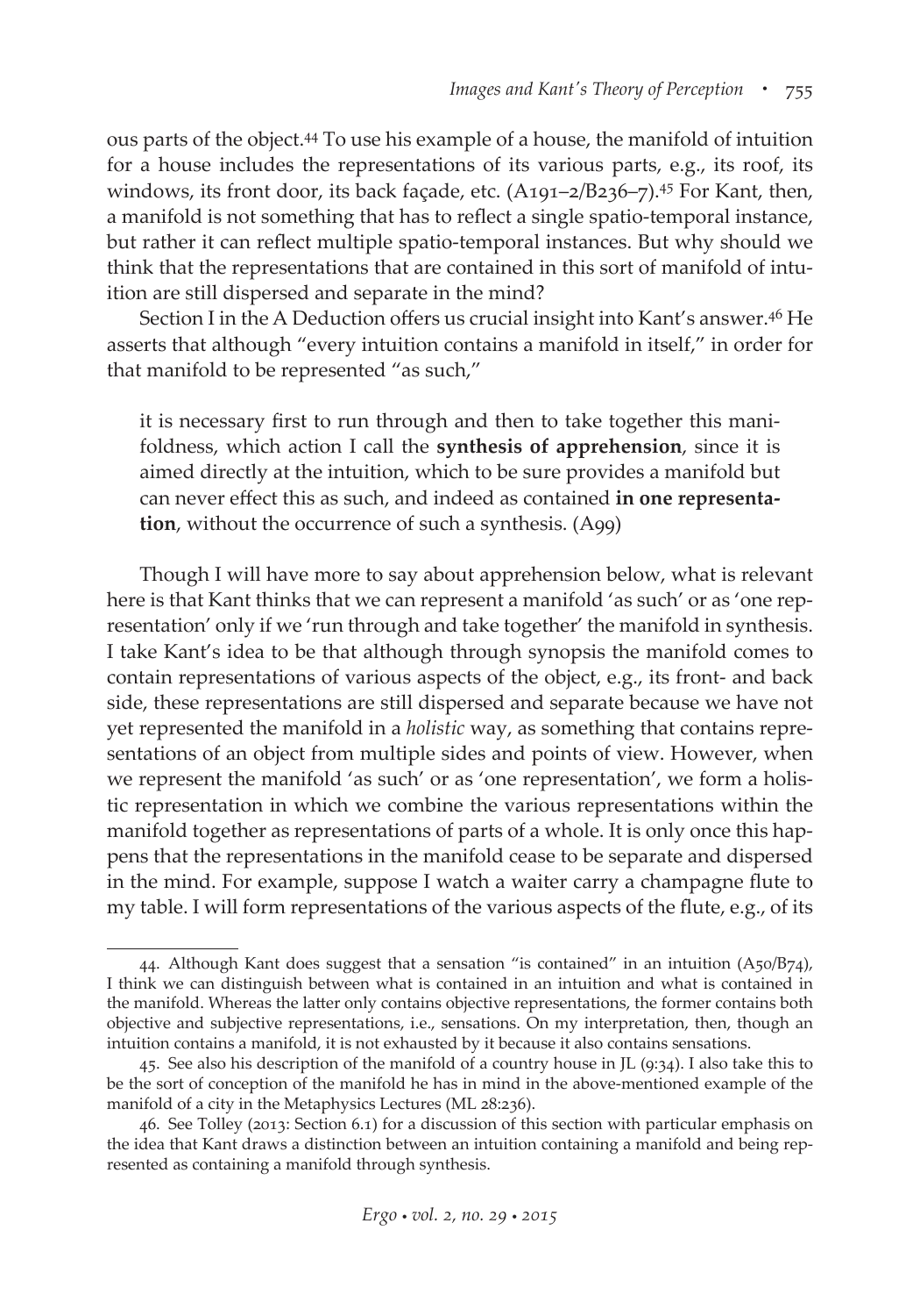ous parts of the object.[44] To use his example of a house, the manifold of intuition for a house includes the representations of its various parts, e.g., its roof, its windows, its front door, its back façade, etc. (A191–2/B236–7).[45] For Kant, then, a manifold is not something that has to reflect a single spatio-temporal instance, but rather it can reflect multiple spatio-temporal instances. But why should we think that the representations that are contained in this sort of manifold of intuition are still dispersed and separate in the mind?

Section I in the A Deduction offers us crucial insight into Kant's answer.[46] He asserts that although "every intuition contains a manifold in itself," in order for that manifold to be represented "as such,"

> it is necessary first to run through and then to take together this manifoldness, which action I call the **synthesis of apprehension**, since it is aimed directly at the intuition, which to be sure provides a manifold but can never effect this as such, and indeed as contained **in one representation**, without the occurrence of such a synthesis. (A99)

Though I will have more to say about apprehension below, what is relevant here is that Kant thinks that we can represent a manifold 'as such' or as 'one representation' only if we 'run through and take together' the manifold in synthesis. I take Kant's idea to be that although through synopsis the manifold comes to contain representations of various aspects of the object, e.g., its front- and back side, these representations are still dispersed and separate because we have not yet represented the manifold in a *holistic* way, as something that contains representations of an object from multiple sides and points of view. However, when we represent the manifold 'as such' or as 'one representation', we form a holistic representation in which we combine the various representations within the manifold together as representations of parts of a whole. It is only once this happens that the representations in the manifold cease to be separate and dispersed in the mind. For example, suppose I watch a waiter carry a champagne flute to my table. I will form representations of the various aspects of the flute, e.g., of its

---

44. Although Kant does suggest that a sensation "is contained" in an intuition (A50/B74), I think we can distinguish between what is contained in an intuition and what is contained in the manifold. Whereas the latter only contains objective representations, the former contains both objective and subjective representations, i.e., sensations. On my interpretation, then, though an intuition contains a manifold, it is not exhausted by it because it also contains sensations.

45. See also his description of the manifold of a country house in JL (9:34). I also take this to be the sort of conception of the manifold he has in mind in the above-mentioned example of the manifold of a city in the Metaphysics Lectures (ML 28:236).

46. See Tolley (2013: Section 6.1) for a discussion of this section with particular emphasis on the idea that Kant draws a distinction between an intuition containing a manifold and being represented as containing a manifold through synthesis.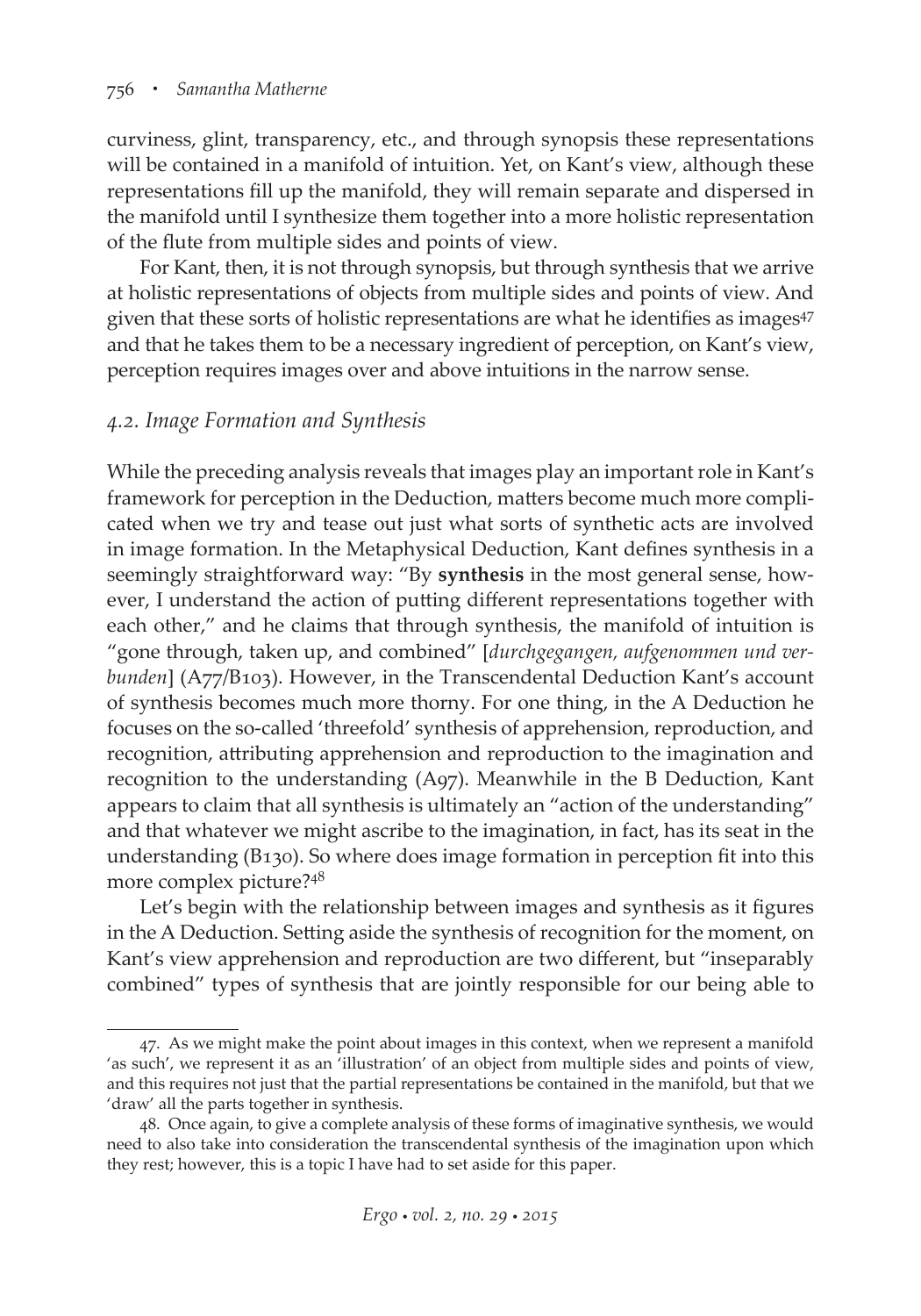curviness, glint, transparency, etc., and through synopsis these representations will be contained in a manifold of intuition. Yet, on Kant's view, although these representations fill up the manifold, they will remain separate and dispersed in the manifold until I synthesize them together into a more holistic representation of the flute from multiple sides and points of view.

For Kant, then, it is not through synopsis, but through synthesis that we arrive at holistic representations of objects from multiple sides and points of view. And given that these sorts of holistic representations are what he identifies as images[47] and that he takes them to be a necessary ingredient of perception, on Kant's view, perception requires images over and above intuitions in the narrow sense.

### *4.2. Image Formation and Synthesis*

While the preceding analysis reveals that images play an important role in Kant's framework for perception in the Deduction, matters become much more complicated when we try and tease out just what sorts of synthetic acts are involved in image formation. In the Metaphysical Deduction, Kant defines synthesis in a seemingly straightforward way: "By **synthesis** in the most general sense, however, I understand the action of putting different representations together with each other," and he claims that through synthesis, the manifold of intuition is "gone through, taken up, and combined" [*durchgegangen, aufgenommen und verbunden*] (A77/B103). However, in the Transcendental Deduction Kant's account of synthesis becomes much more thorny. For one thing, in the A Deduction he focuses on the so-called 'threefold' synthesis of apprehension, reproduction, and recognition, attributing apprehension and reproduction to the imagination and recognition to the understanding (A97). Meanwhile in the B Deduction, Kant appears to claim that all synthesis is ultimately an "action of the understanding" and that whatever we might ascribe to the imagination, in fact, has its seat in the understanding (B130). So where does image formation in perception fit into this more complex picture?[48]

Let's begin with the relationship between images and synthesis as it figures in the A Deduction. Setting aside the synthesis of recognition for the moment, on Kant's view apprehension and reproduction are two different, but "inseparably combined" types of synthesis that are jointly responsible for our being able to

---

47. As we might make the point about images in this context, when we represent a manifold 'as such', we represent it as an 'illustration' of an object from multiple sides and points of view, and this requires not just that the partial representations be contained in the manifold, but that we 'draw' all the parts together in synthesis.

48. Once again, to give a complete analysis of these forms of imaginative synthesis, we would need to also take into consideration the transcendental synthesis of the imagination upon which they rest; however, this is a topic I have had to set aside for this paper.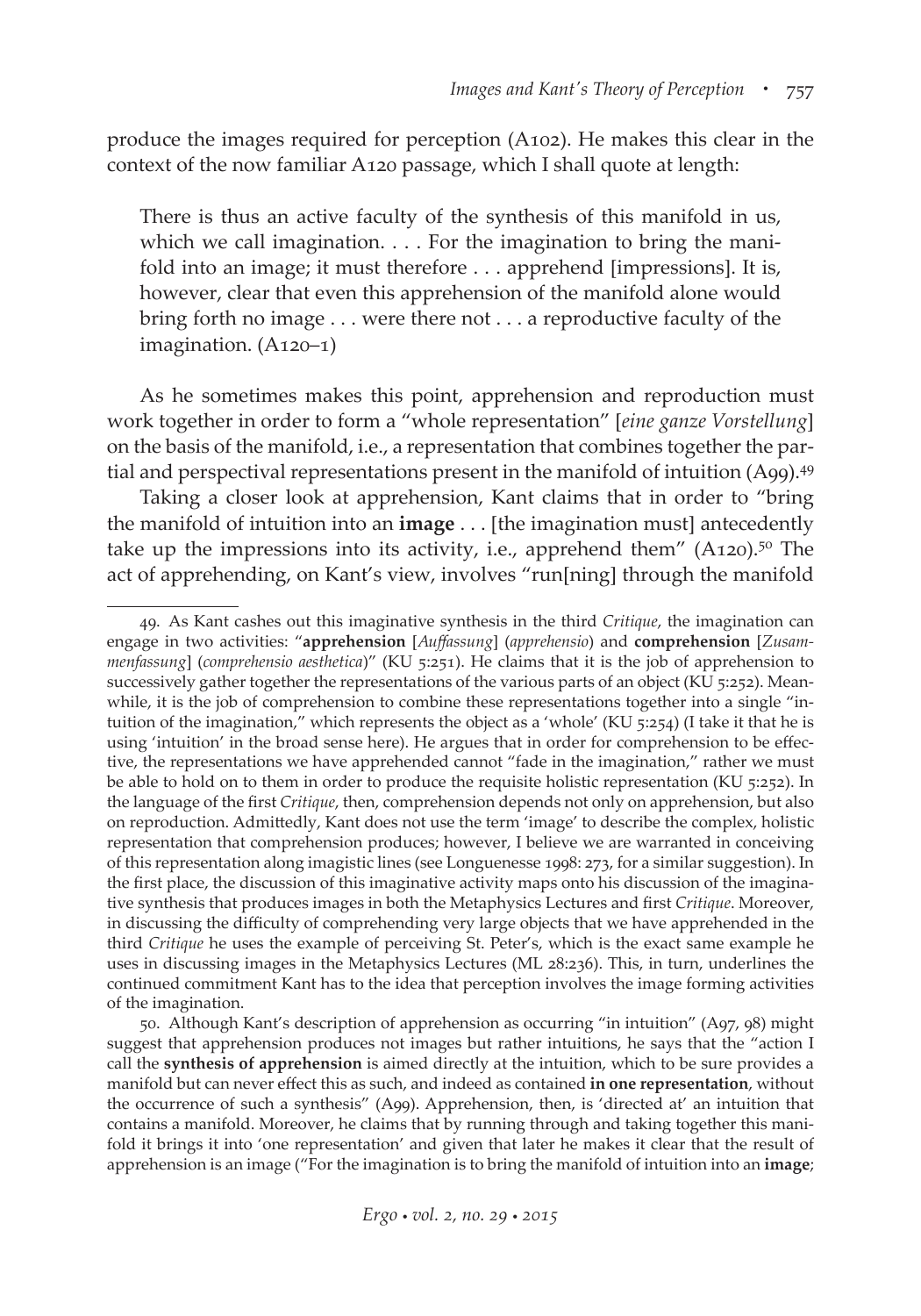produce the images required for perception (A102). He makes this clear in the context of the now familiar A120 passage, which I shall quote at length:

> There is thus an active faculty of the synthesis of this manifold in us, which we call imagination. . . . For the imagination to bring the manifold into an image; it must therefore . . . apprehend [impressions]. It is, however, clear that even this apprehension of the manifold alone would bring forth no image . . . were there not . . . a reproductive faculty of the imagination. (A120–1)

As he sometimes makes this point, apprehension and reproduction must work together in order to form a "whole representation" [*eine ganze Vorstellung*] on the basis of the manifold, i.e., a representation that combines together the partial and perspectival representations present in the manifold of intuition (A99).[49]

Taking a closer look at apprehension, Kant claims that in order to "bring the manifold of intuition into an **image** . . . [the imagination must] antecedently take up the impressions into its activity, i.e., apprehend them" (A120).[50] The act of apprehending, on Kant's view, involves "run[ning] through the manifold

---

49. As Kant cashes out this imaginative synthesis in the third *Critique*, the imagination can engage in two activities: "**apprehension** [*Auffassung*] (*apprehensio*) and **comprehension** [*Zusammenfassung*] (*comprehensio aesthetica*)" (KU 5:251). He claims that it is the job of apprehension to successively gather together the representations of the various parts of an object (KU 5:252). Meanwhile, it is the job of comprehension to combine these representations together into a single "intuition of the imagination," which represents the object as a 'whole' (KU 5:254) (I take it that he is using 'intuition' in the broad sense here). He argues that in order for comprehension to be effective, the representations we have apprehended cannot "fade in the imagination," rather we must be able to hold on to them in order to produce the requisite holistic representation (KU 5:252). In the language of the first *Critique*, then, comprehension depends not only on apprehension, but also on reproduction. Admittedly, Kant does not use the term 'image' to describe the complex, holistic representation that comprehension produces; however, I believe we are warranted in conceiving of this representation along imagistic lines (see Longuenesse 1998: 273, for a similar suggestion). In the first place, the discussion of this imaginative activity maps onto his discussion of the imaginative synthesis that produces images in both the Metaphysics Lectures and first *Critique*. Moreover, in discussing the difficulty of comprehending very large objects that we have apprehended in the third *Critique* he uses the example of perceiving St. Peter's, which is the exact same example he uses in discussing images in the Metaphysics Lectures (ML 28:236). This, in turn, underlines the continued commitment Kant has to the idea that perception involves the image forming activities of the imagination.

50. Although Kant's description of apprehension as occurring "in intuition" (A97, 98) might suggest that apprehension produces not images but rather intuitions, he says that the "action I call the **synthesis of apprehension** is aimed directly at the intuition, which to be sure provides a manifold but can never effect this as such, and indeed as contained **in one representation**, without the occurrence of such a synthesis" (A99). Apprehension, then, is 'directed at' an intuition that contains a manifold. Moreover, he claims that by running through and taking together this manifold it brings it into 'one representation' and given that later he makes it clear that the result of apprehension is an image ("For the imagination is to bring the manifold of intuition into an **image**;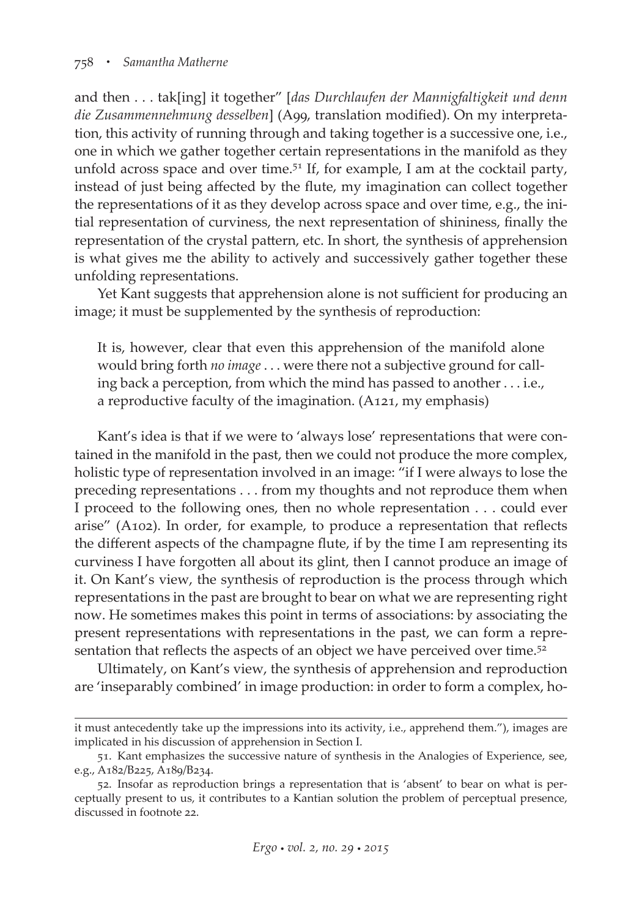and then . . . tak[ing] it together" [*das Durchlaufen der Mannigfaltigkeit und denn die Zusammennehmung desselben*] (A99, translation modified). On my interpretation, this activity of running through and taking together is a successive one, i.e., one in which we gather together certain representations in the manifold as they unfold across space and over time.[51] If, for example, I am at the cocktail party, instead of just being affected by the flute, my imagination can collect together the representations of it as they develop across space and over time, e.g., the initial representation of curviness, the next representation of shininess, finally the representation of the crystal pattern, etc. In short, the synthesis of apprehension is what gives me the ability to actively and successively gather together these unfolding representations.

Yet Kant suggests that apprehension alone is not sufficient for producing an image; it must be supplemented by the synthesis of reproduction:

> It is, however, clear that even this apprehension of the manifold alone would bring forth *no image* . . . were there not a subjective ground for calling back a perception, from which the mind has passed to another . . . i.e., a reproductive faculty of the imagination. (A121, my emphasis)

Kant's idea is that if we were to 'always lose' representations that were contained in the manifold in the past, then we could not produce the more complex, holistic type of representation involved in an image: "if I were always to lose the preceding representations . . . from my thoughts and not reproduce them when I proceed to the following ones, then no whole representation . . . could ever arise" (A102). In order, for example, to produce a representation that reflects the different aspects of the champagne flute, if by the time I am representing its curviness I have forgotten all about its glint, then I cannot produce an image of it. On Kant's view, the synthesis of reproduction is the process through which representations in the past are brought to bear on what we are representing right now. He sometimes makes this point in terms of associations: by associating the present representations with representations in the past, we can form a representation that reflects the aspects of an object we have perceived over time.[52]

Ultimately, on Kant's view, the synthesis of apprehension and reproduction are 'inseparably combined' in image production: in order to form a complex, ho-

---

it must antecedently take up the impressions into its activity, i.e., apprehend them."), images are implicated in his discussion of apprehension in Section I.

51. Kant emphasizes the successive nature of synthesis in the Analogies of Experience, see, e.g., A182/B225, A189/B234.

52. Insofar as reproduction brings a representation that is 'absent' to bear on what is perceptually present to us, it contributes to a Kantian solution the problem of perceptual presence, discussed in footnote 22.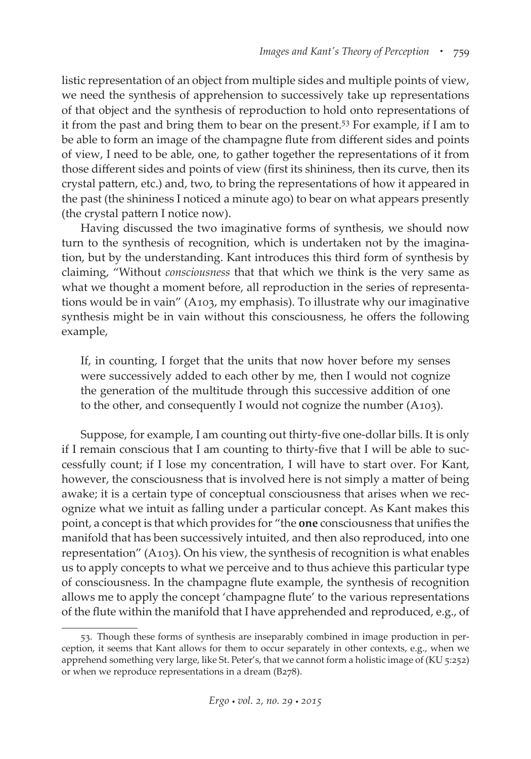listic representation of an object from multiple sides and multiple points of view, we need the synthesis of apprehension to successively take up representations of that object and the synthesis of reproduction to hold onto representations of it from the past and bring them to bear on the present.[53] For example, if I am to be able to form an image of the champagne flute from different sides and points of view, I need to be able, one, to gather together the representations of it from those different sides and points of view (first its shininess, then its curve, then its crystal pattern, etc.) and, two, to bring the representations of how it appeared in the past (the shininess I noticed a minute ago) to bear on what appears presently (the crystal pattern I notice now).

Having discussed the two imaginative forms of synthesis, we should now turn to the synthesis of recognition, which is undertaken not by the imagination, but by the understanding. Kant introduces this third form of synthesis by claiming, "Without *consciousness* that that which we think is the very same as what we thought a moment before, all reproduction in the series of representations would be in vain" (A103, my emphasis). To illustrate why our imaginative synthesis might be in vain without this consciousness, he offers the following example,

> If, in counting, I forget that the units that now hover before my senses were successively added to each other by me, then I would not cognize the generation of the multitude through this successive addition of one to the other, and consequently I would not cognize the number (A103).

Suppose, for example, I am counting out thirty-five one-dollar bills. It is only if I remain conscious that I am counting to thirty-five that I will be able to successfully count; if I lose my concentration, I will have to start over. For Kant, however, the consciousness that is involved here is not simply a matter of being awake; it is a certain type of conceptual consciousness that arises when we recognize what we intuit as falling under a particular concept. As Kant makes this point, a concept is that which provides for "the **one** consciousness that unifies the manifold that has been successively intuited, and then also reproduced, into one representation" (A103). On his view, the synthesis of recognition is what enables us to apply concepts to what we perceive and to thus achieve this particular type of consciousness. In the champagne flute example, the synthesis of recognition allows me to apply the concept 'champagne flute' to the various representations of the flute within the manifold that I have apprehended and reproduced, e.g., of

53. Though these forms of synthesis are inseparably combined in image production in perception, it seems that Kant allows for them to occur separately in other contexts, e.g., when we apprehend something very large, like St. Peter's, that we cannot form a holistic image of (KU 5:252) or when we reproduce representations in a dream (B278).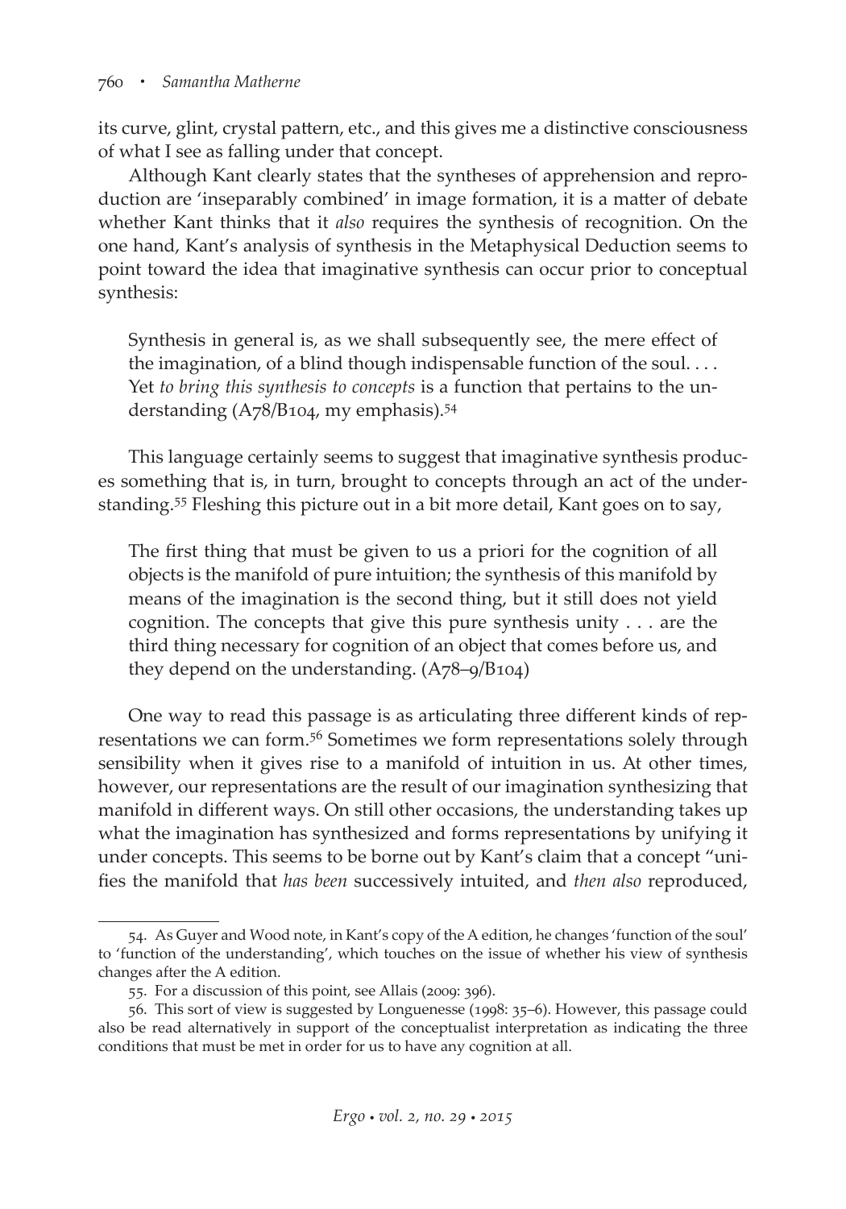its curve, glint, crystal pattern, etc., and this gives me a distinctive consciousness of what I see as falling under that concept.

Although Kant clearly states that the syntheses of apprehension and reproduction are 'inseparably combined' in image formation, it is a matter of debate whether Kant thinks that it *also* requires the synthesis of recognition. On the one hand, Kant's analysis of synthesis in the Metaphysical Deduction seems to point toward the idea that imaginative synthesis can occur prior to conceptual synthesis:

> Synthesis in general is, as we shall subsequently see, the mere effect of the imagination, of a blind though indispensable function of the soul. . . . Yet *to bring this synthesis to concepts* is a function that pertains to the understanding (A78/B104, my emphasis).[54]

This language certainly seems to suggest that imaginative synthesis produces something that is, in turn, brought to concepts through an act of the understanding.[55] Fleshing this picture out in a bit more detail, Kant goes on to say,

> The first thing that must be given to us a priori for the cognition of all objects is the manifold of pure intuition; the synthesis of this manifold by means of the imagination is the second thing, but it still does not yield cognition. The concepts that give this pure synthesis unity . . . are the third thing necessary for cognition of an object that comes before us, and they depend on the understanding. (A78–9/B104)

One way to read this passage is as articulating three different kinds of representations we can form.[56] Sometimes we form representations solely through sensibility when it gives rise to a manifold of intuition in us. At other times, however, our representations are the result of our imagination synthesizing that manifold in different ways. On still other occasions, the understanding takes up what the imagination has synthesized and forms representations by unifying it under concepts. This seems to be borne out by Kant's claim that a concept "unifies the manifold that *has been* successively intuited, and *then also* reproduced,

---

54. As Guyer and Wood note, in Kant's copy of the A edition, he changes 'function of the soul' to 'function of the understanding', which touches on the issue of whether his view of synthesis changes after the A edition.

55. For a discussion of this point, see Allais (2009: 396).

56. This sort of view is suggested by Longuenesse (1998: 35–6). However, this passage could also be read alternatively in support of the conceptualist interpretation as indicating the three conditions that must be met in order for us to have any cognition at all.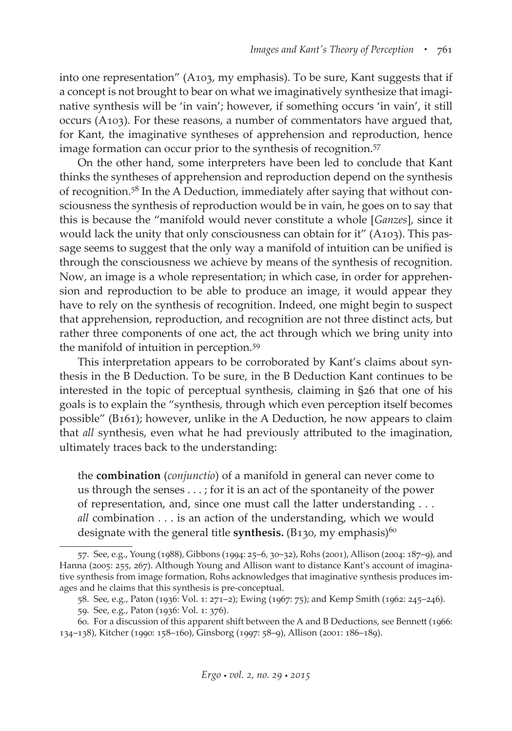into one representation" (A103, my emphasis). To be sure, Kant suggests that if a concept is not brought to bear on what we imaginatively synthesize that imaginative synthesis will be 'in vain'; however, if something occurs 'in vain', it still occurs (A103). For these reasons, a number of commentators have argued that, for Kant, the imaginative syntheses of apprehension and reproduction, hence image formation can occur prior to the synthesis of recognition.[57]

On the other hand, some interpreters have been led to conclude that Kant thinks the syntheses of apprehension and reproduction depend on the synthesis of recognition.[58] In the A Deduction, immediately after saying that without consciousness the synthesis of reproduction would be in vain, he goes on to say that this is because the "manifold would never constitute a whole [*Ganzes*], since it would lack the unity that only consciousness can obtain for it" (A103). This passage seems to suggest that the only way a manifold of intuition can be unified is through the consciousness we achieve by means of the synthesis of recognition. Now, an image is a whole representation; in which case, in order for apprehension and reproduction to be able to produce an image, it would appear they have to rely on the synthesis of recognition. Indeed, one might begin to suspect that apprehension, reproduction, and recognition are not three distinct acts, but rather three components of one act, the act through which we bring unity into the manifold of intuition in perception.[59]

This interpretation appears to be corroborated by Kant's claims about synthesis in the B Deduction. To be sure, in the B Deduction Kant continues to be interested in the topic of perceptual synthesis, claiming in §26 that one of his goals is to explain the "synthesis, through which even perception itself becomes possible" (B161); however, unlike in the A Deduction, he now appears to claim that *all* synthesis, even what he had previously attributed to the imagination, ultimately traces back to the understanding:

> the **combination** (*conjunctio*) of a manifold in general can never come to us through the senses . . . ; for it is an act of the spontaneity of the power of representation, and, since one must call the latter understanding . . . *all* combination . . . is an action of the understanding, which we would designate with the general title **synthesis.** (B130, my emphasis)[60]

57. See, e.g., Young (1988), Gibbons (1994: 25–6, 30–32), Rohs (2001), Allison (2004: 187–9), and Hanna (2005: 255, 267). Although Young and Allison want to distance Kant's account of imaginative synthesis from image formation, Rohs acknowledges that imaginative synthesis produces images and he claims that this synthesis is pre-conceptual.

58. See, e.g., Paton (1936: Vol. 1: 271–2); Ewing (1967: 75); and Kemp Smith (1962: 245–246).

59. See, e.g., Paton (1936: Vol. 1: 376).

60. For a discussion of this apparent shift between the A and B Deductions, see Bennett (1966: 134–138), Kitcher (1990: 158–160), Ginsborg (1997: 58–9), Allison (2001: 186–189).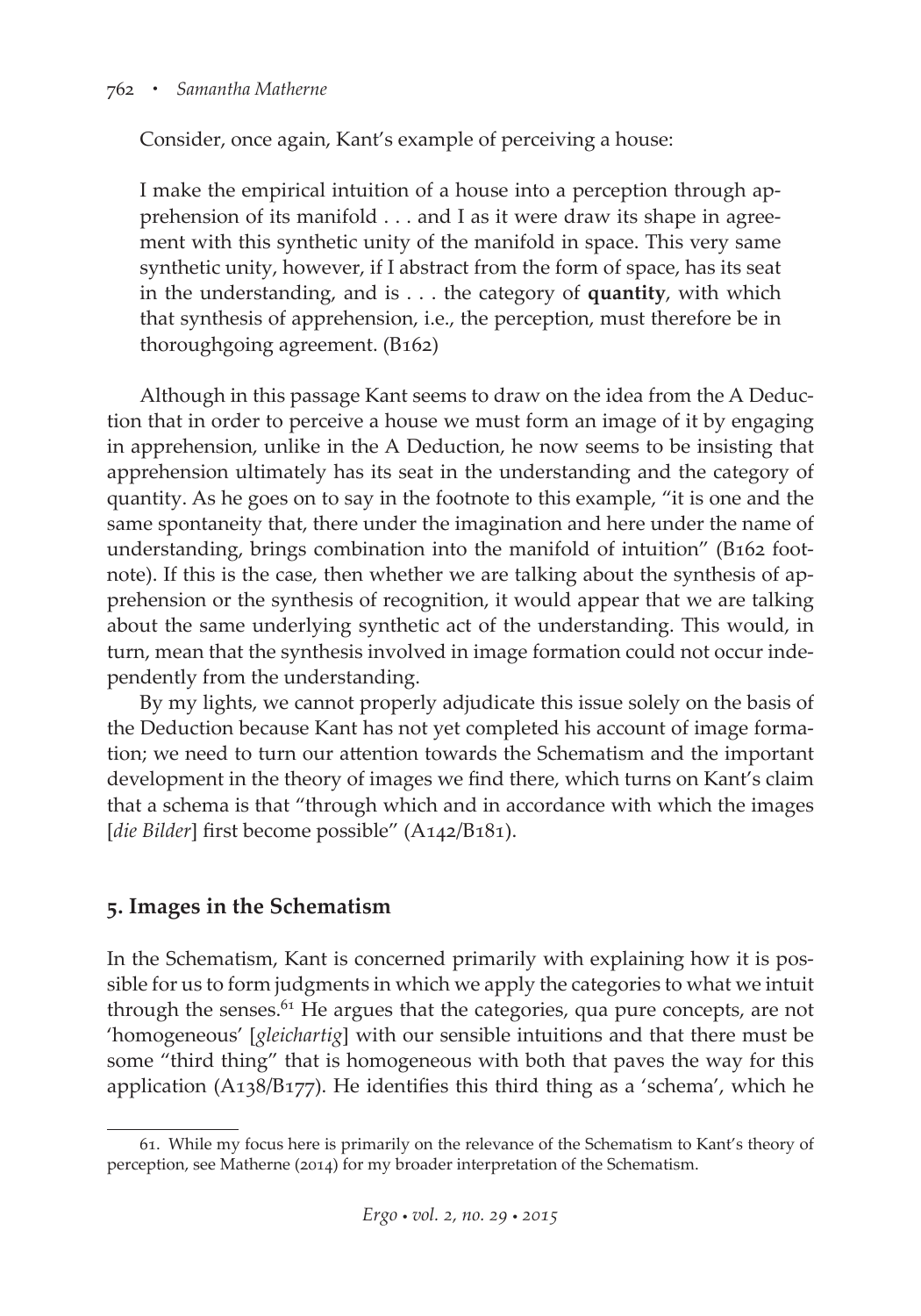Consider, once again, Kant's example of perceiving a house:

> I make the empirical intuition of a house into a perception through apprehension of its manifold . . . and I as it were draw its shape in agreement with this synthetic unity of the manifold in space. This very same synthetic unity, however, if I abstract from the form of space, has its seat in the understanding, and is . . . the category of **quantity**, with which that synthesis of apprehension, i.e., the perception, must therefore be in thoroughgoing agreement. (B162)

Although in this passage Kant seems to draw on the idea from the A Deduction that in order to perceive a house we must form an image of it by engaging in apprehension, unlike in the A Deduction, he now seems to be insisting that apprehension ultimately has its seat in the understanding and the category of quantity. As he goes on to say in the footnote to this example, "it is one and the same spontaneity that, there under the imagination and here under the name of understanding, brings combination into the manifold of intuition" (B162 footnote). If this is the case, then whether we are talking about the synthesis of apprehension or the synthesis of recognition, it would appear that we are talking about the same underlying synthetic act of the understanding. This would, in turn, mean that the synthesis involved in image formation could not occur independently from the understanding.

By my lights, we cannot properly adjudicate this issue solely on the basis of the Deduction because Kant has not yet completed his account of image formation; we need to turn our attention towards the Schematism and the important development in the theory of images we find there, which turns on Kant's claim that a schema is that "through which and in accordance with which the images [*die Bilder*] first become possible" (A142/B181).

## 5. Images in the Schematism

In the Schematism, Kant is concerned primarily with explaining how it is possible for us to form judgments in which we apply the categories to what we intuit through the senses.[61] He argues that the categories, qua pure concepts, are not 'homogeneous' [*gleichartig*] with our sensible intuitions and that there must be some "third thing" that is homogeneous with both that paves the way for this application (A138/B177). He identifies this third thing as a 'schema', which he

61. While my focus here is primarily on the relevance of the Schematism to Kant's theory of perception, see Matherne (2014) for my broader interpretation of the Schematism.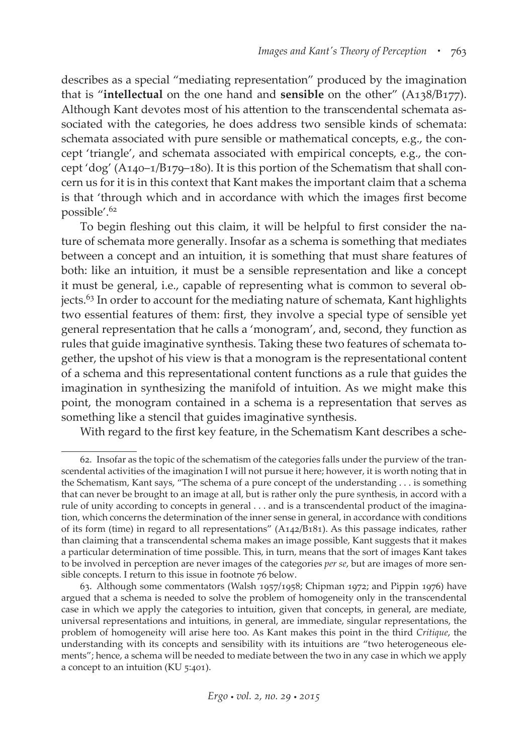describes as a special "mediating representation" produced by the imagination that is "**intellectual** on the one hand and **sensible** on the other" (A138/B177). Although Kant devotes most of his attention to the transcendental schemata associated with the categories, he does address two sensible kinds of schemata: schemata associated with pure sensible or mathematical concepts, e.g., the concept 'triangle', and schemata associated with empirical concepts, e.g., the concept 'dog' (A140–1/B179–180). It is this portion of the Schematism that shall concern us for it is in this context that Kant makes the important claim that a schema is that 'through which and in accordance with which the images first become possible'.[62]

To begin fleshing out this claim, it will be helpful to first consider the nature of schemata more generally. Insofar as a schema is something that mediates between a concept and an intuition, it is something that must share features of both: like an intuition, it must be a sensible representation and like a concept it must be general, i.e., capable of representing what is common to several objects.[63] In order to account for the mediating nature of schemata, Kant highlights two essential features of them: first, they involve a special type of sensible yet general representation that he calls a 'monogram', and, second, they function as rules that guide imaginative synthesis. Taking these two features of schemata together, the upshot of his view is that a monogram is the representational content of a schema and this representational content functions as a rule that guides the imagination in synthesizing the manifold of intuition. As we might make this point, the monogram contained in a schema is a representation that serves as something like a stencil that guides imaginative synthesis.

With regard to the first key feature, in the Schematism Kant describes a sche-

---

62. Insofar as the topic of the schematism of the categories falls under the purview of the transcendental activities of the imagination I will not pursue it here; however, it is worth noting that in the Schematism, Kant says, "The schema of a pure concept of the understanding . . . is something that can never be brought to an image at all, but is rather only the pure synthesis, in accord with a rule of unity according to concepts in general . . . and is a transcendental product of the imagination, which concerns the determination of the inner sense in general, in accordance with conditions of its form (time) in regard to all representations" (A142/B181). As this passage indicates, rather than claiming that a transcendental schema makes an image possible, Kant suggests that it makes a particular determination of time possible. This, in turn, means that the sort of images Kant takes to be involved in perception are never images of the categories *per se*, but are images of more sensible concepts. I return to this issue in footnote 76 below.

63. Although some commentators (Walsh 1957/1958; Chipman 1972; and Pippin 1976) have argued that a schema is needed to solve the problem of homogeneity only in the transcendental case in which we apply the categories to intuition, given that concepts, in general, are mediate, universal representations and intuitions, in general, are immediate, singular representations, the problem of homogeneity will arise here too. As Kant makes this point in the third *Critique*, the understanding with its concepts and sensibility with its intuitions are "two heterogeneous elements"; hence, a schema will be needed to mediate between the two in any case in which we apply a concept to an intuition (KU 5:401).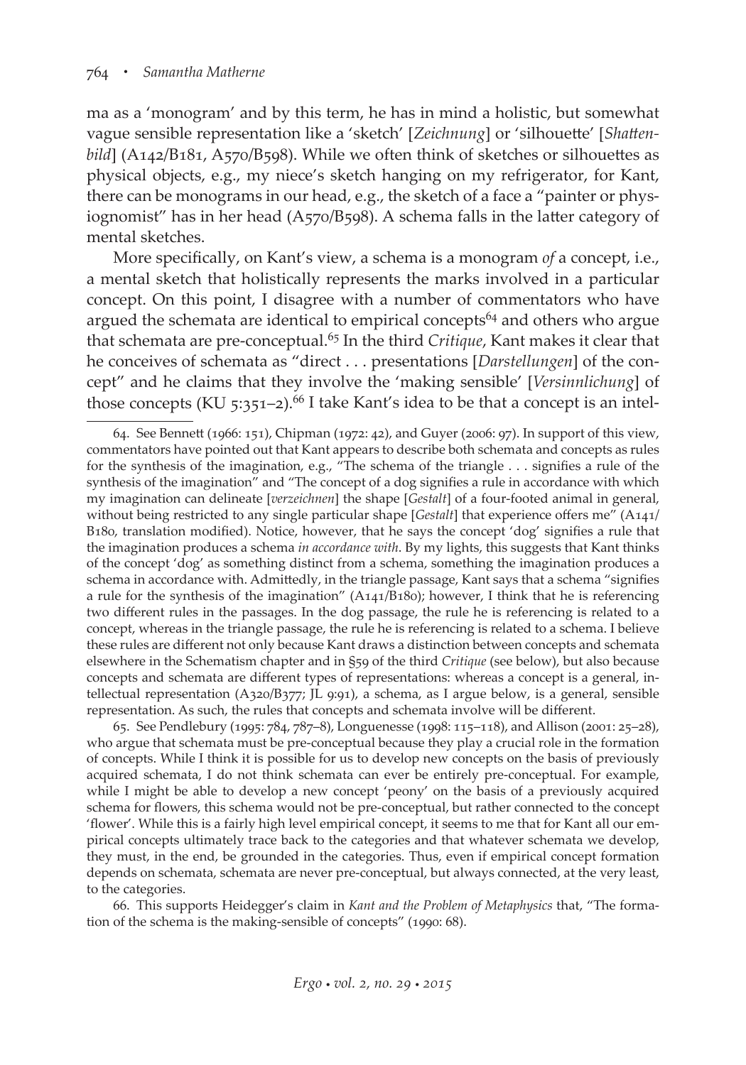ma as a 'monogram' and by this term, he has in mind a holistic, but somewhat vague sensible representation like a 'sketch' [*Zeichnung*] or 'silhouette' [*Schattenbild*] (A142/B181, A570/B598). While we often think of sketches or silhouettes as physical objects, e.g., my niece's sketch hanging on my refrigerator, for Kant, there can be monograms in our head, e.g., the sketch of a face a "painter or physiognomist" has in her head (A570/B598). A schema falls in the latter category of mental sketches.

More specifically, on Kant's view, a schema is a monogram *of* a concept, i.e., a mental sketch that holistically represents the marks involved in a particular concept. On this point, I disagree with a number of commentators who have argued the schemata are identical to empirical concepts[64] and others who argue that schemata are pre-conceptual.[65] In the third *Critique*, Kant makes it clear that he conceives of schemata as "direct . . . presentations [*Darstellungen*] of the concept" and he claims that they involve the 'making sensible' [*Versinnlichung*] of those concepts (KU 5:351–2).[66] I take Kant's idea to be that a concept is an intel-

64. See Bennett (1966: 151), Chipman (1972: 42), and Guyer (2006: 97). In support of this view, commentators have pointed out that Kant appears to describe both schemata and concepts as rules for the synthesis of the imagination, e.g., "The schema of the triangle . . . signifies a rule of the synthesis of the imagination" and "The concept of a dog signifies a rule in accordance with which my imagination can delineate [*verzeichnen*] the shape [*Gestalt*] of a four-footed animal in general, without being restricted to any single particular shape [*Gestalt*] that experience offers me" (A141/B180, translation modified). Notice, however, that he says the concept 'dog' signifies a rule that the imagination produces a schema *in accordance with*. By my lights, this suggests that Kant thinks of the concept 'dog' as something distinct from a schema, something the imagination produces a schema in accordance with. Admittedly, in the triangle passage, Kant says that a schema "signifies a rule for the synthesis of the imagination" (A141/B180); however, I think that he is referencing two different rules in the passages. In the dog passage, the rule he is referencing is related to a concept, whereas in the triangle passage, the rule he is referencing is related to a schema. I believe these rules are different not only because Kant draws a distinction between concepts and schemata elsewhere in the Schematism chapter and in §59 of the third *Critique* (see below), but also because concepts and schemata are different types of representations: whereas a concept is a general, intellectual representation (A320/B377; JL 9:91), a schema, as I argue below, is a general, sensible representation. As such, the rules that concepts and schemata involve will be different.

65. See Pendlebury (1995: 784, 787–8), Longuenesse (1998: 115–118), and Allison (2001: 25–28), who argue that schemata must be pre-conceptual because they play a crucial role in the formation of concepts. While I think it is possible for us to develop new concepts on the basis of previously acquired schemata, I do not think schemata can ever be entirely pre-conceptual. For example, while I might be able to develop a new concept 'peony' on the basis of a previously acquired schema for flowers, this schema would not be pre-conceptual, but rather connected to the concept 'flower'. While this is a fairly high level empirical concept, it seems to me that for Kant all our empirical concepts ultimately trace back to the categories and that whatever schemata we develop, they must, in the end, be grounded in the categories. Thus, even if empirical concept formation depends on schemata, schemata are never pre-conceptual, but always connected, at the very least, to the categories.

66. This supports Heidegger's claim in *Kant and the Problem of Metaphysics* that, "The formation of the schema is the making-sensible of concepts" (1990: 68).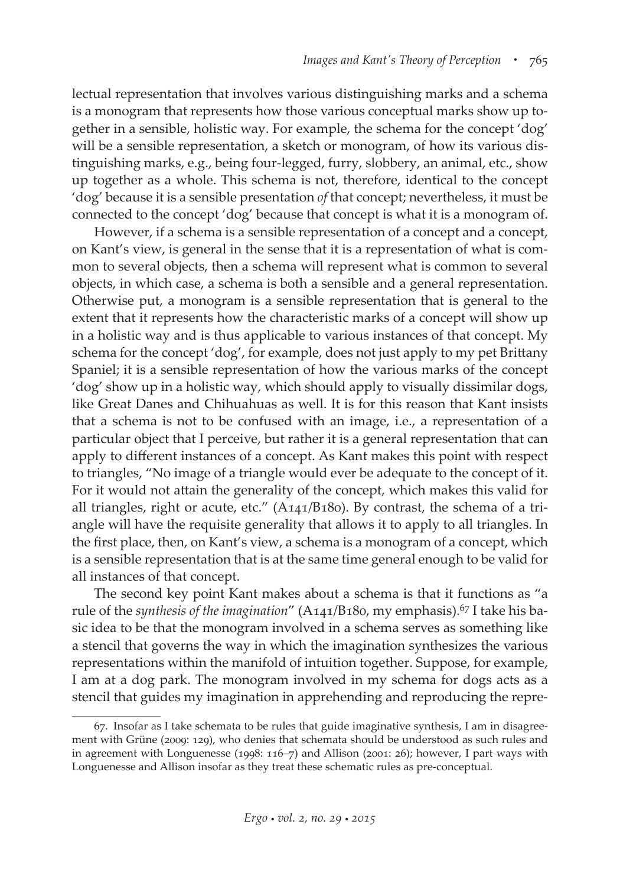lectual representation that involves various distinguishing marks and a schema is a monogram that represents how those various conceptual marks show up together in a sensible, holistic way. For example, the schema for the concept 'dog' will be a sensible representation, a sketch or monogram, of how its various distinguishing marks, e.g., being four-legged, furry, slobbery, an animal, etc., show up together as a whole. This schema is not, therefore, identical to the concept 'dog' because it is a sensible presentation *of* that concept; nevertheless, it must be connected to the concept 'dog' because that concept is what it is a monogram of.

However, if a schema is a sensible representation of a concept and a concept, on Kant's view, is general in the sense that it is a representation of what is common to several objects, then a schema will represent what is common to several objects, in which case, a schema is both a sensible and a general representation. Otherwise put, a monogram is a sensible representation that is general to the extent that it represents how the characteristic marks of a concept will show up in a holistic way and is thus applicable to various instances of that concept. My schema for the concept 'dog', for example, does not just apply to my pet Brittany Spaniel; it is a sensible representation of how the various marks of the concept 'dog' show up in a holistic way, which should apply to visually dissimilar dogs, like Great Danes and Chihuahuas as well. It is for this reason that Kant insists that a schema is not to be confused with an image, i.e., a representation of a particular object that I perceive, but rather it is a general representation that can apply to different instances of a concept. As Kant makes this point with respect to triangles, "No image of a triangle would ever be adequate to the concept of it. For it would not attain the generality of the concept, which makes this valid for all triangles, right or acute, etc." (A141/B180). By contrast, the schema of a triangle will have the requisite generality that allows it to apply to all triangles. In the first place, then, on Kant's view, a schema is a monogram of a concept, which is a sensible representation that is at the same time general enough to be valid for all instances of that concept.

The second key point Kant makes about a schema is that it functions as "a rule of the *synthesis of the imagination*" (A141/B180, my emphasis).[67] I take his basic idea to be that the monogram involved in a schema serves as something like a stencil that governs the way in which the imagination synthesizes the various representations within the manifold of intuition together. Suppose, for example, I am at a dog park. The monogram involved in my schema for dogs acts as a stencil that guides my imagination in apprehending and reproducing the repre-

67. Insofar as I take schemata to be rules that guide imaginative synthesis, I am in disagreement with Grüne (2009: 129), who denies that schemata should be understood as such rules and in agreement with Longuenesse (1998: 116–7) and Allison (2001: 26); however, I part ways with Longuenesse and Allison insofar as they treat these schematic rules as pre-conceptual.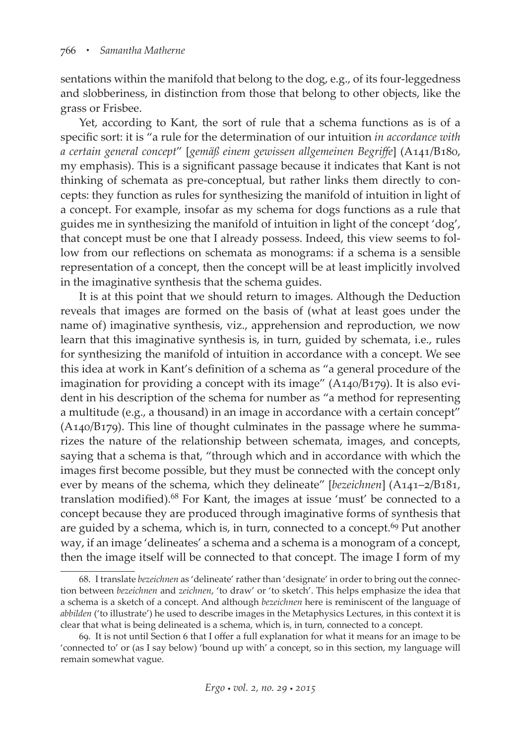sentations within the manifold that belong to the dog, e.g., of its four-leggedness and slobberiness, in distinction from those that belong to other objects, like the grass or Frisbee.

Yet, according to Kant, the sort of rule that a schema functions as is of a specific sort: it is "a rule for the determination of our intuition *in accordance with a certain general concept*" [*gemäß einem gewissen allgemeinen Begriffe*] (A141/B180, my emphasis). This is a significant passage because it indicates that Kant is not thinking of schemata as pre-conceptual, but rather links them directly to concepts: they function as rules for synthesizing the manifold of intuition in light of a concept. For example, insofar as my schema for dogs functions as a rule that guides me in synthesizing the manifold of intuition in light of the concept 'dog', that concept must be one that I already possess. Indeed, this view seems to follow from our reflections on schemata as monograms: if a schema is a sensible representation of a concept, then the concept will be at least implicitly involved in the imaginative synthesis that the schema guides.

It is at this point that we should return to images. Although the Deduction reveals that images are formed on the basis of (what at least goes under the name of) imaginative synthesis, viz., apprehension and reproduction, we now learn that this imaginative synthesis is, in turn, guided by schemata, i.e., rules for synthesizing the manifold of intuition in accordance with a concept. We see this idea at work in Kant's definition of a schema as "a general procedure of the imagination for providing a concept with its image" (A140/B179). It is also evident in his description of the schema for number as "a method for representing a multitude (e.g., a thousand) in an image in accordance with a certain concept" (A140/B179). This line of thought culminates in the passage where he summarizes the nature of the relationship between schemata, images, and concepts, saying that a schema is that, "through which and in accordance with which the images first become possible, but they must be connected with the concept only ever by means of the schema, which they delineate" [*bezeichnen*] (A141–2/B181, translation modified).[68] For Kant, the images at issue 'must' be connected to a concept because they are produced through imaginative forms of synthesis that are guided by a schema, which is, in turn, connected to a concept.[69] Put another way, if an image 'delineates' a schema and a schema is a monogram of a concept, then the image itself will be connected to that concept. The image I form of my

68. I translate *bezeichnen* as 'delineate' rather than 'designate' in order to bring out the connection between *bezeichnen* and *zeichnen*, 'to draw' or 'to sketch'. This helps emphasize the idea that a schema is a sketch of a concept. And although *bezeichnen* here is reminiscent of the language of *abbilden* ('to illustrate') he used to describe images in the Metaphysics Lectures, in this context it is clear that what is being delineated is a schema, which is, in turn, connected to a concept.

69. It is not until Section 6 that I offer a full explanation for what it means for an image to be 'connected to' or (as I say below) 'bound up with' a concept, so in this section, my language will remain somewhat vague.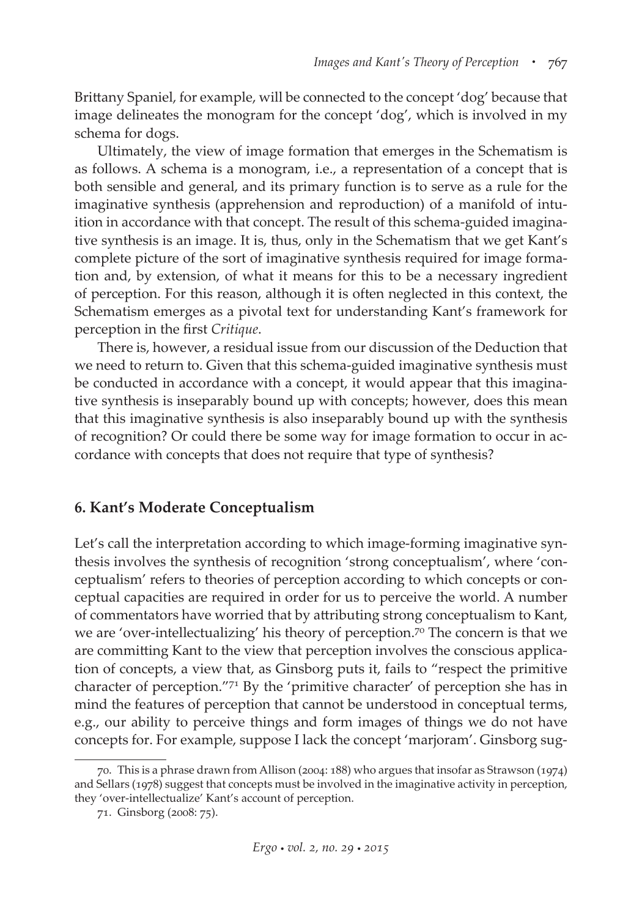Brittany Spaniel, for example, will be connected to the concept 'dog' because that image delineates the monogram for the concept 'dog', which is involved in my schema for dogs.

Ultimately, the view of image formation that emerges in the Schematism is as follows. A schema is a monogram, i.e., a representation of a concept that is both sensible and general, and its primary function is to serve as a rule for the imaginative synthesis (apprehension and reproduction) of a manifold of intuition in accordance with that concept. The result of this schema-guided imaginative synthesis is an image. It is, thus, only in the Schematism that we get Kant's complete picture of the sort of imaginative synthesis required for image formation and, by extension, of what it means for this to be a necessary ingredient of perception. For this reason, although it is often neglected in this context, the Schematism emerges as a pivotal text for understanding Kant's framework for perception in the first *Critique*.

There is, however, a residual issue from our discussion of the Deduction that we need to return to. Given that this schema-guided imaginative synthesis must be conducted in accordance with a concept, it would appear that this imaginative synthesis is inseparably bound up with concepts; however, does this mean that this imaginative synthesis is also inseparably bound up with the synthesis of recognition? Or could there be some way for image formation to occur in accordance with concepts that does not require that type of synthesis?

## 6. Kant's Moderate Conceptualism

Let's call the interpretation according to which image-forming imaginative synthesis involves the synthesis of recognition 'strong conceptualism', where 'conceptualism' refers to theories of perception according to which concepts or conceptual capacities are required in order for us to perceive the world. A number of commentators have worried that by attributing strong conceptualism to Kant, we are 'over-intellectualizing' his theory of perception.[70] The concern is that we are committing Kant to the view that perception involves the conscious application of concepts, a view that, as Ginsborg puts it, fails to "respect the primitive character of perception."[71] By the 'primitive character' of perception she has in mind the features of perception that cannot be understood in conceptual terms, e.g., our ability to perceive things and form images of things we do not have concepts for. For example, suppose I lack the concept 'marjoram'. Ginsborg sug-

70. This is a phrase drawn from Allison (2004: 188) who argues that insofar as Strawson (1974) and Sellars (1978) suggest that concepts must be involved in the imaginative activity in perception, they 'over-intellectualize' Kant's account of perception.

71. Ginsborg (2008: 75).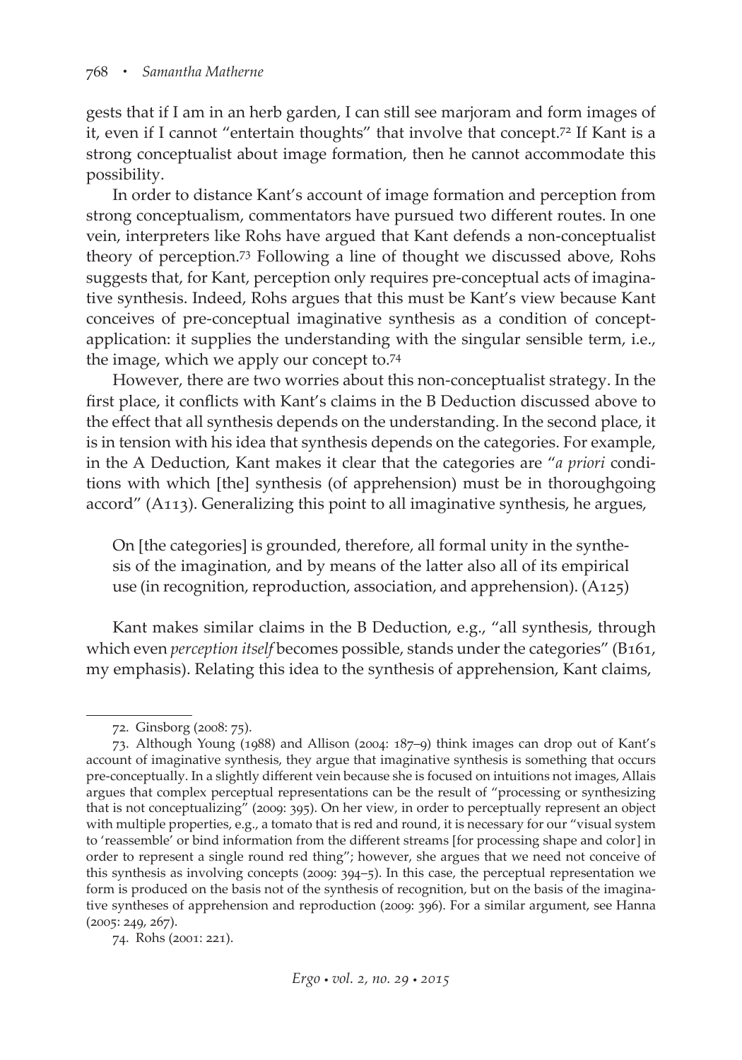gests that if I am in an herb garden, I can still see marjoram and form images of it, even if I cannot "entertain thoughts" that involve that concept.[72] If Kant is a strong conceptualist about image formation, then he cannot accommodate this possibility.

In order to distance Kant's account of image formation and perception from strong conceptualism, commentators have pursued two different routes. In one vein, interpreters like Rohs have argued that Kant defends a non-conceptualist theory of perception.[73] Following a line of thought we discussed above, Rohs suggests that, for Kant, perception only requires pre-conceptual acts of imaginative synthesis. Indeed, Rohs argues that this must be Kant's view because Kant conceives of pre-conceptual imaginative synthesis as a condition of concept-application: it supplies the understanding with the singular sensible term, i.e., the image, which we apply our concept to.[74]

However, there are two worries about this non-conceptualist strategy. In the first place, it conflicts with Kant's claims in the B Deduction discussed above to the effect that all synthesis depends on the understanding. In the second place, it is in tension with his idea that synthesis depends on the categories. For example, in the A Deduction, Kant makes it clear that the categories are "*a priori* conditions with which [the] synthesis (of apprehension) must be in thoroughgoing accord" (A113). Generalizing this point to all imaginative synthesis, he argues,

> On [the categories] is grounded, therefore, all formal unity in the synthesis of the imagination, and by means of the latter also all of its empirical use (in recognition, reproduction, association, and apprehension). (A125)

Kant makes similar claims in the B Deduction, e.g., "all synthesis, through which even *perception itself* becomes possible, stands under the categories" (B161, my emphasis). Relating this idea to the synthesis of apprehension, Kant claims,

---

72. Ginsborg (2008: 75).

73. Although Young (1988) and Allison (2004: 187–9) think images can drop out of Kant's account of imaginative synthesis, they argue that imaginative synthesis is something that occurs pre-conceptually. In a slightly different vein because she is focused on intuitions not images, Allais argues that complex perceptual representations can be the result of "processing or synthesizing that is not conceptualizing" (2009: 395). On her view, in order to perceptually represent an object with multiple properties, e.g., a tomato that is red and round, it is necessary for our "visual system to 'reassemble' or bind information from the different streams [for processing shape and color] in order to represent a single round red thing"; however, she argues that we need not conceive of this synthesis as involving concepts (2009: 394–5). In this case, the perceptual representation we form is produced on the basis not of the synthesis of recognition, but on the basis of the imaginative syntheses of apprehension and reproduction (2009: 396). For a similar argument, see Hanna (2005: 249, 267).

74. Rohs (2001: 221).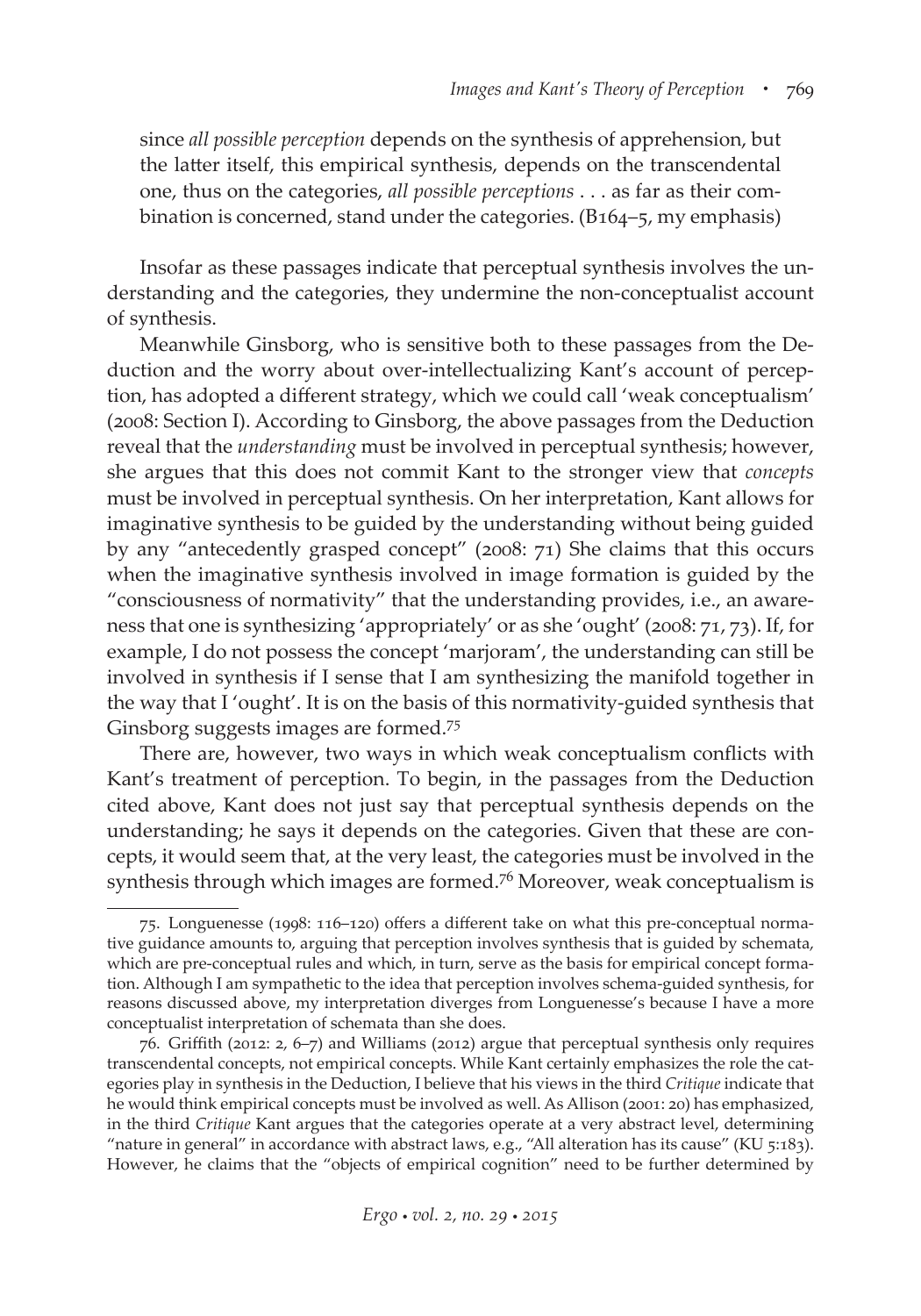since *all possible perception* depends on the synthesis of apprehension, but the latter itself, this empirical synthesis, depends on the transcendental one, thus on the categories, *all possible perceptions* . . . as far as their combination is concerned, stand under the categories. (B164–5, my emphasis)

Insofar as these passages indicate that perceptual synthesis involves the understanding and the categories, they undermine the non-conceptualist account of synthesis.

Meanwhile Ginsborg, who is sensitive both to these passages from the Deduction and the worry about over-intellectualizing Kant's account of perception, has adopted a different strategy, which we could call 'weak conceptualism' (2008: Section I). According to Ginsborg, the above passages from the Deduction reveal that the *understanding* must be involved in perceptual synthesis; however, she argues that this does not commit Kant to the stronger view that *concepts* must be involved in perceptual synthesis. On her interpretation, Kant allows for imaginative synthesis to be guided by the understanding without being guided by any "antecedently grasped concept" (2008: 71) She claims that this occurs when the imaginative synthesis involved in image formation is guided by the "consciousness of normativity" that the understanding provides, i.e., an awareness that one is synthesizing 'appropriately' or as she 'ought' (2008: 71, 73). If, for example, I do not possess the concept 'marjoram', the understanding can still be involved in synthesis if I sense that I am synthesizing the manifold together in the way that I 'ought'. It is on the basis of this normativity-guided synthesis that Ginsborg suggests images are formed.[75]

There are, however, two ways in which weak conceptualism conflicts with Kant's treatment of perception. To begin, in the passages from the Deduction cited above, Kant does not just say that perceptual synthesis depends on the understanding; he says it depends on the categories. Given that these are concepts, it would seem that, at the very least, the categories must be involved in the synthesis through which images are formed.[76] Moreover, weak conceptualism is

---

75. Longuenesse (1998: 116–120) offers a different take on what this pre-conceptual normative guidance amounts to, arguing that perception involves synthesis that is guided by schemata, which are pre-conceptual rules and which, in turn, serve as the basis for empirical concept formation. Although I am sympathetic to the idea that perception involves schema-guided synthesis, for reasons discussed above, my interpretation diverges from Longuenesse's because I have a more conceptualist interpretation of schemata than she does.

76. Griffith (2012: 2, 6–7) and Williams (2012) argue that perceptual synthesis only requires transcendental concepts, not empirical concepts. While Kant certainly emphasizes the role the categories play in synthesis in the Deduction, I believe that his views in the third *Critique* indicate that he would think empirical concepts must be involved as well. As Allison (2001: 20) has emphasized, in the third *Critique* Kant argues that the categories operate at a very abstract level, determining "nature in general" in accordance with abstract laws, e.g., "All alteration has its cause" (KU 5:183). However, he claims that the "objects of empirical cognition" need to be further determined by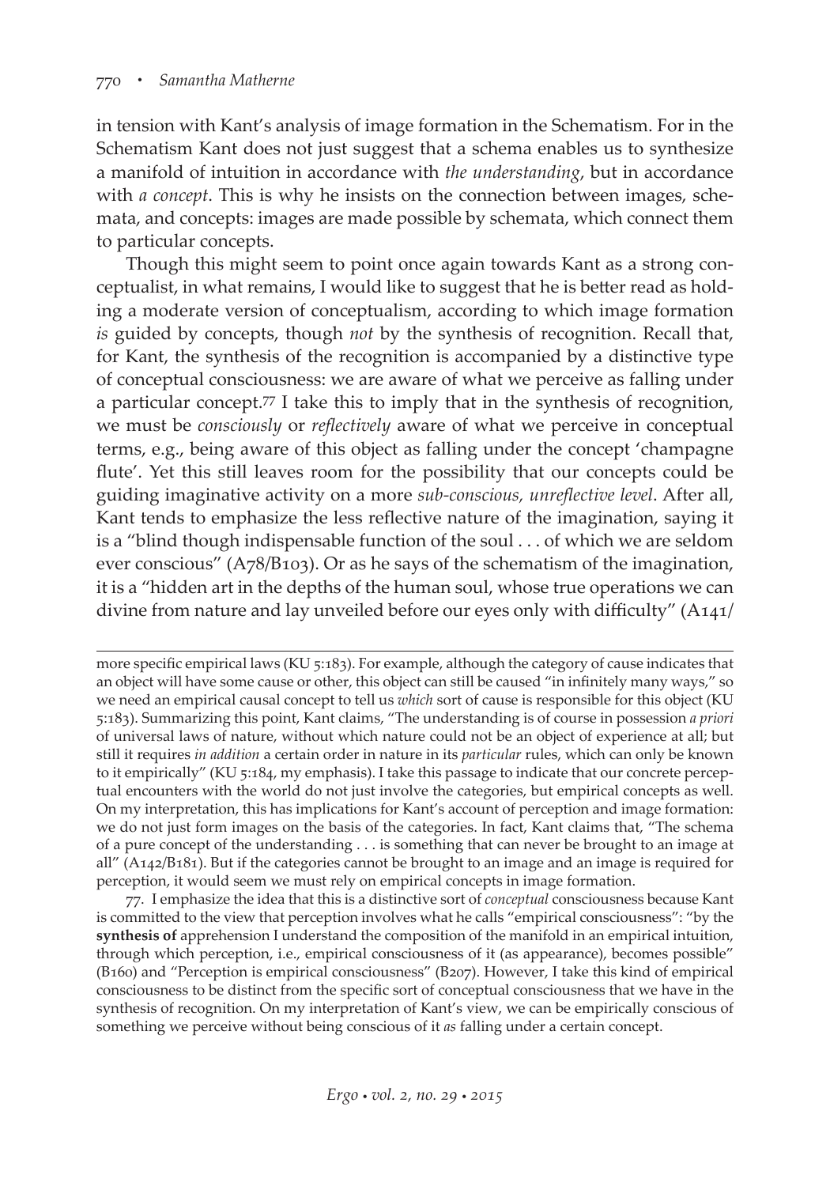in tension with Kant's analysis of image formation in the Schematism. For in the Schematism Kant does not just suggest that a schema enables us to synthesize a manifold of intuition in accordance with *the understanding*, but in accordance with *a concept*. This is why he insists on the connection between images, schemata, and concepts: images are made possible by schemata, which connect them to particular concepts.

Though this might seem to point once again towards Kant as a strong conceptualist, in what remains, I would like to suggest that he is better read as holding a moderate version of conceptualism, according to which image formation *is* guided by concepts, though *not* by the synthesis of recognition. Recall that, for Kant, the synthesis of the recognition is accompanied by a distinctive type of conceptual consciousness: we are aware of what we perceive as falling under a particular concept.[77] I take this to imply that in the synthesis of recognition, we must be *consciously* or *reflectively* aware of what we perceive in conceptual terms, e.g., being aware of this object as falling under the concept 'champagne flute'. Yet this still leaves room for the possibility that our concepts could be guiding imaginative activity on a more *sub-conscious, unreflective level*. After all, Kant tends to emphasize the less reflective nature of the imagination, saying it is a "blind though indispensable function of the soul . . . of which we are seldom ever conscious" (A78/B103). Or as he says of the schematism of the imagination, it is a "hidden art in the depths of the human soul, whose true operations we can divine from nature and lay unveiled before our eyes only with difficulty" (A141/

---

more specific empirical laws (KU 5:183). For example, although the category of cause indicates that an object will have some cause or other, this object can still be caused "in infinitely many ways," so we need an empirical causal concept to tell us *which* sort of cause is responsible for this object (KU 5:183). Summarizing this point, Kant claims, "The understanding is of course in possession *a priori* of universal laws of nature, without which nature could not be an object of experience at all; but still it requires *in addition* a certain order in nature in its *particular* rules, which can only be known to it empirically" (KU 5:184, my emphasis). I take this passage to indicate that our concrete perceptual encounters with the world do not just involve the categories, but empirical concepts as well. On my interpretation, this has implications for Kant's account of perception and image formation: we do not just form images on the basis of the categories. In fact, Kant claims that, "The schema of a pure concept of the understanding . . . is something that can never be brought to an image at all" (A142/B181). But if the categories cannot be brought to an image and an image is required for perception, it would seem we must rely on empirical concepts in image formation.

77. I emphasize the idea that this is a distinctive sort of *conceptual* consciousness because Kant is committed to the view that perception involves what he calls "empirical consciousness": "by the **synthesis of** apprehension I understand the composition of the manifold in an empirical intuition, through which perception, i.e., empirical consciousness of it (as appearance), becomes possible" (B160) and "Perception is empirical consciousness" (B207). However, I take this kind of empirical consciousness to be distinct from the specific sort of conceptual consciousness that we have in the synthesis of recognition. On my interpretation of Kant's view, we can be empirically conscious of something we perceive without being conscious of it *as* falling under a certain concept.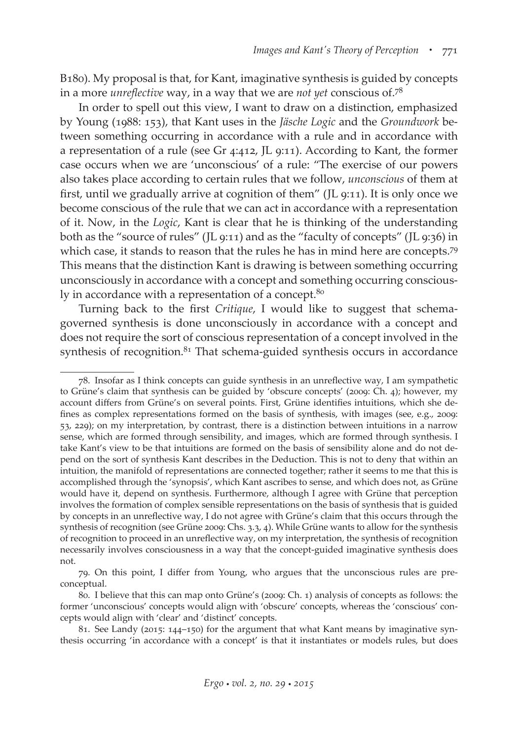B180). My proposal is that, for Kant, imaginative synthesis is guided by concepts in a more *unreflective* way, in a way that we are *not yet* conscious of.[78]

In order to spell out this view, I want to draw on a distinction, emphasized by Young (1988: 153), that Kant uses in the *Jäsche Logic* and the *Groundwork* between something occurring in accordance with a rule and in accordance with a representation of a rule (see Gr 4:412, JL 9:11). According to Kant, the former case occurs when we are 'unconscious' of a rule: "The exercise of our powers also takes place according to certain rules that we follow, *unconscious* of them at first, until we gradually arrive at cognition of them" (JL 9:11). It is only once we become conscious of the rule that we can act in accordance with a representation of it. Now, in the *Logic*, Kant is clear that he is thinking of the understanding both as the "source of rules" (JL 9:11) and as the "faculty of concepts" (JL 9:36) in which case, it stands to reason that the rules he has in mind here are concepts.[79] This means that the distinction Kant is drawing is between something occurring unconsciously in accordance with a concept and something occurring consciously in accordance with a representation of a concept.[80]

Turning back to the first *Critique*, I would like to suggest that schema-governed synthesis is done unconsciously in accordance with a concept and does not require the sort of conscious representation of a concept involved in the synthesis of recognition.[81] That schema-guided synthesis occurs in accordance

---

78. Insofar as I think concepts can guide synthesis in an unreflective way, I am sympathetic to Grüne's claim that synthesis can be guided by 'obscure concepts' (2009: Ch. 4); however, my account differs from Grüne's on several points. First, Grüne identifies intuitions, which she defines as complex representations formed on the basis of synthesis, with images (see, e.g., 2009: 53, 229); on my interpretation, by contrast, there is a distinction between intuitions in a narrow sense, which are formed through sensibility, and images, which are formed through synthesis. I take Kant's view to be that intuitions are formed on the basis of sensibility alone and do not depend on the sort of synthesis Kant describes in the Deduction. This is not to deny that within an intuition, the manifold of representations are connected together; rather it seems to me that this is accomplished through the 'synopsis', which Kant ascribes to sense, and which does not, as Grüne would have it, depend on synthesis. Furthermore, although I agree with Grüne that perception involves the formation of complex sensible representations on the basis of synthesis that is guided by concepts in an unreflective way, I do not agree with Grüne's claim that this occurs through the synthesis of recognition (see Grüne 2009: Chs. 3.3, 4). While Grüne wants to allow for the synthesis of recognition to proceed in an unreflective way, on my interpretation, the synthesis of recognition necessarily involves consciousness in a way that the concept-guided imaginative synthesis does not.

79. On this point, I differ from Young, who argues that the unconscious rules are preconceptual.

80. I believe that this can map onto Grüne's (2009: Ch. 1) analysis of concepts as follows: the former 'unconscious' concepts would align with 'obscure' concepts, whereas the 'conscious' concepts would align with 'clear' and 'distinct' concepts.

81. See Landy (2015: 144–150) for the argument that what Kant means by imaginative synthesis occurring 'in accordance with a concept' is that it instantiates or models rules, but does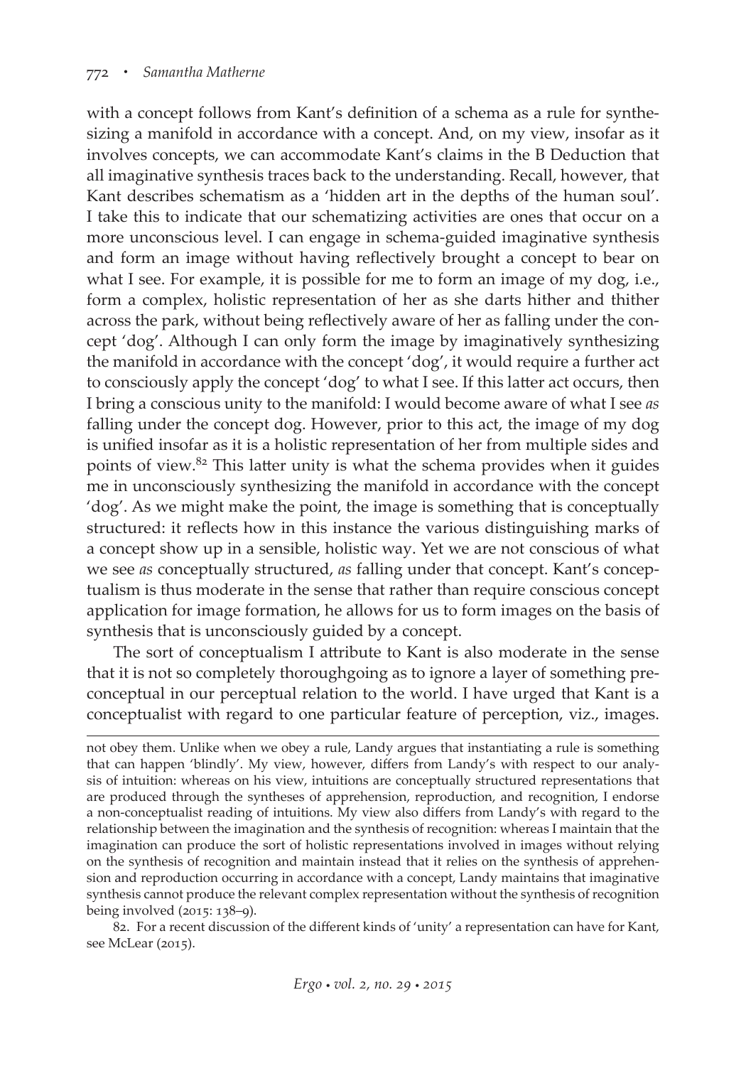with a concept follows from Kant's definition of a schema as a rule for synthesizing a manifold in accordance with a concept. And, on my view, insofar as it involves concepts, we can accommodate Kant's claims in the B Deduction that all imaginative synthesis traces back to the understanding. Recall, however, that Kant describes schematism as a 'hidden art in the depths of the human soul'. I take this to indicate that our schematizing activities are ones that occur on a more unconscious level. I can engage in schema-guided imaginative synthesis and form an image without having reflectively brought a concept to bear on what I see. For example, it is possible for me to form an image of my dog, i.e., form a complex, holistic representation of her as she darts hither and thither across the park, without being reflectively aware of her as falling under the concept 'dog'. Although I can only form the image by imaginatively synthesizing the manifold in accordance with the concept 'dog', it would require a further act to consciously apply the concept 'dog' to what I see. If this latter act occurs, then I bring a conscious unity to the manifold: I would become aware of what I see *as* falling under the concept dog. However, prior to this act, the image of my dog is unified insofar as it is a holistic representation of her from multiple sides and points of view.[82] This latter unity is what the schema provides when it guides me in unconsciously synthesizing the manifold in accordance with the concept 'dog'. As we might make the point, the image is something that is conceptually structured: it reflects how in this instance the various distinguishing marks of a concept show up in a sensible, holistic way. Yet we are not conscious of what we see *as* conceptually structured, *as* falling under that concept. Kant's conceptualism is thus moderate in the sense that rather than require conscious concept application for image formation, he allows for us to form images on the basis of synthesis that is unconsciously guided by a concept.

The sort of conceptualism I attribute to Kant is also moderate in the sense that it is not so completely thoroughgoing as to ignore a layer of something preconceptual in our perceptual relation to the world. I have urged that Kant is a conceptualist with regard to one particular feature of perception, viz., images.

---

not obey them. Unlike when we obey a rule, Landy argues that instantiating a rule is something that can happen 'blindly'. My view, however, differs from Landy's with respect to our analysis of intuition: whereas on his view, intuitions are conceptually structured representations that are produced through the syntheses of apprehension, reproduction, and recognition, I endorse a non-conceptualist reading of intuitions. My view also differs from Landy's with regard to the relationship between the imagination and the synthesis of recognition: whereas I maintain that the imagination can produce the sort of holistic representations involved in images without relying on the synthesis of recognition and maintain instead that it relies on the synthesis of apprehension and reproduction occurring in accordance with a concept, Landy maintains that imaginative synthesis cannot produce the relevant complex representation without the synthesis of recognition being involved (2015: 138–9).

82. For a recent discussion of the different kinds of 'unity' a representation can have for Kant, see McLear (2015).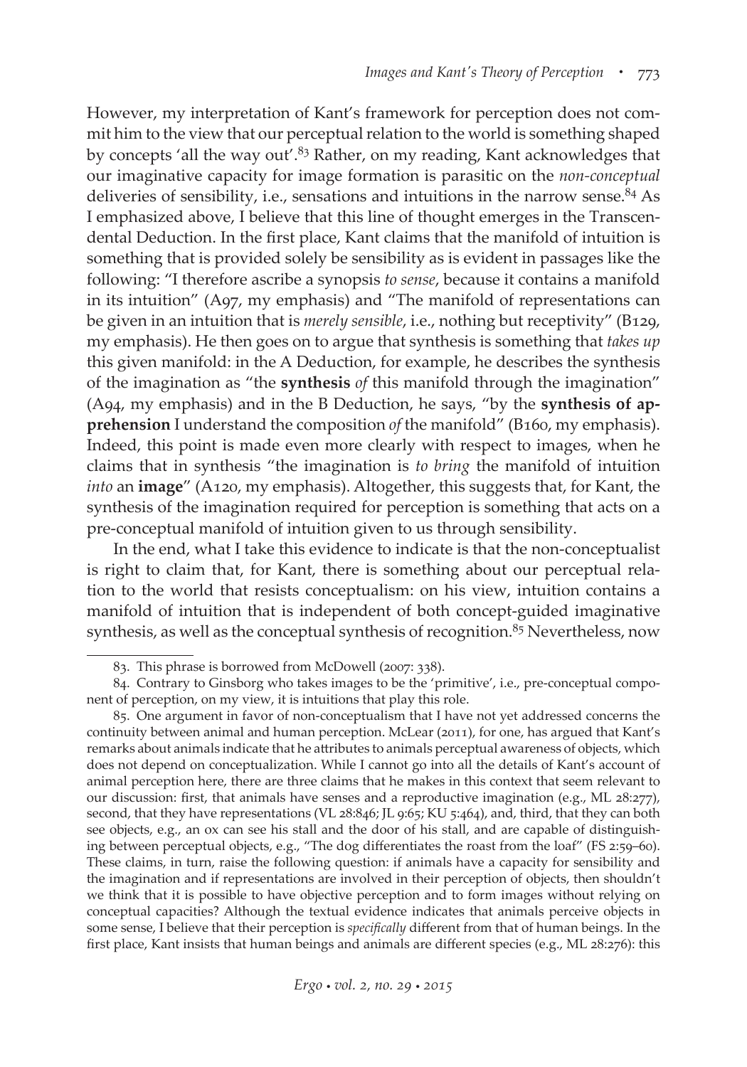However, my interpretation of Kant's framework for perception does not commit him to the view that our perceptual relation to the world is something shaped by concepts 'all the way out'.[83] Rather, on my reading, Kant acknowledges that our imaginative capacity for image formation is parasitic on the *non-conceptual* deliveries of sensibility, i.e., sensations and intuitions in the narrow sense.[84] As I emphasized above, I believe that this line of thought emerges in the Transcendental Deduction. In the first place, Kant claims that the manifold of intuition is something that is provided solely be sensibility as is evident in passages like the following: "I therefore ascribe a synopsis *to sense*, because it contains a manifold in its intuition" (A97, my emphasis) and "The manifold of representations can be given in an intuition that is *merely sensible*, i.e., nothing but receptivity" (B129, my emphasis). He then goes on to argue that synthesis is something that *takes up* this given manifold: in the A Deduction, for example, he describes the synthesis of the imagination as "the **synthesis** *of* this manifold through the imagination" (A94, my emphasis) and in the B Deduction, he says, "by the **synthesis of apprehension** I understand the composition *of* the manifold" (B160, my emphasis). Indeed, this point is made even more clearly with respect to images, when he claims that in synthesis "the imagination is *to bring* the manifold of intuition *into* an **image**" (A120, my emphasis). Altogether, this suggests that, for Kant, the synthesis of the imagination required for perception is something that acts on a pre-conceptual manifold of intuition given to us through sensibility.

In the end, what I take this evidence to indicate is that the non-conceptualist is right to claim that, for Kant, there is something about our perceptual relation to the world that resists conceptualism: on his view, intuition contains a manifold of intuition that is independent of both concept-guided imaginative synthesis, as well as the conceptual synthesis of recognition.[85] Nevertheless, now

83. This phrase is borrowed from McDowell (2007: 338).

84. Contrary to Ginsborg who takes images to be the 'primitive', i.e., pre-conceptual component of perception, on my view, it is intuitions that play this role.

85. One argument in favor of non-conceptualism that I have not yet addressed concerns the continuity between animal and human perception. McLear (2011), for one, has argued that Kant's remarks about animals indicate that he attributes to animals perceptual awareness of objects, which does not depend on conceptualization. While I cannot go into all the details of Kant's account of animal perception here, there are three claims that he makes in this context that seem relevant to our discussion: first, that animals have senses and a reproductive imagination (e.g., ML 28:277), second, that they have representations (VL 28:846; JL 9:65; KU 5:464), and, third, that they can both see objects, e.g., an ox can see his stall and the door of his stall, and are capable of distinguishing between perceptual objects, e.g., "The dog differentiates the roast from the loaf" (FS 2:59–60). These claims, in turn, raise the following question: if animals have a capacity for sensibility and the imagination and if representations are involved in their perception of objects, then shouldn't we think that it is possible to have objective perception and to form images without relying on conceptual capacities? Although the textual evidence indicates that animals perceive objects in some sense, I believe that their perception is *specifically* different from that of human beings. In the first place, Kant insists that human beings and animals are different species (e.g., ML 28:276): this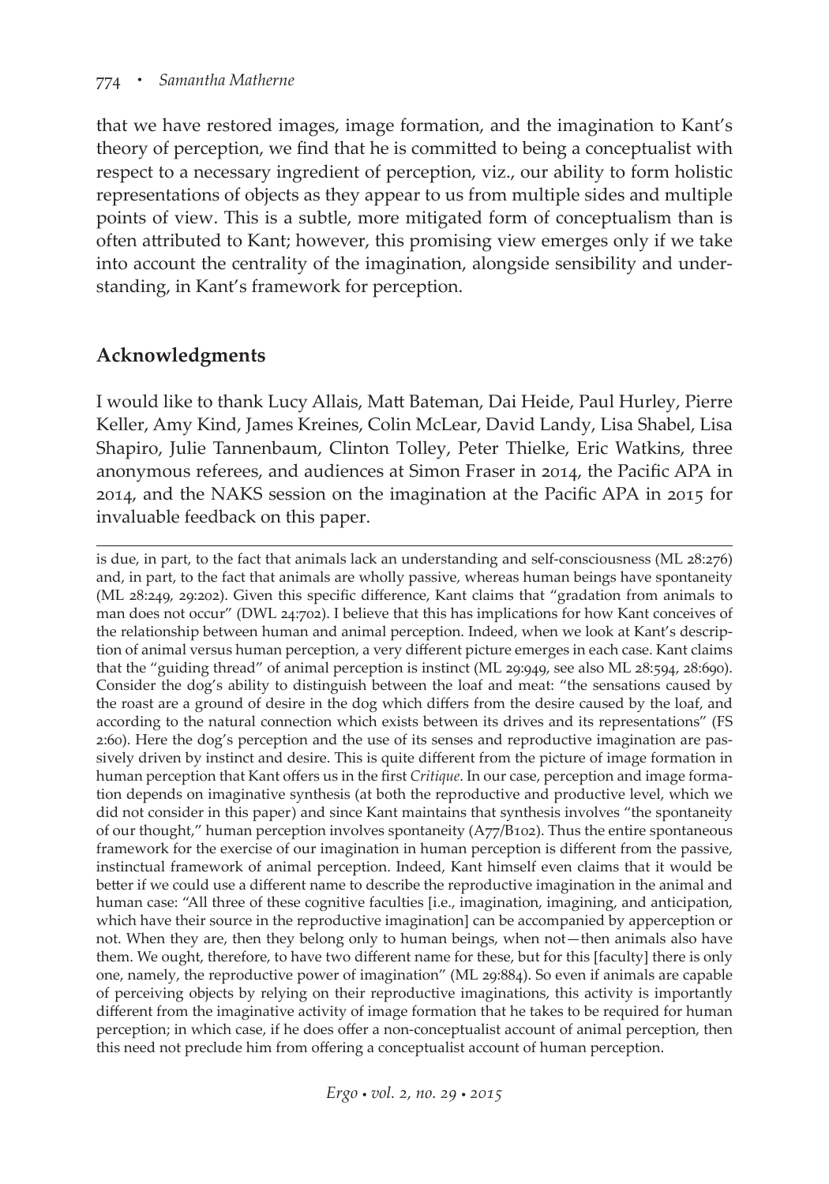that we have restored images, image formation, and the imagination to Kant's theory of perception, we find that he is committed to being a conceptualist with respect to a necessary ingredient of perception, viz., our ability to form holistic representations of objects as they appear to us from multiple sides and multiple points of view. This is a subtle, more mitigated form of conceptualism than is often attributed to Kant; however, this promising view emerges only if we take into account the centrality of the imagination, alongside sensibility and understanding, in Kant's framework for perception.

## Acknowledgments

I would like to thank Lucy Allais, Matt Bateman, Dai Heide, Paul Hurley, Pierre Keller, Amy Kind, James Kreines, Colin McLear, David Landy, Lisa Shabel, Lisa Shapiro, Julie Tannenbaum, Clinton Tolley, Peter Thielke, Eric Watkins, three anonymous referees, and audiences at Simon Fraser in 2014, the Pacific APA in 2014, and the NAKS session on the imagination at the Pacific APA in 2015 for invaluable feedback on this paper.

---

is due, in part, to the fact that animals lack an understanding and self-consciousness (ML 28:276) and, in part, to the fact that animals are wholly passive, whereas human beings have spontaneity (ML 28:249, 29:202). Given this specific difference, Kant claims that "gradation from animals to man does not occur" (DWL 24:702). I believe that this has implications for how Kant conceives of the relationship between human and animal perception. Indeed, when we look at Kant's description of animal versus human perception, a very different picture emerges in each case. Kant claims that the "guiding thread" of animal perception is instinct (ML 29:949, see also ML 28:594, 28:690). Consider the dog's ability to distinguish between the loaf and meat: "the sensations caused by the roast are a ground of desire in the dog which differs from the desire caused by the loaf, and according to the natural connection which exists between its drives and its representations" (FS 2:60). Here the dog's perception and the use of its senses and reproductive imagination are passively driven by instinct and desire. This is quite different from the picture of image formation in human perception that Kant offers us in the first *Critique*. In our case, perception and image formation depends on imaginative synthesis (at both the reproductive and productive level, which we did not consider in this paper) and since Kant maintains that synthesis involves "the spontaneity of our thought," human perception involves spontaneity (A77/B102). Thus the entire spontaneous framework for the exercise of our imagination in human perception is different from the passive, instinctual framework of animal perception. Indeed, Kant himself even claims that it would be better if we could use a different name to describe the reproductive imagination in the animal and human case: "All three of these cognitive faculties [i.e., imagination, imagining, and anticipation, which have their source in the reproductive imagination] can be accompanied by apperception or not. When they are, then they belong only to human beings, when not—then animals also have them. We ought, therefore, to have two different name for these, but for this [faculty] there is only one, namely, the reproductive power of imagination" (ML 29:884). So even if animals are capable of perceiving objects by relying on their reproductive imaginations, this activity is importantly different from the imaginative activity of image formation that he takes to be required for human perception; in which case, if he does offer a non-conceptualist account of animal perception, then this need not preclude him from offering a conceptualist account of human perception.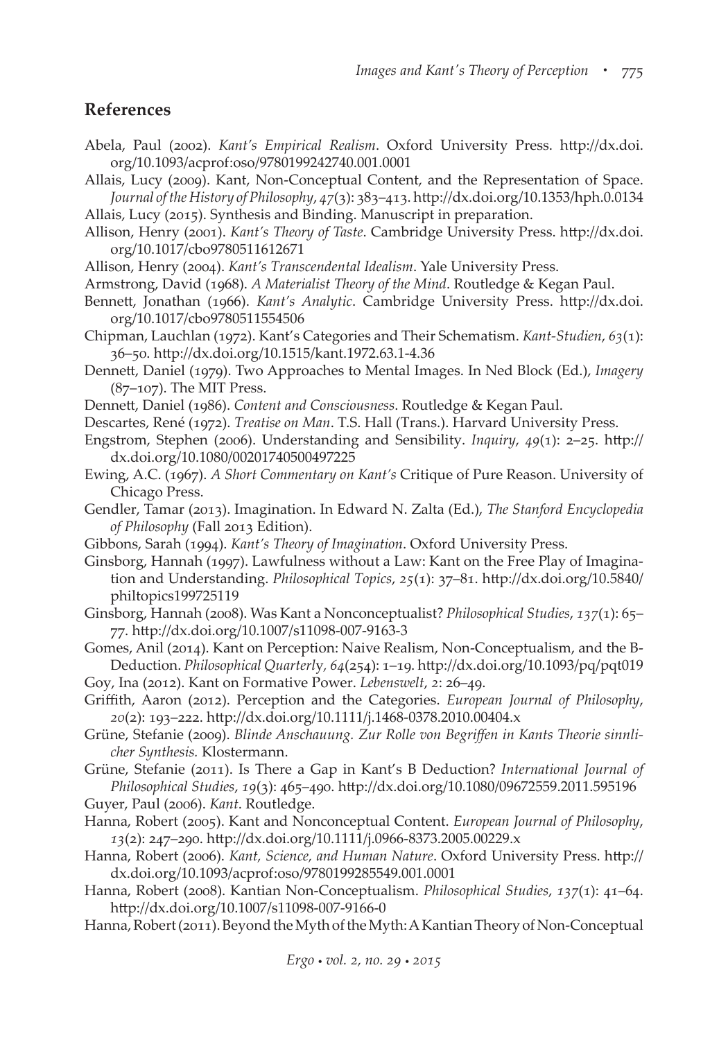## References

Abela, Paul (2002). *Kant's Empirical Realism*. Oxford University Press. http://dx.doi.org/10.1093/acprof:oso/9780199242740.001.0001

Allais, Lucy (2009). Kant, Non-Conceptual Content, and the Representation of Space. *Journal of the History of Philosophy*, *47*(3): 383–413. http://dx.doi.org/10.1353/hph.0.0134

Allais, Lucy (2015). Synthesis and Binding. Manuscript in preparation.

Allison, Henry (2001). *Kant's Theory of Taste*. Cambridge University Press. http://dx.doi.org/10.1017/cbo9780511612671

Allison, Henry (2004). *Kant's Transcendental Idealism*. Yale University Press.

Armstrong, David (1968). *A Materialist Theory of the Mind*. Routledge & Kegan Paul.

Bennett, Jonathan (1966). *Kant's Analytic*. Cambridge University Press. http://dx.doi.org/10.1017/cbo9780511554506

Chipman, Lauchlan (1972). Kant's Categories and Their Schematism. *Kant-Studien*, *63*(1): 36–50. http://dx.doi.org/10.1515/kant.1972.63.1-4.36

Dennett, Daniel (1979). Two Approaches to Mental Images. In Ned Block (Ed.), *Imagery* (87–107). The MIT Press.

Dennett, Daniel (1986). *Content and Consciousness*. Routledge & Kegan Paul.

Descartes, René (1972). *Treatise on Man*. T.S. Hall (Trans.). Harvard University Press.

Engstrom, Stephen (2006). Understanding and Sensibility. *Inquiry*, *49*(1): 2–25. http://dx.doi.org/10.1080/00201740500497225

Ewing, A.C. (1967). *A Short Commentary on Kant's* Critique of Pure Reason. University of Chicago Press.

Gendler, Tamar (2013). Imagination. In Edward N. Zalta (Ed.), *The Stanford Encyclopedia of Philosophy* (Fall 2013 Edition).

Gibbons, Sarah (1994). *Kant's Theory of Imagination*. Oxford University Press.

Ginsborg, Hannah (1997). Lawfulness without a Law: Kant on the Free Play of Imagination and Understanding. *Philosophical Topics*, *25*(1): 37–81. http://dx.doi.org/10.5840/philtopics199725119

Ginsborg, Hannah (2008). Was Kant a Nonconceptualist? *Philosophical Studies*, *137*(1): 65–77. http://dx.doi.org/10.1007/s11098-007-9163-3

Gomes, Anil (2014). Kant on Perception: Naive Realism, Non-Conceptualism, and the B-Deduction. *Philosophical Quarterly*, *64*(254): 1–19. http://dx.doi.org/10.1093/pq/pqt019

Goy, Ina (2012). Kant on Formative Power. *Lebenswelt*, *2*: 26–49.

Griffith, Aaron (2012). Perception and the Categories. *European Journal of Philosophy*, *20*(2): 193–222. http://dx.doi.org/10.1111/j.1468-0378.2010.00404.x

Grüne, Stefanie (2009). *Blinde Anschauung. Zur Rolle von Begriffen in Kants Theorie sinnlicher Synthesis.* Klostermann.

Grüne, Stefanie (2011). Is There a Gap in Kant's B Deduction? *International Journal of Philosophical Studies*, *19*(3): 465–490. http://dx.doi.org/10.1080/09672559.2011.595196

Guyer, Paul (2006). *Kant*. Routledge.

Hanna, Robert (2005). Kant and Nonconceptual Content. *European Journal of Philosophy*, *13*(2): 247–290. http://dx.doi.org/10.1111/j.0966-8373.2005.00229.x

Hanna, Robert (2006). *Kant, Science, and Human Nature*. Oxford University Press. http://dx.doi.org/10.1093/acprof:oso/9780199285549.001.0001

Hanna, Robert (2008). Kantian Non-Conceptualism. *Philosophical Studies*, *137*(1): 41–64. http://dx.doi.org/10.1007/s11098-007-9166-0

Hanna, Robert (2011). Beyond the Myth of the Myth: A Kantian Theory of Non-Conceptual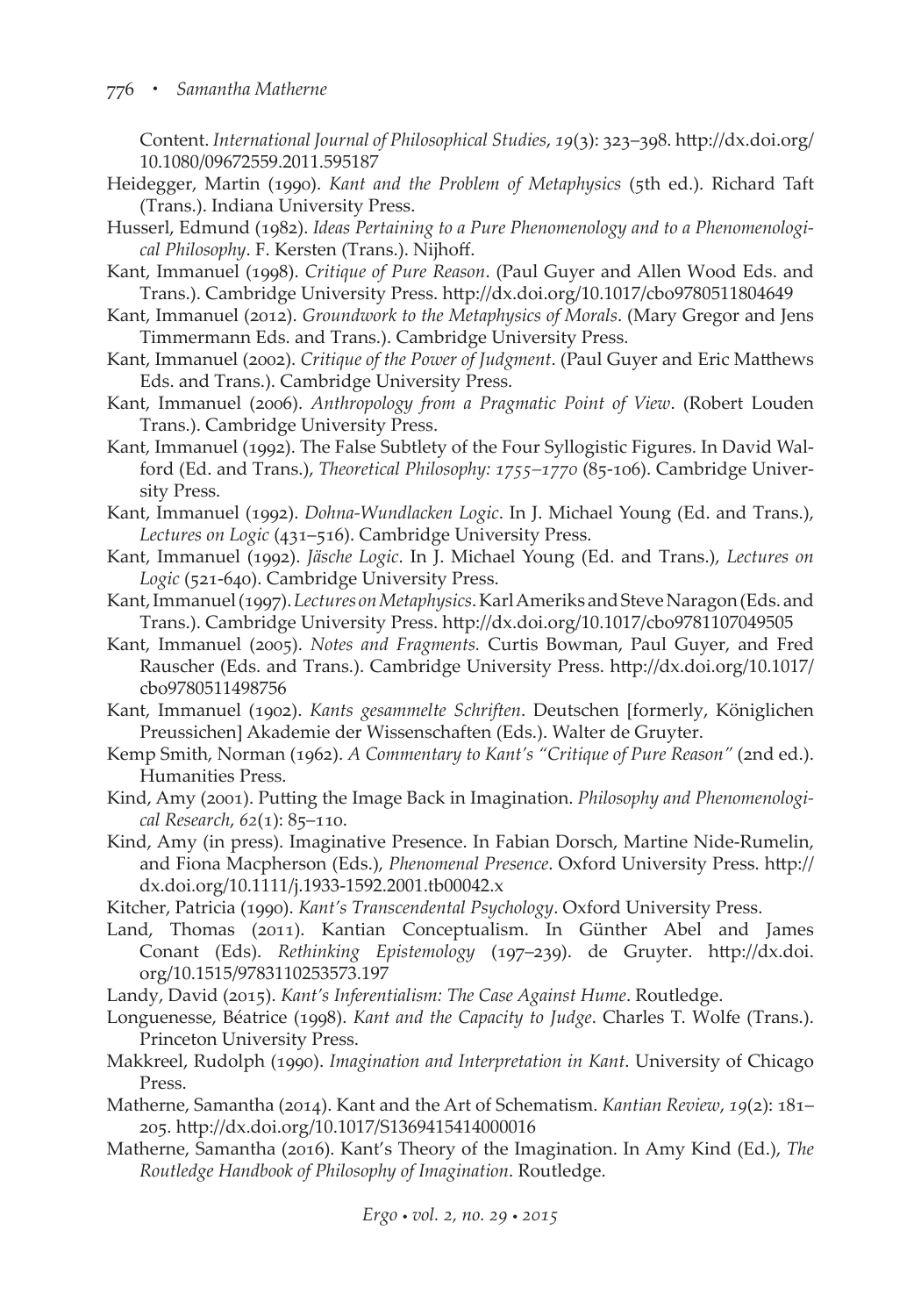Content. *International Journal of Philosophical Studies*, *19*(3): 323–398. http://dx.doi.org/10.1080/09672559.2011.595187

Heidegger, Martin (1990). *Kant and the Problem of Metaphysics* (5th ed.). Richard Taft (Trans.). Indiana University Press.

Husserl, Edmund (1982). *Ideas Pertaining to a Pure Phenomenology and to a Phenomenological Philosophy*. F. Kersten (Trans.). Nijhoff.

Kant, Immanuel (1998). *Critique of Pure Reason*. (Paul Guyer and Allen Wood Eds. and Trans.). Cambridge University Press. http://dx.doi.org/10.1017/cbo9780511804649

Kant, Immanuel (2012). *Groundwork to the Metaphysics of Morals*. (Mary Gregor and Jens Timmermann Eds. and Trans.). Cambridge University Press.

Kant, Immanuel (2002). *Critique of the Power of Judgment*. (Paul Guyer and Eric Matthews Eds. and Trans.). Cambridge University Press.

Kant, Immanuel (2006). *Anthropology from a Pragmatic Point of View*. (Robert Louden Trans.). Cambridge University Press.

Kant, Immanuel (1992). The False Subtlety of the Four Syllogistic Figures. In David Walford (Ed. and Trans.), *Theoretical Philosophy: 1755–1770* (85-106). Cambridge University Press.

Kant, Immanuel (1992). *Dohna-Wundlacken Logic*. In J. Michael Young (Ed. and Trans.), *Lectures on Logic* (431–516). Cambridge University Press.

Kant, Immanuel (1992). *Jäsche Logic*. In J. Michael Young (Ed. and Trans.), *Lectures on Logic* (521-640). Cambridge University Press.

Kant, Immanuel (1997). *Lectures on Metaphysics*. Karl Ameriks and Steve Naragon (Eds. and Trans.). Cambridge University Press. http://dx.doi.org/10.1017/cbo9781107049505

Kant, Immanuel (2005). *Notes and Fragments*. Curtis Bowman, Paul Guyer, and Fred Rauscher (Eds. and Trans.). Cambridge University Press. http://dx.doi.org/10.1017/cbo9780511498756

Kant, Immanuel (1902). *Kants gesammelte Schriften*. Deutschen [formerly, Königlichen Preussichen] Akademie der Wissenschaften (Eds.). Walter de Gruyter.

Kemp Smith, Norman (1962). *A Commentary to Kant's "Critique of Pure Reason"* (2nd ed.). Humanities Press.

Kind, Amy (2001). Putting the Image Back in Imagination. *Philosophy and Phenomenological Research*, *62*(1): 85–110.

Kind, Amy (in press). Imaginative Presence. In Fabian Dorsch, Martine Nide-Rumelin, and Fiona Macpherson (Eds.), *Phenomenal Presence*. Oxford University Press. http://dx.doi.org/10.1111/j.1933-1592.2001.tb00042.x

Kitcher, Patricia (1990). *Kant's Transcendental Psychology*. Oxford University Press.

Land, Thomas (2011). Kantian Conceptualism. In Günther Abel and James Conant (Eds). *Rethinking Epistemology* (197–239). de Gruyter. http://dx.doi.org/10.1515/9783110253573.197

Landy, David (2015). *Kant's Inferentialism: The Case Against Hume*. Routledge.

Longuenesse, Béatrice (1998). *Kant and the Capacity to Judge*. Charles T. Wolfe (Trans.). Princeton University Press.

Makkreel, Rudolph (1990). *Imagination and Interpretation in Kant*. University of Chicago Press.

Matherne, Samantha (2014). Kant and the Art of Schematism. *Kantian Review*, *19*(2): 181–205. http://dx.doi.org/10.1017/S1369415414000016

Matherne, Samantha (2016). Kant's Theory of the Imagination. In Amy Kind (Ed.), *The Routledge Handbook of Philosophy of Imagination*. Routledge.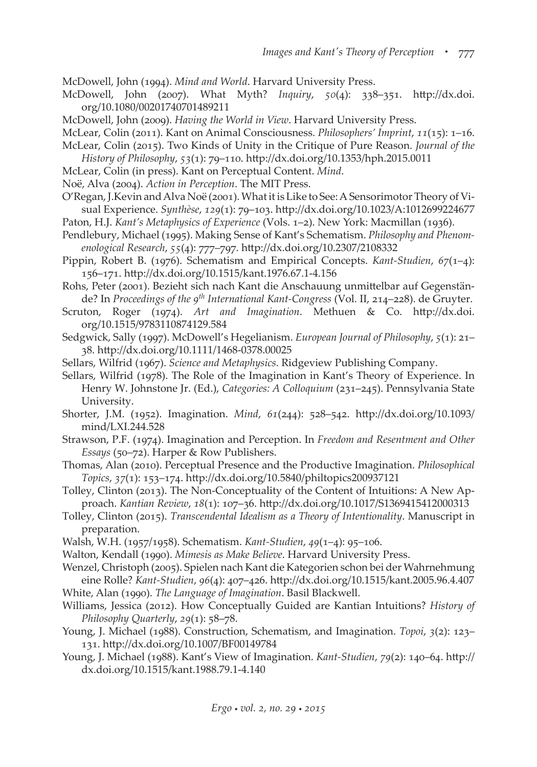McDowell, John (1994). *Mind and World*. Harvard University Press.

McDowell, John (2007). What Myth? *Inquiry*, *50*(4): 338–351. http://dx.doi.org/10.1080/00201740701489211

McDowell, John (2009). *Having the World in View*. Harvard University Press.

McLear, Colin (2011). Kant on Animal Consciousness. *Philosophers' Imprint*, *11*(15): 1–16.

McLear, Colin (2015). Two Kinds of Unity in the Critique of Pure Reason. *Journal of the History of Philosophy*, *53*(1): 79–110. http://dx.doi.org/10.1353/hph.2015.0011

McLear, Colin (in press). Kant on Perceptual Content. *Mind*.

Noë, Alva (2004). *Action in Perception*. The MIT Press.

O'Regan, J.Kevin and Alva Noë (2001). What it is Like to See: A Sensorimotor Theory of Visual Experience. *Synthèse*, *129*(1): 79–103. http://dx.doi.org/10.1023/A:1012699224677

Paton, H.J. *Kant's Metaphysics of Experience* (Vols. 1–2). New York: Macmillan (1936).

Pendlebury, Michael (1995). Making Sense of Kant's Schematism. *Philosophy and Phenomenological Research*, *55*(4): 777–797. http://dx.doi.org/10.2307/2108332

Pippin, Robert B. (1976). Schematism and Empirical Concepts. *Kant-Studien*, *67*(1–4): 156–171. http://dx.doi.org/10.1515/kant.1976.67.1-4.156

Rohs, Peter (2001). Bezieht sich nach Kant die Anschauung unmittelbar auf Gegenstände? In *Proceedings of the 9th International Kant-Congress* (Vol. II, 214–228). de Gruyter.

Scruton, Roger (1974). *Art and Imagination*. Methuen & Co. http://dx.doi.org/10.1515/9783110874129.584

Sedgwick, Sally (1997). McDowell's Hegelianism. *European Journal of Philosophy*, *5*(1): 21–38. http://dx.doi.org/10.1111/1468-0378.00025

Sellars, Wilfrid (1967). *Science and Metaphysics*. Ridgeview Publishing Company.

Sellars, Wilfrid (1978). The Role of the Imagination in Kant's Theory of Experience. In Henry W. Johnstone Jr. (Ed.), *Categories: A Colloquium* (231–245). Pennsylvania State University.

Shorter, J.M. (1952). Imagination. *Mind*, *61*(244): 528–542. http://dx.doi.org/10.1093/mind/LXI.244.528

Strawson, P.F. (1974). Imagination and Perception. In *Freedom and Resentment and Other Essays* (50–72). Harper & Row Publishers.

Thomas, Alan (2010). Perceptual Presence and the Productive Imagination. *Philosophical Topics*, *37*(1): 153–174. http://dx.doi.org/10.5840/philtopics200937121

Tolley, Clinton (2013). The Non-Conceptuality of the Content of Intuitions: A New Approach. *Kantian Review*, *18*(1): 107–36. http://dx.doi.org/10.1017/S1369415412000313

Tolley, Clinton (2015). *Transcendental Idealism as a Theory of Intentionality*. Manuscript in preparation.

Walsh, W.H. (1957/1958). Schematism. *Kant-Studien*, *49*(1–4): 95–106.

Walton, Kendall (1990). *Mimesis as Make Believe*. Harvard University Press.

Wenzel, Christoph (2005). Spielen nach Kant die Kategorien schon bei der Wahrnehmung eine Rolle? *Kant-Studien*, *96*(4): 407–426. http://dx.doi.org/10.1515/kant.2005.96.4.407

White, Alan (1990). *The Language of Imagination*. Basil Blackwell.

Williams, Jessica (2012). How Conceptually Guided are Kantian Intuitions? *History of Philosophy Quarterly*, *29*(1): 58–78.

Young, J. Michael (1988). Construction, Schematism, and Imagination. *Topoi*, *3*(2): 123–131. http://dx.doi.org/10.1007/BF00149784

Young, J. Michael (1988). Kant's View of Imagination. *Kant-Studien*, *79*(2): 140–64. http://dx.doi.org/10.1515/kant.1988.79.1-4.140